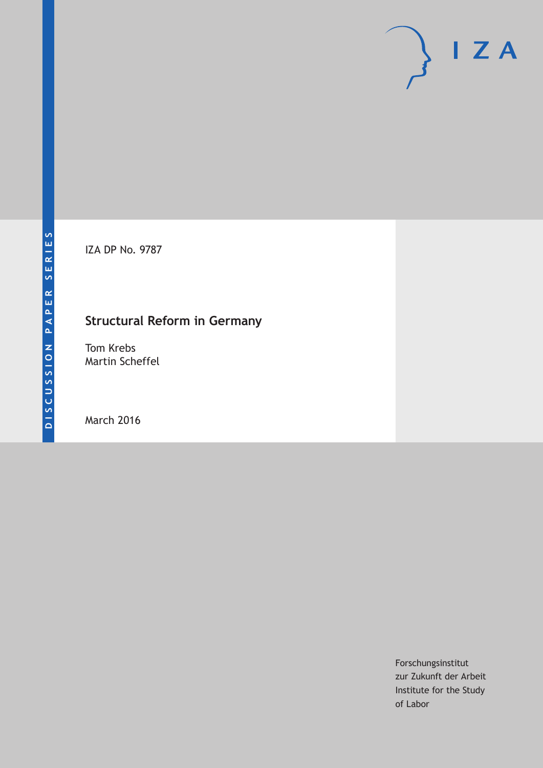DISCUSSION PAPER SERIES

IZA

IZA DP No. 9787

# Structural Reform in Germany

Tom Krebs
Martin Scheffel

March 2016

Forschungsinstitut
zur Zukunft der Arbeit
Institute for the Study
of Labor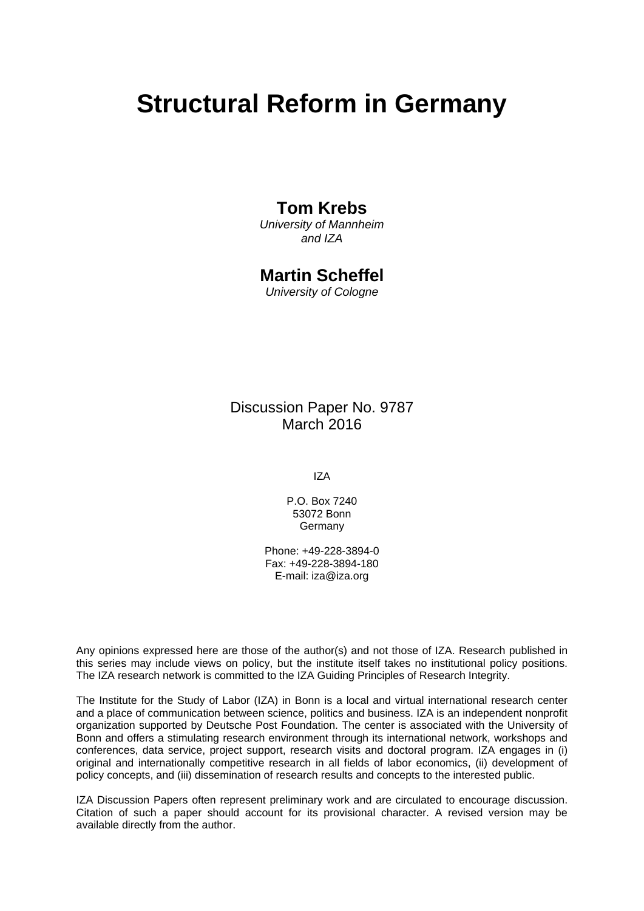# Structural Reform in Germany

**Tom Krebs**
*University of Mannheim and IZA*

**Martin Scheffel**
*University of Cologne*

Discussion Paper No. 9787
March 2016

IZA

P.O. Box 7240
53072 Bonn
Germany

Phone: +49-228-3894-0
Fax: +49-228-3894-180
E-mail: iza@iza.org

Any opinions expressed here are those of the author(s) and not those of IZA. Research published in this series may include views on policy, but the institute itself takes no institutional policy positions. The IZA research network is committed to the IZA Guiding Principles of Research Integrity.

The Institute for the Study of Labor (IZA) in Bonn is a local and virtual international research center and a place of communication between science, politics and business. IZA is an independent nonprofit organization supported by Deutsche Post Foundation. The center is associated with the University of Bonn and offers a stimulating research environment through its international network, workshops and conferences, data service, project support, research visits and doctoral program. IZA engages in (i) original and internationally competitive research in all fields of labor economics, (ii) development of policy concepts, and (iii) dissemination of research results and concepts to the interested public.

IZA Discussion Papers often represent preliminary work and are circulated to encourage discussion. Citation of such a paper should account for its provisional character. A revised version may be available directly from the author.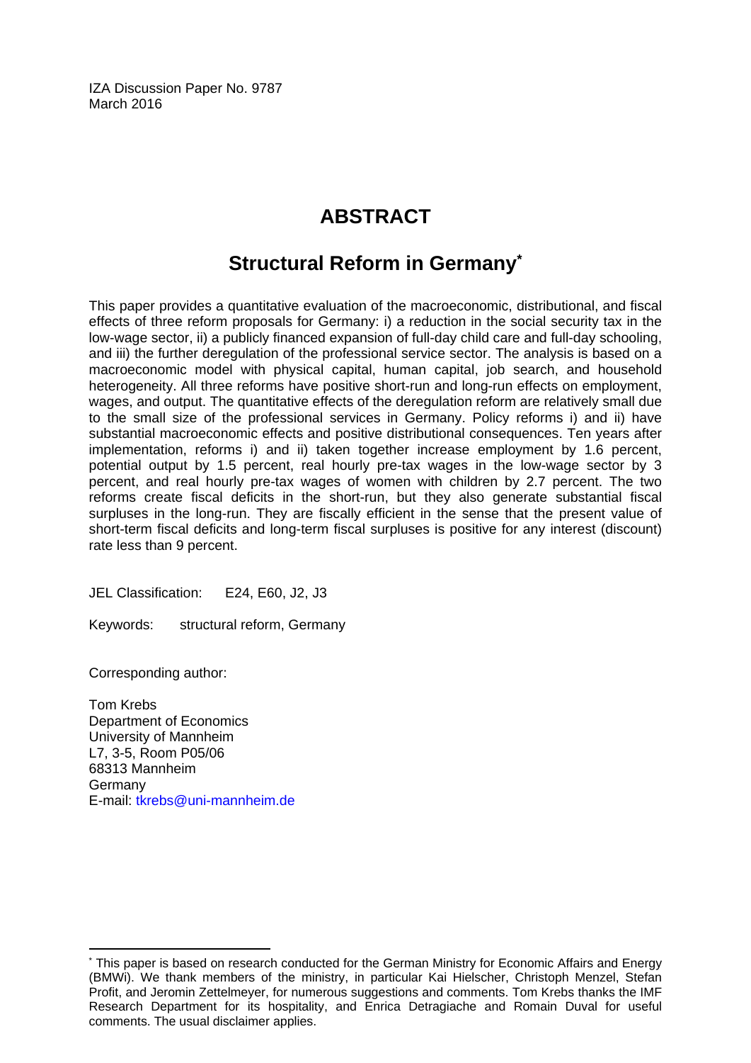IZA Discussion Paper No. 9787
March 2016

# ABSTRACT

## Structural Reform in Germany*

This paper provides a quantitative evaluation of the macroeconomic, distributional, and fiscal effects of three reform proposals for Germany: i) a reduction in the social security tax in the low-wage sector, ii) a publicly financed expansion of full-day child care and full-day schooling, and iii) the further deregulation of the professional service sector. The analysis is based on a macroeconomic model with physical capital, human capital, job search, and household heterogeneity. All three reforms have positive short-run and long-run effects on employment, wages, and output. The quantitative effects of the deregulation reform are relatively small due to the small size of the professional services in Germany. Policy reforms i) and ii) have substantial macroeconomic effects and positive distributional consequences. Ten years after implementation, reforms i) and ii) taken together increase employment by 1.6 percent, potential output by 1.5 percent, real hourly pre-tax wages in the low-wage sector by 3 percent, and real hourly pre-tax wages of women with children by 2.7 percent. The two reforms create fiscal deficits in the short-run, but they also generate substantial fiscal surpluses in the long-run. They are fiscally efficient in the sense that the present value of short-term fiscal deficits and long-term fiscal surpluses is positive for any interest (discount) rate less than 9 percent.

JEL Classification: E24, E60, J2, J3

Keywords: structural reform, Germany

Corresponding author:

Tom Krebs
Department of Economics
University of Mannheim
L7, 3-5, Room P05/06
68313 Mannheim
Germany
E-mail: tkrebs@uni-mannheim.de

---

* This paper is based on research conducted for the German Ministry for Economic Affairs and Energy (BMWi). We thank members of the ministry, in particular Kai Hielscher, Christoph Menzel, Stefan Profit, and Jeromin Zettelmeyer, for numerous suggestions and comments. Tom Krebs thanks the IMF Research Department for its hospitality, and Enrica Detragiache and Romain Duval for useful comments. The usual disclaimer applies.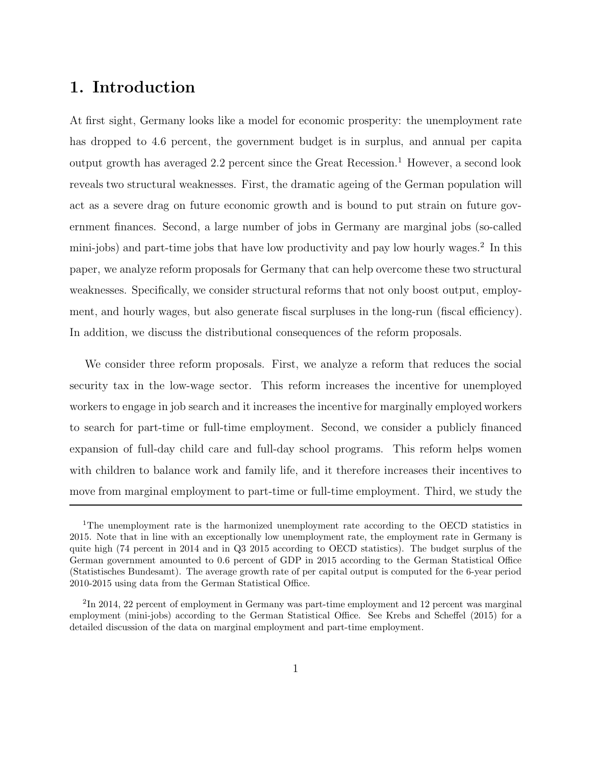# 1. Introduction

At first sight, Germany looks like a model for economic prosperity: the unemployment rate has dropped to 4.6 percent, the government budget is in surplus, and annual per capita output growth has averaged 2.2 percent since the Great Recession.[1] However, a second look reveals two structural weaknesses. First, the dramatic ageing of the German population will act as a severe drag on future economic growth and is bound to put strain on future government finances. Second, a large number of jobs in Germany are marginal jobs (so-called mini-jobs) and part-time jobs that have low productivity and pay low hourly wages.[2] In this paper, we analyze reform proposals for Germany that can help overcome these two structural weaknesses. Specifically, we consider structural reforms that not only boost output, employment, and hourly wages, but also generate fiscal surpluses in the long-run (fiscal efficiency). In addition, we discuss the distributional consequences of the reform proposals.

We consider three reform proposals. First, we analyze a reform that reduces the social security tax in the low-wage sector. This reform increases the incentive for unemployed workers to engage in job search and it increases the incentive for marginally employed workers to search for part-time or full-time employment. Second, we consider a publicly financed expansion of full-day child care and full-day school programs. This reform helps women with children to balance work and family life, and it therefore increases their incentives to move from marginal employment to part-time or full-time employment. Third, we study the

---

[1]The unemployment rate is the harmonized unemployment rate according to the OECD statistics in 2015. Note that in line with an exceptionally low unemployment rate, the employment rate in Germany is quite high (74 percent in 2014 and in Q3 2015 according to OECD statistics). The budget surplus of the German government amounted to 0.6 percent of GDP in 2015 according to the German Statistical Office (Statistisches Bundesamt). The average growth rate of per capital output is computed for the 6-year period 2010-2015 using data from the German Statistical Office.

[2]In 2014, 22 percent of employment in Germany was part-time employment and 12 percent was marginal employment (mini-jobs) according to the German Statistical Office. See Krebs and Scheffel (2015) for a detailed discussion of the data on marginal employment and part-time employment.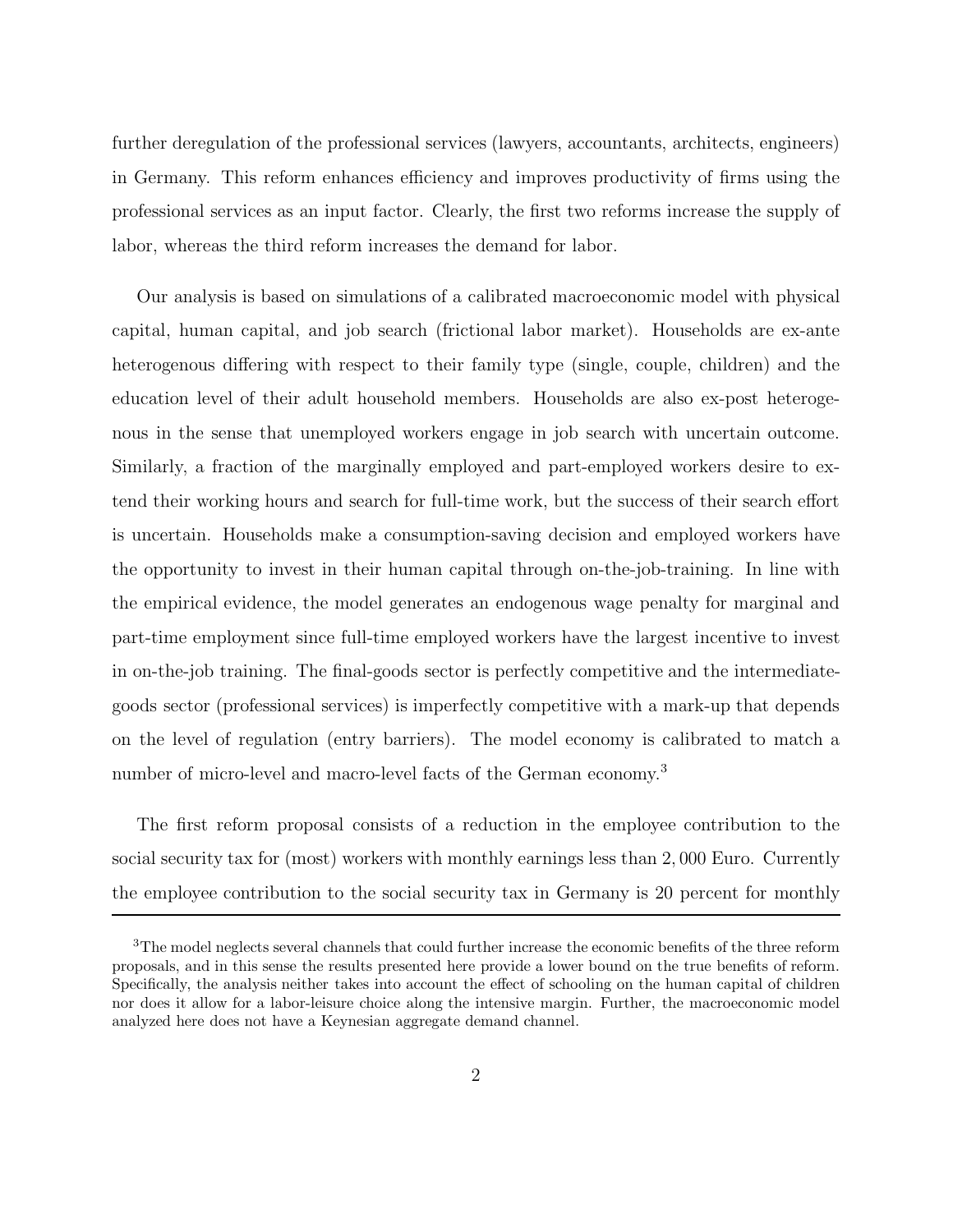further deregulation of the professional services (lawyers, accountants, architects, engineers) in Germany. This reform enhances efficiency and improves productivity of firms using the professional services as an input factor. Clearly, the first two reforms increase the supply of labor, whereas the third reform increases the demand for labor.

Our analysis is based on simulations of a calibrated macroeconomic model with physical capital, human capital, and job search (frictional labor market). Households are ex-ante heterogenous differing with respect to their family type (single, couple, children) and the education level of their adult household members. Households are also ex-post heterogenous in the sense that unemployed workers engage in job search with uncertain outcome. Similarly, a fraction of the marginally employed and part-employed workers desire to extend their working hours and search for full-time work, but the success of their search effort is uncertain. Households make a consumption-saving decision and employed workers have the opportunity to invest in their human capital through on-the-job-training. In line with the empirical evidence, the model generates an endogenous wage penalty for marginal and part-time employment since full-time employed workers have the largest incentive to invest in on-the-job training. The final-goods sector is perfectly competitive and the intermediate-goods sector (professional services) is imperfectly competitive with a mark-up that depends on the level of regulation (entry barriers). The model economy is calibrated to match a number of micro-level and macro-level facts of the German economy.[3]

The first reform proposal consists of a reduction in the employee contribution to the social security tax for (most) workers with monthly earnings less than 2,000 Euro. Currently the employee contribution to the social security tax in Germany is 20 percent for monthly

---

[3] The model neglects several channels that could further increase the economic benefits of the three reform proposals, and in this sense the results presented here provide a lower bound on the true benefits of reform. Specifically, the analysis neither takes into account the effect of schooling on the human capital of children nor does it allow for a labor-leisure choice along the intensive margin. Further, the macroeconomic model analyzed here does not have a Keynesian aggregate demand channel.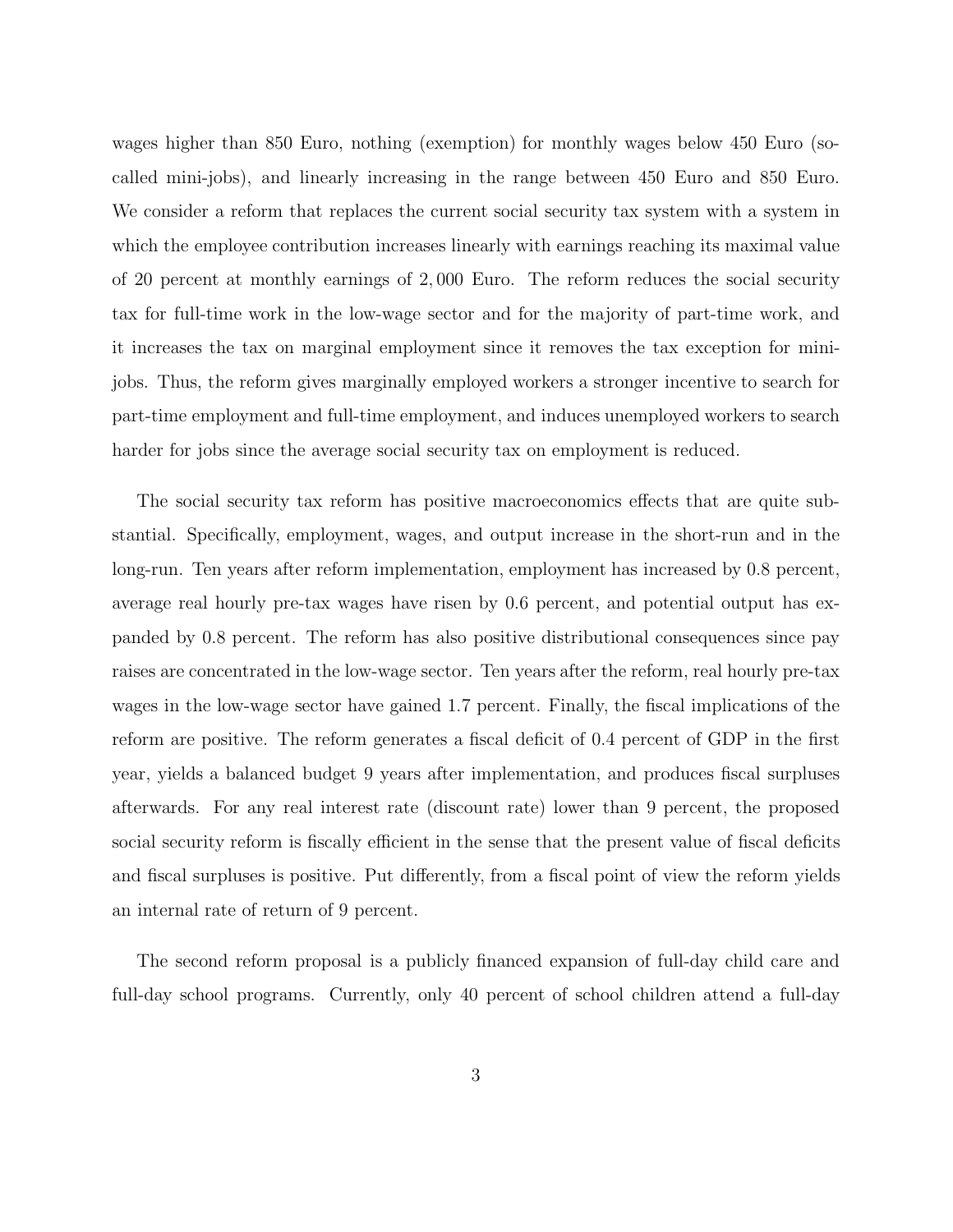wages higher than 850 Euro, nothing (exemption) for monthly wages below 450 Euro (so-called mini-jobs), and linearly increasing in the range between 450 Euro and 850 Euro. We consider a reform that replaces the current social security tax system with a system in which the employee contribution increases linearly with earnings reaching its maximal value of 20 percent at monthly earnings of 2,000 Euro. The reform reduces the social security tax for full-time work in the low-wage sector and for the majority of part-time work, and it increases the tax on marginal employment since it removes the tax exception for mini-jobs. Thus, the reform gives marginally employed workers a stronger incentive to search for part-time employment and full-time employment, and induces unemployed workers to search harder for jobs since the average social security tax on employment is reduced.

The social security tax reform has positive macroeconomics effects that are quite substantial. Specifically, employment, wages, and output increase in the short-run and in the long-run. Ten years after reform implementation, employment has increased by 0.8 percent, average real hourly pre-tax wages have risen by 0.6 percent, and potential output has expanded by 0.8 percent. The reform has also positive distributional consequences since pay raises are concentrated in the low-wage sector. Ten years after the reform, real hourly pre-tax wages in the low-wage sector have gained 1.7 percent. Finally, the fiscal implications of the reform are positive. The reform generates a fiscal deficit of 0.4 percent of GDP in the first year, yields a balanced budget 9 years after implementation, and produces fiscal surpluses afterwards. For any real interest rate (discount rate) lower than 9 percent, the proposed social security reform is fiscally efficient in the sense that the present value of fiscal deficits and fiscal surpluses is positive. Put differently, from a fiscal point of view the reform yields an internal rate of return of 9 percent.

The second reform proposal is a publicly financed expansion of full-day child care and full-day school programs. Currently, only 40 percent of school children attend a full-day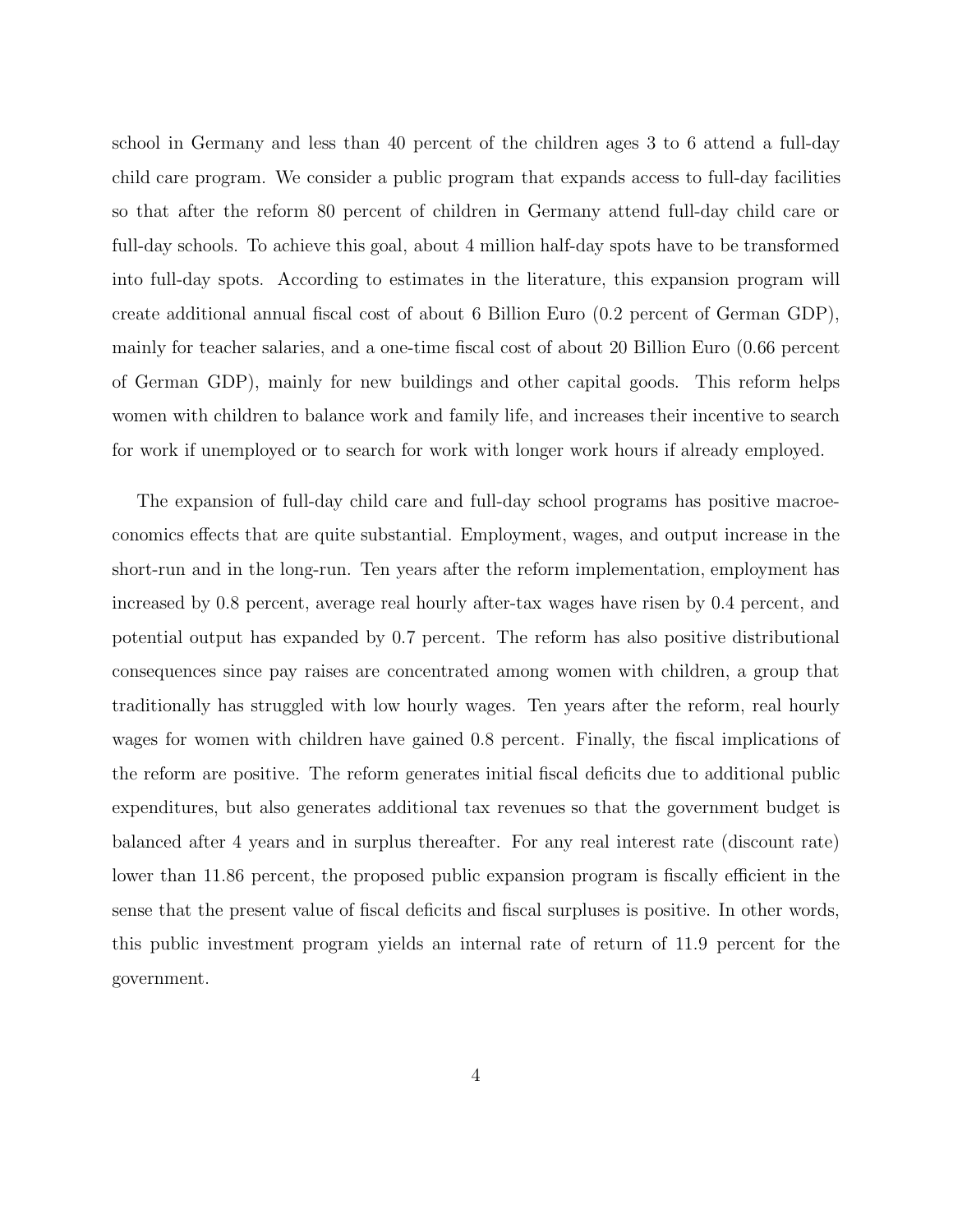school in Germany and less than 40 percent of the children ages 3 to 6 attend a full-day child care program. We consider a public program that expands access to full-day facilities so that after the reform 80 percent of children in Germany attend full-day child care or full-day schools. To achieve this goal, about 4 million half-day spots have to be transformed into full-day spots. According to estimates in the literature, this expansion program will create additional annual fiscal cost of about 6 Billion Euro (0.2 percent of German GDP), mainly for teacher salaries, and a one-time fiscal cost of about 20 Billion Euro (0.66 percent of German GDP), mainly for new buildings and other capital goods. This reform helps women with children to balance work and family life, and increases their incentive to search for work if unemployed or to search for work with longer work hours if already employed.

The expansion of full-day child care and full-day school programs has positive macroeconomics effects that are quite substantial. Employment, wages, and output increase in the short-run and in the long-run. Ten years after the reform implementation, employment has increased by 0.8 percent, average real hourly after-tax wages have risen by 0.4 percent, and potential output has expanded by 0.7 percent. The reform has also positive distributional consequences since pay raises are concentrated among women with children, a group that traditionally has struggled with low hourly wages. Ten years after the reform, real hourly wages for women with children have gained 0.8 percent. Finally, the fiscal implications of the reform are positive. The reform generates initial fiscal deficits due to additional public expenditures, but also generates additional tax revenues so that the government budget is balanced after 4 years and in surplus thereafter. For any real interest rate (discount rate) lower than 11.86 percent, the proposed public expansion program is fiscally efficient in the sense that the present value of fiscal deficits and fiscal surpluses is positive. In other words, this public investment program yields an internal rate of return of 11.9 percent for the government.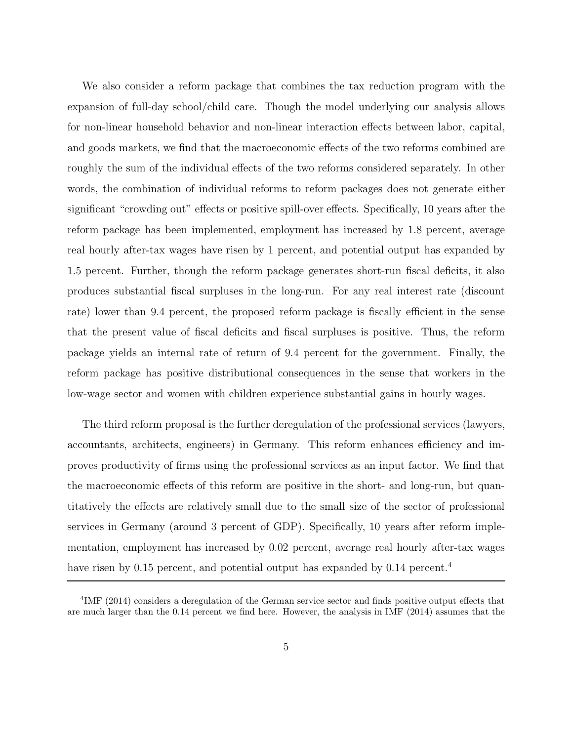We also consider a reform package that combines the tax reduction program with the expansion of full-day school/child care. Though the model underlying our analysis allows for non-linear household behavior and non-linear interaction effects between labor, capital, and goods markets, we find that the macroeconomic effects of the two reforms combined are roughly the sum of the individual effects of the two reforms considered separately. In other words, the combination of individual reforms to reform packages does not generate either significant "crowding out" effects or positive spill-over effects. Specifically, 10 years after the reform package has been implemented, employment has increased by 1.8 percent, average real hourly after-tax wages have risen by 1 percent, and potential output has expanded by 1.5 percent. Further, though the reform package generates short-run fiscal deficits, it also produces substantial fiscal surpluses in the long-run. For any real interest rate (discount rate) lower than 9.4 percent, the proposed reform package is fiscally efficient in the sense that the present value of fiscal deficits and fiscal surpluses is positive. Thus, the reform package yields an internal rate of return of 9.4 percent for the government. Finally, the reform package has positive distributional consequences in the sense that workers in the low-wage sector and women with children experience substantial gains in hourly wages.

The third reform proposal is the further deregulation of the professional services (lawyers, accountants, architects, engineers) in Germany. This reform enhances efficiency and improves productivity of firms using the professional services as an input factor. We find that the macroeconomic effects of this reform are positive in the short- and long-run, but quantitatively the effects are relatively small due to the small size of the sector of professional services in Germany (around 3 percent of GDP). Specifically, 10 years after reform implementation, employment has increased by 0.02 percent, average real hourly after-tax wages have risen by 0.15 percent, and potential output has expanded by 0.14 percent.[4]

[4]IMF (2014) considers a deregulation of the German service sector and finds positive output effects that are much larger than the 0.14 percent we find here. However, the analysis in IMF (2014) assumes that the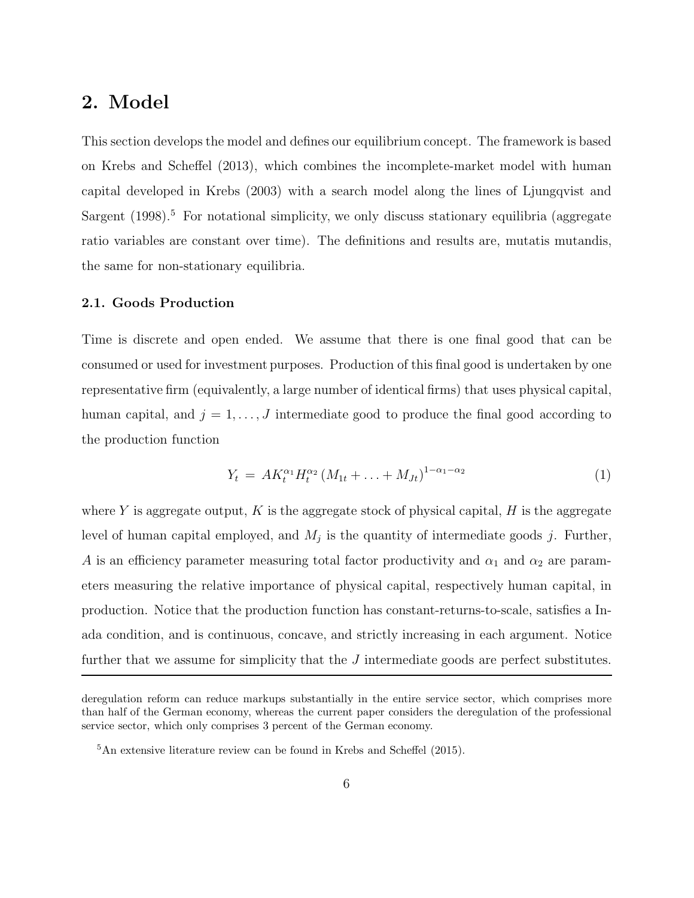## 2. Model

This section develops the model and defines our equilibrium concept. The framework is based on Krebs and Scheffel (2013), which combines the incomplete-market model with human capital developed in Krebs (2003) with a search model along the lines of Ljungqvist and Sargent (1998).[5] For notational simplicity, we only discuss stationary equilibria (aggregate ratio variables are constant over time). The definitions and results are, mutatis mutandis, the same for non-stationary equilibria.

### 2.1. Goods Production

Time is discrete and open ended. We assume that there is one final good that can be consumed or used for investment purposes. Production of this final good is undertaken by one representative firm (equivalently, a large number of identical firms) that uses physical capital, human capital, and $j = 1, \ldots, J$ intermediate good to produce the final good according to the production function

$$Y_t \;=\; AK_t^{\alpha_1} H_t^{\alpha_2} \left(M_{1t} + \ldots + M_{Jt}\right)^{1-\alpha_1-\alpha_2} \tag{1}$$

where $Y$ is aggregate output, $K$ is the aggregate stock of physical capital, $H$ is the aggregate level of human capital employed, and $M_j$ is the quantity of intermediate goods $j$. Further, $A$ is an efficiency parameter measuring total factor productivity and $\alpha_1$ and $\alpha_2$ are parameters measuring the relative importance of physical capital, respectively human capital, in production. Notice that the production function has constant-returns-to-scale, satisfies a Inada condition, and is continuous, concave, and strictly increasing in each argument. Notice further that we assume for simplicity that the $J$ intermediate goods are perfect substitutes.

deregulation reform can reduce markups substantially in the entire service sector, which comprises more than half of the German economy, whereas the current paper considers the deregulation of the professional service sector, which only comprises 3 percent of the German economy.

[5] An extensive literature review can be found in Krebs and Scheffel (2015).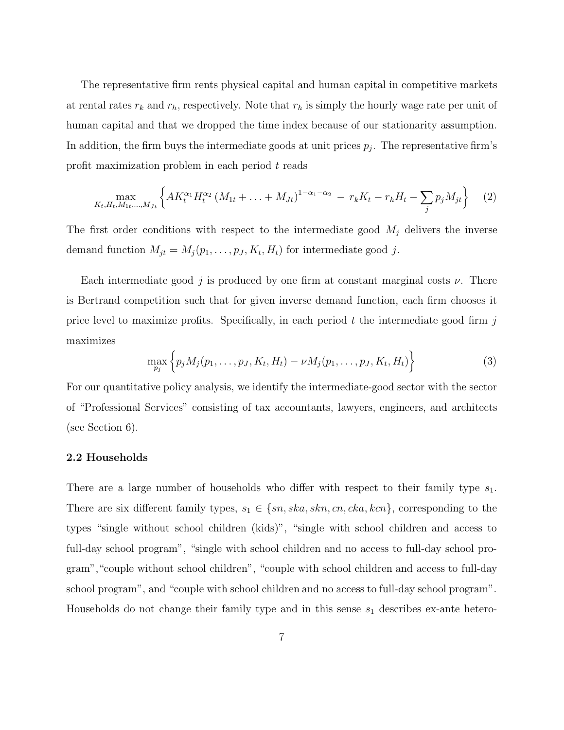The representative firm rents physical capital and human capital in competitive markets at rental rates $r_k$ and $r_h$, respectively. Note that $r_h$ is simply the hourly wage rate per unit of human capital and that we dropped the time index because of our stationarity assumption. In addition, the firm buys the intermediate goods at unit prices $p_j$. The representative firm's profit maximization problem in each period $t$ reads

$$\max_{K_t, H_t, M_{1t}, \ldots, M_{Jt}} \left\{ A K_t^{\alpha_1} H_t^{\alpha_2} \left(M_{1t} + \ldots + M_{Jt}\right)^{1-\alpha_1-\alpha_2} \; - \; r_k K_t - r_h H_t - \sum_j p_j M_{jt} \right\} \tag{2}$$

The first order conditions with respect to the intermediate good $M_j$ delivers the inverse demand function $M_{jt} = M_j(p_1, \ldots, p_J, K_t, H_t)$ for intermediate good $j$.

Each intermediate good $j$ is produced by one firm at constant marginal costs $\nu$. There is Bertrand competition such that for given inverse demand function, each firm chooses it price level to maximize profits. Specifically, in each period $t$ the intermediate good firm $j$ maximizes

$$\max_{p_j} \left\{ p_j M_j(p_1, \ldots, p_J, K_t, H_t) - \nu M_j(p_1, \ldots, p_J, K_t, H_t) \right\} \tag{3}$$

For our quantitative policy analysis, we identify the intermediate-good sector with the sector of "Professional Services" consisting of tax accountants, lawyers, engineers, and architects (see Section 6).

### 2.2 Households

There are a large number of households who differ with respect to their family type $s_1$. There are six different family types, $s_1 \in \{sn, ska, skn, cn, cka, kcn\}$, corresponding to the types "single without school children (kids)", "single with school children and access to full-day school program", "single with school children and no access to full-day school program","couple without school children", "couple with school children and access to full-day school program", and "couple with school children and no access to full-day school program". Households do not change their family type and in this sense $s_1$ describes ex-ante hetero-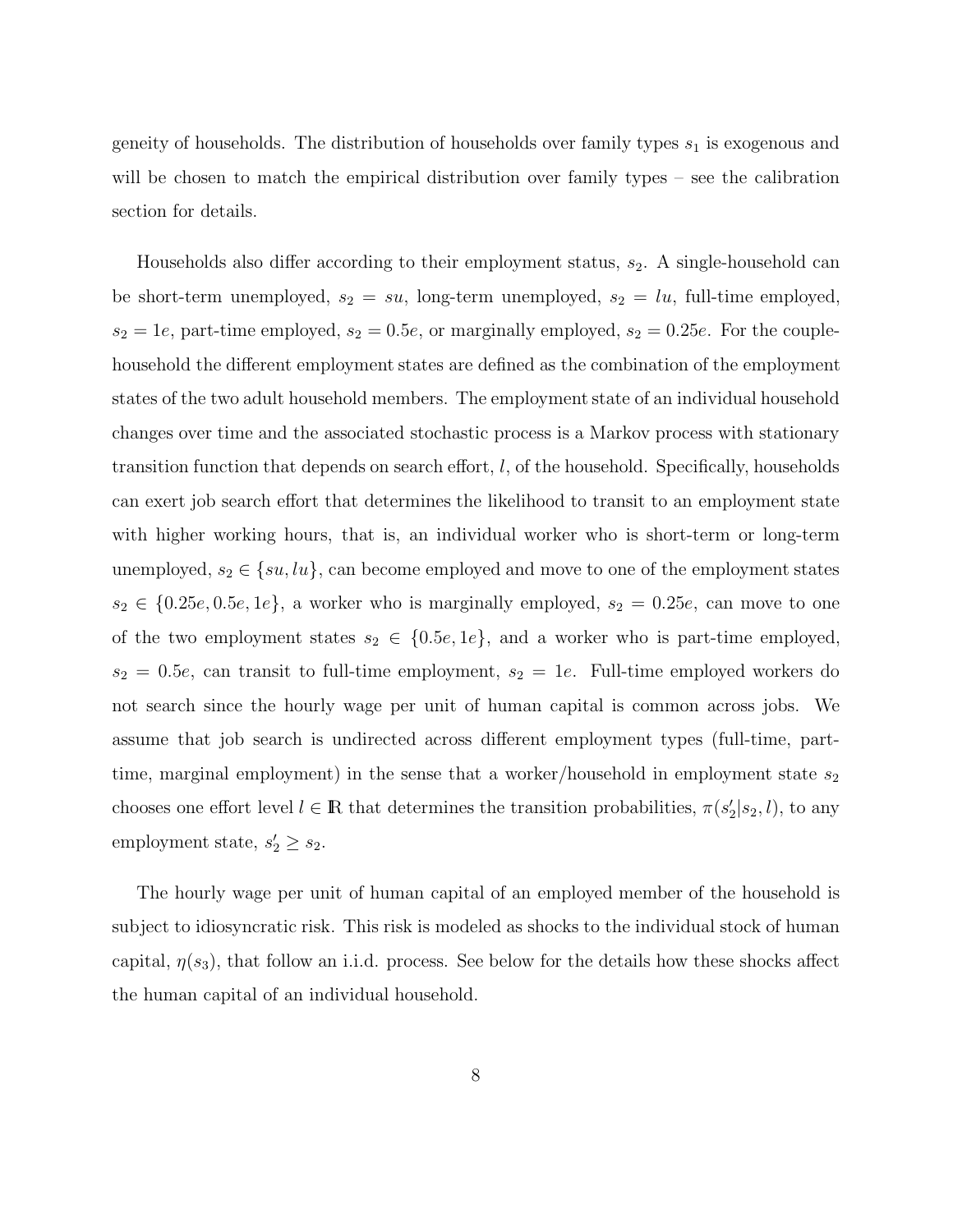geneity of households. The distribution of households over family types $s_1$ is exogenous and will be chosen to match the empirical distribution over family types – see the calibration section for details.

Households also differ according to their employment status, $s_2$. A single-household can be short-term unemployed, $s_2 = su$, long-term unemployed, $s_2 = lu$, full-time employed, $s_2 = 1e$, part-time employed, $s_2 = 0.5e$, or marginally employed, $s_2 = 0.25e$. For the couple-household the different employment states are defined as the combination of the employment states of the two adult household members. The employment state of an individual household changes over time and the associated stochastic process is a Markov process with stationary transition function that depends on search effort, $l$, of the household. Specifically, households can exert job search effort that determines the likelihood to transit to an employment state with higher working hours, that is, an individual worker who is short-term or long-term unemployed, $s_2 \in \{su, lu\}$, can become employed and move to one of the employment states $s_2 \in \{0.25e, 0.5e, 1e\}$, a worker who is marginally employed, $s_2 = 0.25e$, can move to one of the two employment states $s_2 \in \{0.5e, 1e\}$, and a worker who is part-time employed, $s_2 = 0.5e$, can transit to full-time employment, $s_2 = 1e$. Full-time employed workers do not search since the hourly wage per unit of human capital is common across jobs. We assume that job search is undirected across different employment types (full-time, part-time, marginal employment) in the sense that a worker/household in employment state $s_2$ chooses one effort level $l \in \mathbb{R}$ that determines the transition probabilities, $\pi(s_2'|s_2, l)$, to any employment state, $s_2' \geq s_2$.

The hourly wage per unit of human capital of an employed member of the household is subject to idiosyncratic risk. This risk is modeled as shocks to the individual stock of human capital, $\eta(s_3)$, that follow an i.i.d. process. See below for the details how these shocks affect the human capital of an individual household.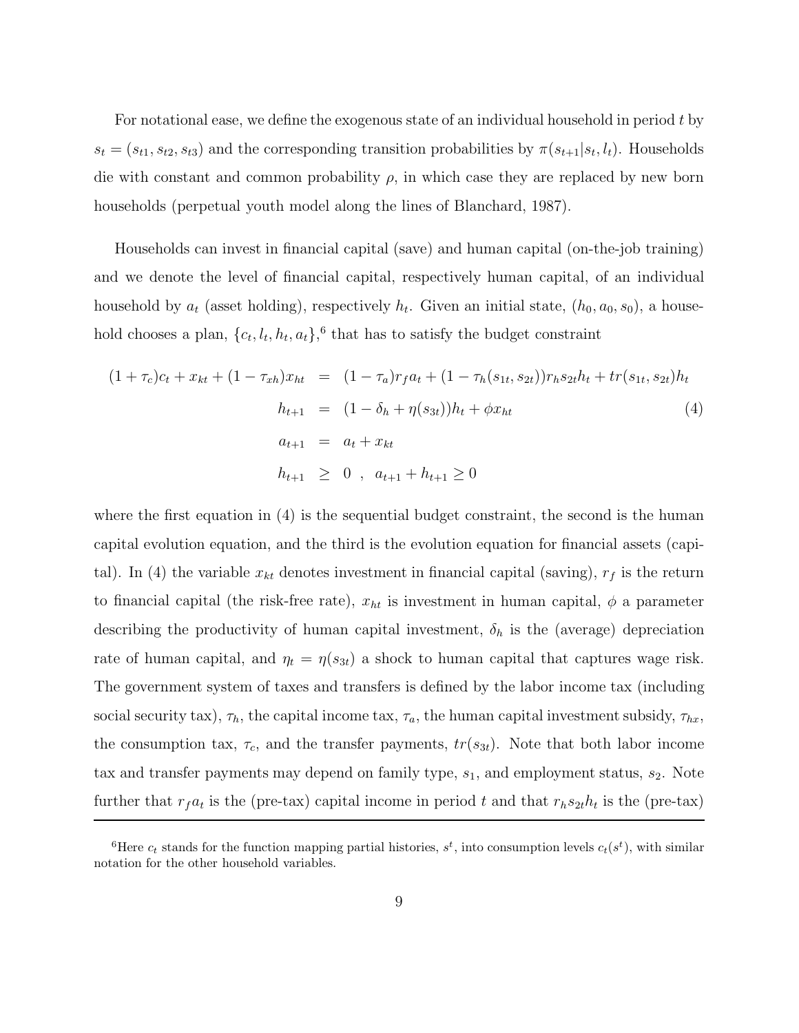For notational ease, we define the exogenous state of an individual household in period $t$ by $s_t = (s_{t1}, s_{t2}, s_{t3})$ and the corresponding transition probabilities by $\pi(s_{t+1}|s_t, l_t)$. Households die with constant and common probability $\rho$, in which case they are replaced by new born households (perpetual youth model along the lines of Blanchard, 1987).

Households can invest in financial capital (save) and human capital (on-the-job training) and we denote the level of financial capital, respectively human capital, of an individual household by $a_t$ (asset holding), respectively $h_t$. Given an initial state, $(h_0, a_0, s_0)$, a household chooses a plan, $\{c_t, l_t, h_t, a_t\}$,[6] that has to satisfy the budget constraint

$$
\begin{aligned}
(1+\tau_c)c_t + x_{kt} + (1-\tau_{xh})x_{ht} &= (1-\tau_a)r_f a_t + (1-\tau_h(s_{1t}, s_{2t}))r_h s_{2t} h_t + tr(s_{1t}, s_{2t})h_t \\
h_{t+1} &= (1-\delta_h + \eta(s_{3t}))h_t + \phi x_{ht} \qquad (4) \\
a_{t+1} &= a_t + x_{kt} \\
h_{t+1} &\geq 0 \ , \ \ a_{t+1} + h_{t+1} \geq 0
\end{aligned}
$$

where the first equation in (4) is the sequential budget constraint, the second is the human capital evolution equation, and the third is the evolution equation for financial assets (capital). In (4) the variable $x_{kt}$ denotes investment in financial capital (saving), $r_f$ is the return to financial capital (the risk-free rate), $x_{ht}$ is investment in human capital, $\phi$ a parameter describing the productivity of human capital investment, $\delta_h$ is the (average) depreciation rate of human capital, and $\eta_t = \eta(s_{3t})$ a shock to human capital that captures wage risk. The government system of taxes and transfers is defined by the labor income tax (including social security tax), $\tau_h$, the capital income tax, $\tau_a$, the human capital investment subsidy, $\tau_{hx}$, the consumption tax, $\tau_c$, and the transfer payments, $tr(s_{3t})$. Note that both labor income tax and transfer payments may depend on family type, $s_1$, and employment status, $s_2$. Note further that $r_f a_t$ is the (pre-tax) capital income in period $t$ and that $r_h s_{2t} h_t$ is the (pre-tax)

[6] Here $c_t$ stands for the function mapping partial histories, $s^t$, into consumption levels $c_t(s^t)$, with similar notation for the other household variables.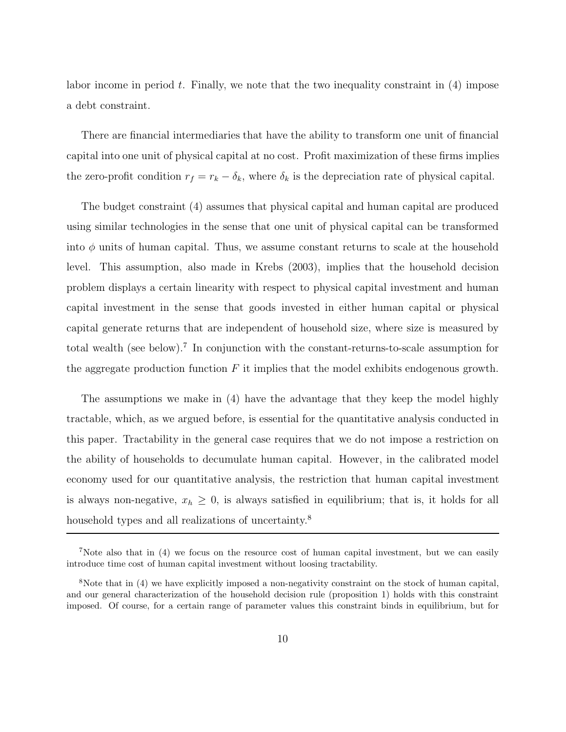labor income in period $t$. Finally, we note that the two inequality constraint in (4) impose a debt constraint.

There are financial intermediaries that have the ability to transform one unit of financial capital into one unit of physical capital at no cost. Profit maximization of these firms implies the zero-profit condition $r_f = r_k - \delta_k$, where $\delta_k$ is the depreciation rate of physical capital.

The budget constraint (4) assumes that physical capital and human capital are produced using similar technologies in the sense that one unit of physical capital can be transformed into $\phi$ units of human capital. Thus, we assume constant returns to scale at the household level. This assumption, also made in Krebs (2003), implies that the household decision problem displays a certain linearity with respect to physical capital investment and human capital investment in the sense that goods invested in either human capital or physical capital generate returns that are independent of household size, where size is measured by total wealth (see below).[7] In conjunction with the constant-returns-to-scale assumption for the aggregate production function $F$ it implies that the model exhibits endogenous growth.

The assumptions we make in (4) have the advantage that they keep the model highly tractable, which, as we argued before, is essential for the quantitative analysis conducted in this paper. Tractability in the general case requires that we do not impose a restriction on the ability of households to decumulate human capital. However, in the calibrated model economy used for our quantitative analysis, the restriction that human capital investment is always non-negative, $x_h \geq 0$, is always satisfied in equilibrium; that is, it holds for all household types and all realizations of uncertainty.[8]

---

[7] Note also that in (4) we focus on the resource cost of human capital investment, but we can easily introduce time cost of human capital investment without loosing tractability.

[8] Note that in (4) we have explicitly imposed a non-negativity constraint on the stock of human capital, and our general characterization of the household decision rule (proposition 1) holds with this constraint imposed. Of course, for a certain range of parameter values this constraint binds in equilibrium, but for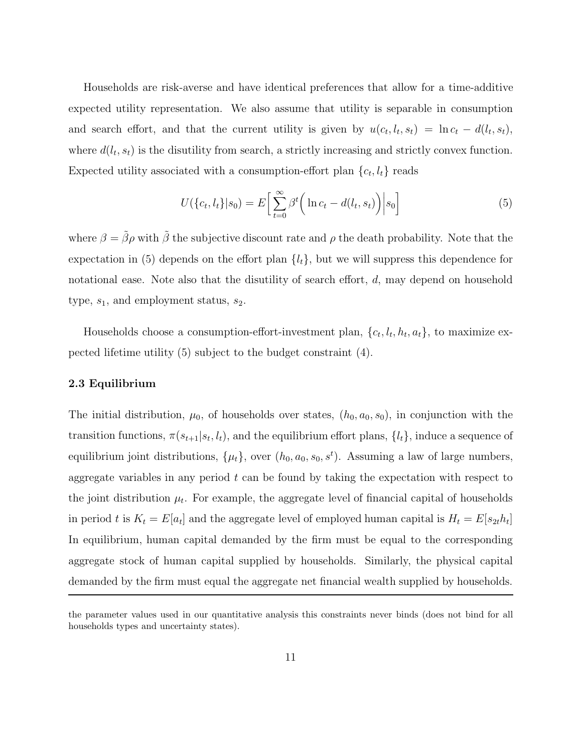Households are risk-averse and have identical preferences that allow for a time-additive expected utility representation. We also assume that utility is separable in consumption and search effort, and that the current utility is given by $u(c_t, l_t, s_t) = \ln c_t - d(l_t, s_t)$, where $d(l_t, s_t)$ is the disutility from search, a strictly increasing and strictly convex function. Expected utility associated with a consumption-effort plan $\{c_t, l_t\}$ reads

$$U(\{c_t, l_t\}|s_0) = E\Big[\sum_{t=0}^{\infty} \beta^t \Big(\ln c_t - d(l_t, s_t)\Big)\Big|s_0\Big] \tag{5}$$

where $\beta = \tilde{\beta}\rho$ with $\tilde{\beta}$ the subjective discount rate and $\rho$ the death probability. Note that the expectation in (5) depends on the effort plan $\{l_t\}$, but we will suppress this dependence for notational ease. Note also that the disutility of search effort, $d$, may depend on household type, $s_1$, and employment status, $s_2$.

Households choose a consumption-effort-investment plan, $\{c_t, l_t, h_t, a_t\}$, to maximize expected lifetime utility (5) subject to the budget constraint (4).

### 2.3 Equilibrium

The initial distribution, $\mu_0$, of households over states, $(h_0, a_0, s_0)$, in conjunction with the transition functions, $\pi(s_{t+1}|s_t, l_t)$, and the equilibrium effort plans, $\{l_t\}$, induce a sequence of equilibrium joint distributions, $\{\mu_t\}$, over $(h_0, a_0, s_0, s^t)$. Assuming a law of large numbers, aggregate variables in any period $t$ can be found by taking the expectation with respect to the joint distribution $\mu_t$. For example, the aggregate level of financial capital of households in period $t$ is $K_t = E[a_t]$ and the aggregate level of employed human capital is $H_t = E[s_{2t}h_t]$ In equilibrium, human capital demanded by the firm must be equal to the corresponding aggregate stock of human capital supplied by households. Similarly, the physical capital demanded by the firm must equal the aggregate net financial wealth supplied by households.

---

the parameter values used in our quantitative analysis this constraints never binds (does not bind for all households types and uncertainty states).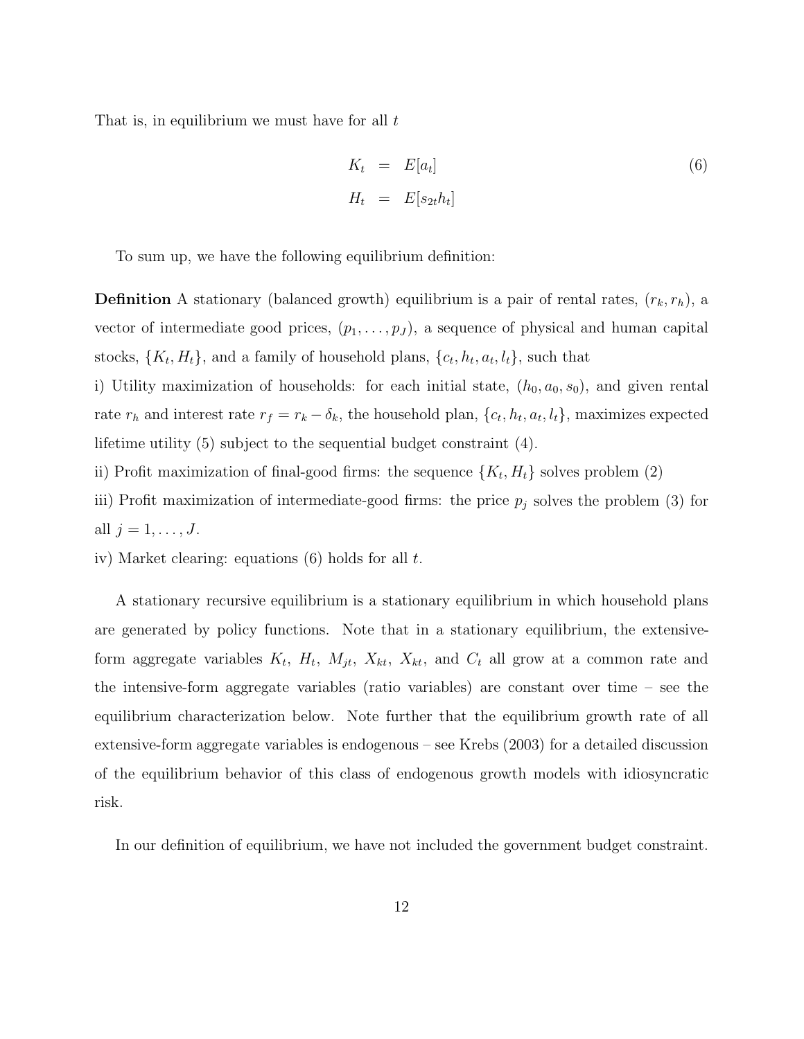That is, in equilibrium we must have for all $t$

$$
\begin{aligned}
K_t &= E[a_t] \\
H_t &= E[s_{2t} h_t]
\end{aligned}
\tag{6}
$$

To sum up, we have the following equilibrium definition:

**Definition** A stationary (balanced growth) equilibrium is a pair of rental rates, $(r_k, r_h)$, a vector of intermediate good prices, $(p_1, \ldots, p_J)$, a sequence of physical and human capital stocks, $\{K_t, H_t\}$, and a family of household plans, $\{c_t, h_t, a_t, l_t\}$, such that

i) Utility maximization of households: for each initial state, $(h_0, a_0, s_0)$, and given rental rate $r_h$ and interest rate $r_f = r_k - \delta_k$, the household plan, $\{c_t, h_t, a_t, l_t\}$, maximizes expected lifetime utility (5) subject to the sequential budget constraint (4).

ii) Profit maximization of final-good firms: the sequence $\{K_t, H_t\}$ solves problem (2)

iii) Profit maximization of intermediate-good firms: the price $p_j$ solves the problem (3) for all $j = 1, \ldots, J$.

iv) Market clearing: equations (6) holds for all $t$.

A stationary recursive equilibrium is a stationary equilibrium in which household plans are generated by policy functions. Note that in a stationary equilibrium, the extensive-form aggregate variables $K_t$, $H_t$, $M_{jt}$, $X_{kt}$, $X_{kt}$, and $C_t$ all grow at a common rate and the intensive-form aggregate variables (ratio variables) are constant over time – see the equilibrium characterization below. Note further that the equilibrium growth rate of all extensive-form aggregate variables is endogenous – see Krebs (2003) for a detailed discussion of the equilibrium behavior of this class of endogenous growth models with idiosyncratic risk.

In our definition of equilibrium, we have not included the government budget constraint.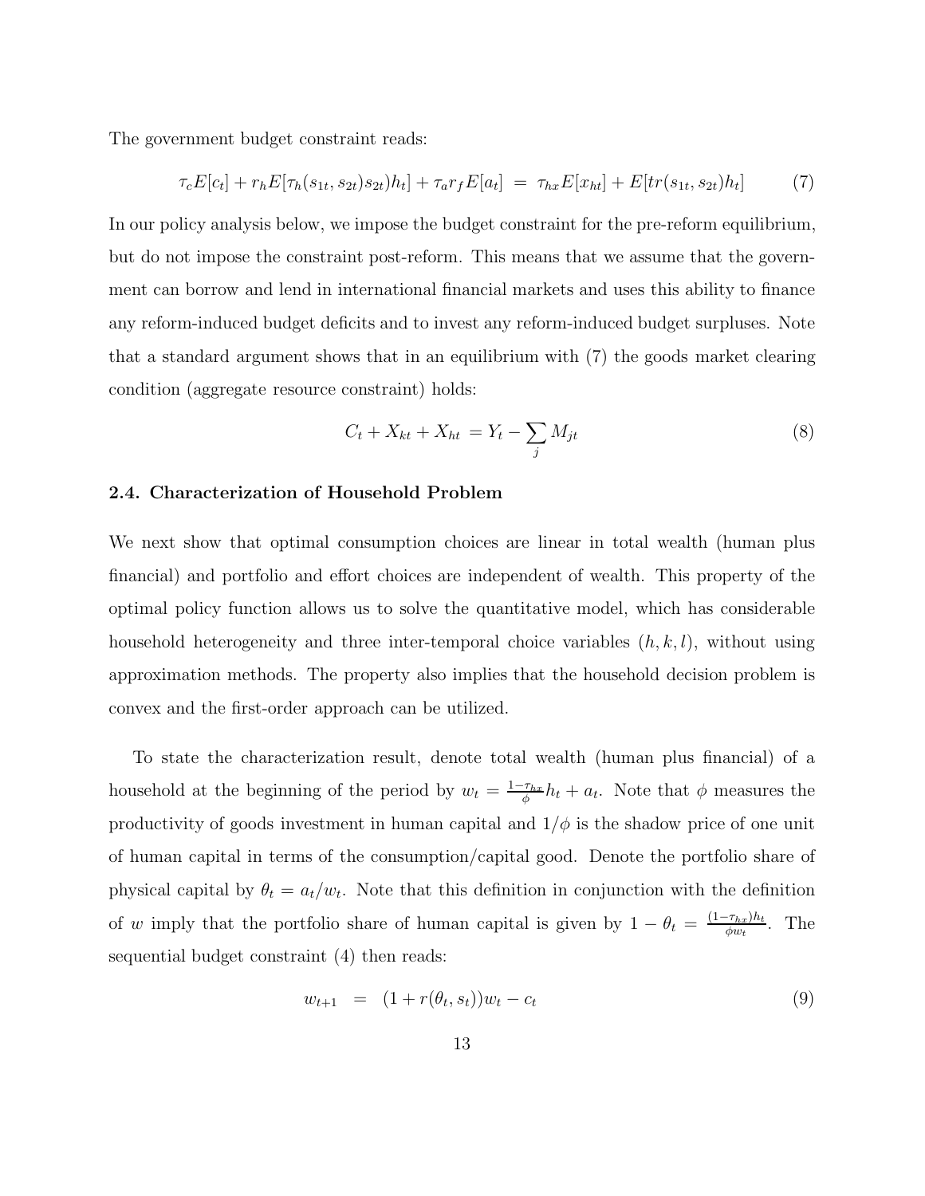The government budget constraint reads:

$$\tau_c E[c_t] + r_h E[\tau_h(s_{1t}, s_{2t})s_{2t})h_t] + \tau_a r_f E[a_t] \;=\; \tau_{hx} E[x_{ht}] + E[tr(s_{1t}, s_{2t})h_t] \tag{7}$$

In our policy analysis below, we impose the budget constraint for the pre-reform equilibrium, but do not impose the constraint post-reform. This means that we assume that the government can borrow and lend in international financial markets and uses this ability to finance any reform-induced budget deficits and to invest any reform-induced budget surpluses. Note that a standard argument shows that in an equilibrium with (7) the goods market clearing condition (aggregate resource constraint) holds:

$$C_t + X_{kt} + X_{ht} \;= Y_t - \sum_j M_{jt} \tag{8}$$

### 2.4. Characterization of Household Problem

We next show that optimal consumption choices are linear in total wealth (human plus financial) and portfolio and effort choices are independent of wealth. This property of the optimal policy function allows us to solve the quantitative model, which has considerable household heterogeneity and three inter-temporal choice variables $(h, k, l)$, without using approximation methods. The property also implies that the household decision problem is convex and the first-order approach can be utilized.

To state the characterization result, denote total wealth (human plus financial) of a household at the beginning of the period by $w_t = \frac{1-\tau_{hx}}{\phi} h_t + a_t$. Note that $\phi$ measures the productivity of goods investment in human capital and $1/\phi$ is the shadow price of one unit of human capital in terms of the consumption/capital good. Denote the portfolio share of physical capital by $\theta_t = a_t / w_t$. Note that this definition in conjunction with the definition of $w$ imply that the portfolio share of human capital is given by $1 - \theta_t = \frac{(1-\tau_{hx})h_t}{\phi w_t}$. The sequential budget constraint (4) then reads:

$$w_{t+1} \;\;=\;\; (1 + r(\theta_t, s_t))w_t - c_t \tag{9}$$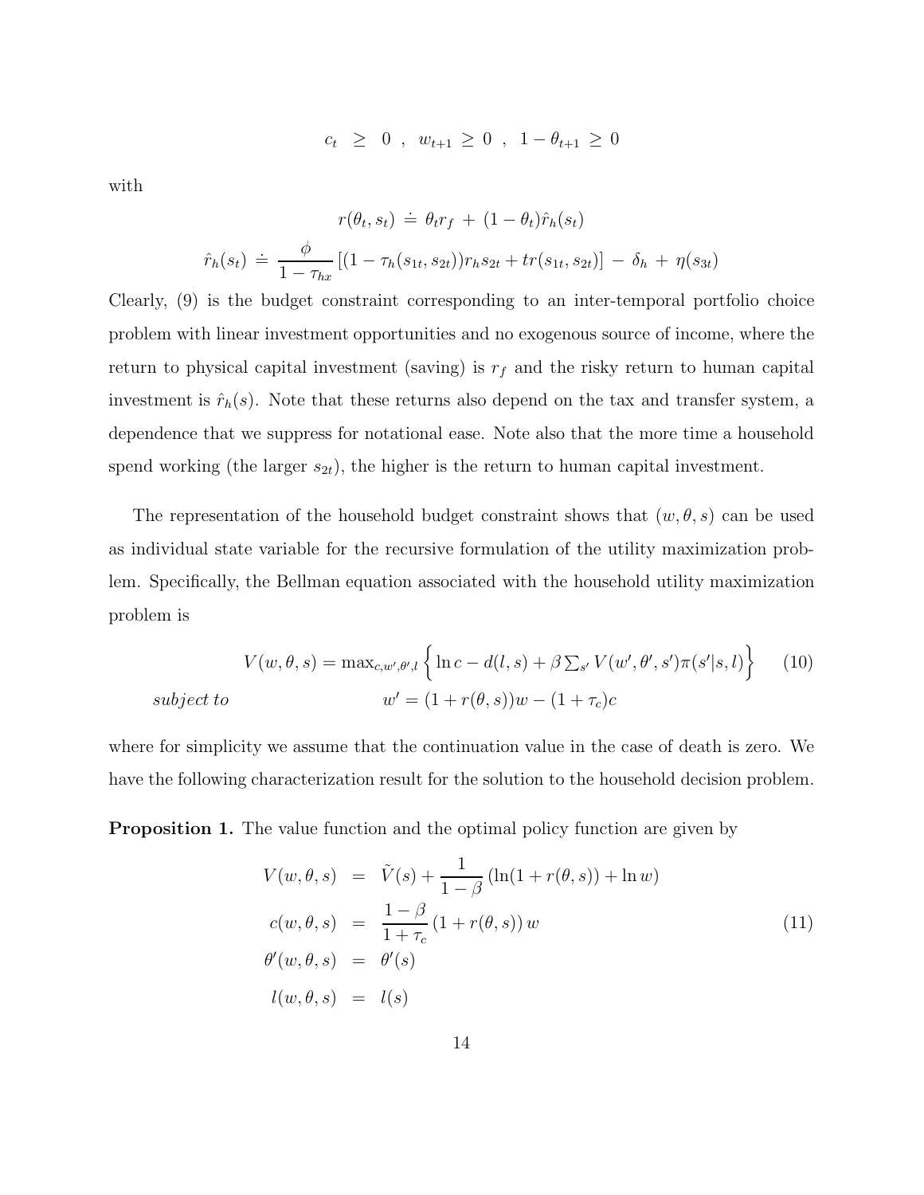$$c_t \;\geq\; 0 \;\;,\;\; w_{t+1} \geq 0 \;\;,\;\; 1-\theta_{t+1} \geq 0$$

with

$$r(\theta_t, s_t) \doteq \theta_t r_f + (1-\theta_t)\hat{r}_h(s_t)$$

$$\hat{r}_h(s_t) \doteq \frac{\phi}{1-\tau_{hx}}\left[(1-\tau_h(s_{1t},s_{2t}))r_h s_{2t} + tr(s_{1t},s_{2t})\right] - \delta_h + \eta(s_{3t})$$

Clearly, (9) is the budget constraint corresponding to an inter-temporal portfolio choice problem with linear investment opportunities and no exogenous source of income, where the return to physical capital investment (saving) is $r_f$ and the risky return to human capital investment is $\hat{r}_h(s)$. Note that these returns also depend on the tax and transfer system, a dependence that we suppress for notational ease. Note also that the more time a household spend working (the larger $s_{2t}$), the higher is the return to human capital investment.

The representation of the household budget constraint shows that $(w, \theta, s)$ can be used as individual state variable for the recursive formulation of the utility maximization problem. Specifically, the Bellman equation associated with the household utility maximization problem is

$$V(w,\theta,s) = \max_{c,w',\theta',l}\left\{\ln c - d(l,s) + \beta\sum_{s'} V(w',\theta',s')\pi(s'|s,l)\right\} \tag{10}$$

$$\textit{subject to} \qquad w' = (1+r(\theta,s))w - (1+\tau_c)c$$

where for simplicity we assume that the continuation value in the case of death is zero. We have the following characterization result for the solution to the household decision problem.

**Proposition 1.** The value function and the optimal policy function are given by

$$\begin{aligned}
V(w,\theta,s) &= \tilde{V}(s) + \frac{1}{1-\beta}\left(\ln(1+r(\theta,s)) + \ln w\right) \\
c(w,\theta,s) &= \frac{1-\beta}{1+\tau_c}\left(1+r(\theta,s)\right)w \\
\theta'(w,\theta,s) &= \theta'(s) \\
l(w,\theta,s) &= l(s)
\end{aligned} \tag{11}$$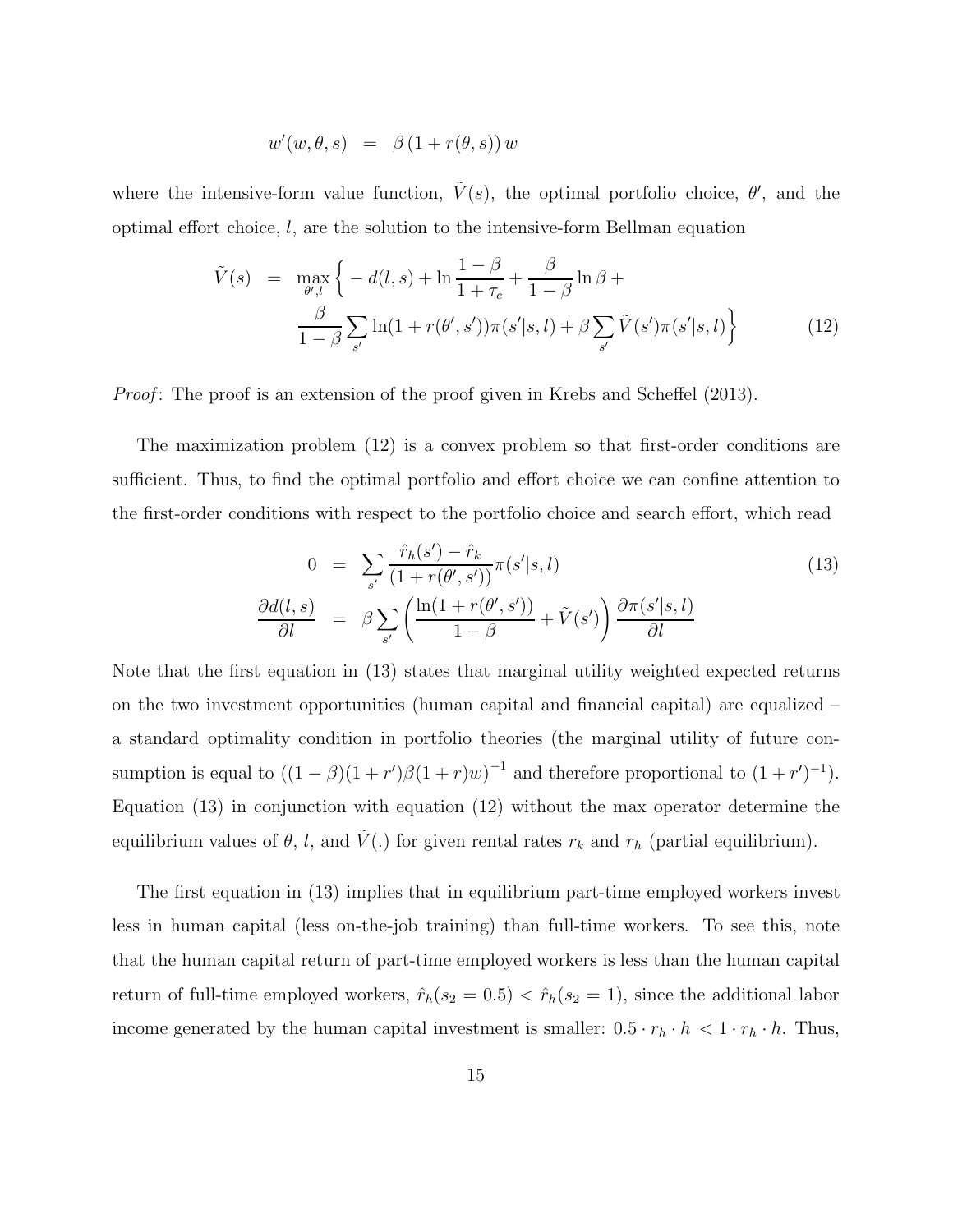$$w'(w, \theta, s) \;\; = \;\; \beta\,(1 + r(\theta, s))\, w$$

where the intensive-form value function, $\tilde{V}(s)$, the optimal portfolio choice, $\theta'$, and the optimal effort choice, $l$, are the solution to the intensive-form Bellman equation

$$\begin{aligned}
\tilde{V}(s) \;\; &= \;\; \max_{\theta', l} \Big\{ -d(l,s) + \ln \frac{1-\beta}{1+\tau_c} + \frac{\beta}{1-\beta} \ln \beta + \\
&\qquad \frac{\beta}{1-\beta} \sum_{s'} \ln(1 + r(\theta', s'))\pi(s'|s,l) + \beta \sum_{s'} \tilde{V}(s')\pi(s'|s,l) \Big\}
\end{aligned} \tag{12}$$

*Proof*: The proof is an extension of the proof given in Krebs and Scheffel (2013).

The maximization problem (12) is a convex problem so that first-order conditions are sufficient. Thus, to find the optimal portfolio and effort choice we can confine attention to the first-order conditions with respect to the portfolio choice and search effort, which read

$$\begin{aligned}
0 \;\; &= \;\; \sum_{s'} \frac{\hat{r}_h(s') - \hat{r}_k}{(1 + r(\theta', s'))} \pi(s'|s,l) \\
\frac{\partial d(l,s)}{\partial l} \;\; &= \;\; \beta \sum_{s'} \left( \frac{\ln(1 + r(\theta', s'))}{1-\beta} + \tilde{V}(s') \right) \frac{\partial \pi(s'|s,l)}{\partial l}
\end{aligned} \tag{13}$$

Note that the first equation in (13) states that marginal utility weighted expected returns on the two investment opportunities (human capital and financial capital) are equalized – a standard optimality condition in portfolio theories (the marginal utility of future consumption is equal to $((1-\beta)(1+r')\beta(1+r)w)^{-1}$ and therefore proportional to $(1+r')^{-1}$). Equation (13) in conjunction with equation (12) without the max operator determine the equilibrium values of $\theta$, $l$, and $\tilde{V}(.)$ for given rental rates $r_k$ and $r_h$ (partial equilibrium).

The first equation in (13) implies that in equilibrium part-time employed workers invest less in human capital (less on-the-job training) than full-time workers. To see this, note that the human capital return of part-time employed workers is less than the human capital return of full-time employed workers, $\hat{r}_h(s_2 = 0.5) < \hat{r}_h(s_2 = 1)$, since the additional labor income generated by the human capital investment is smaller: $0.5 \cdot r_h \cdot h \, < 1 \cdot r_h \cdot h$. Thus,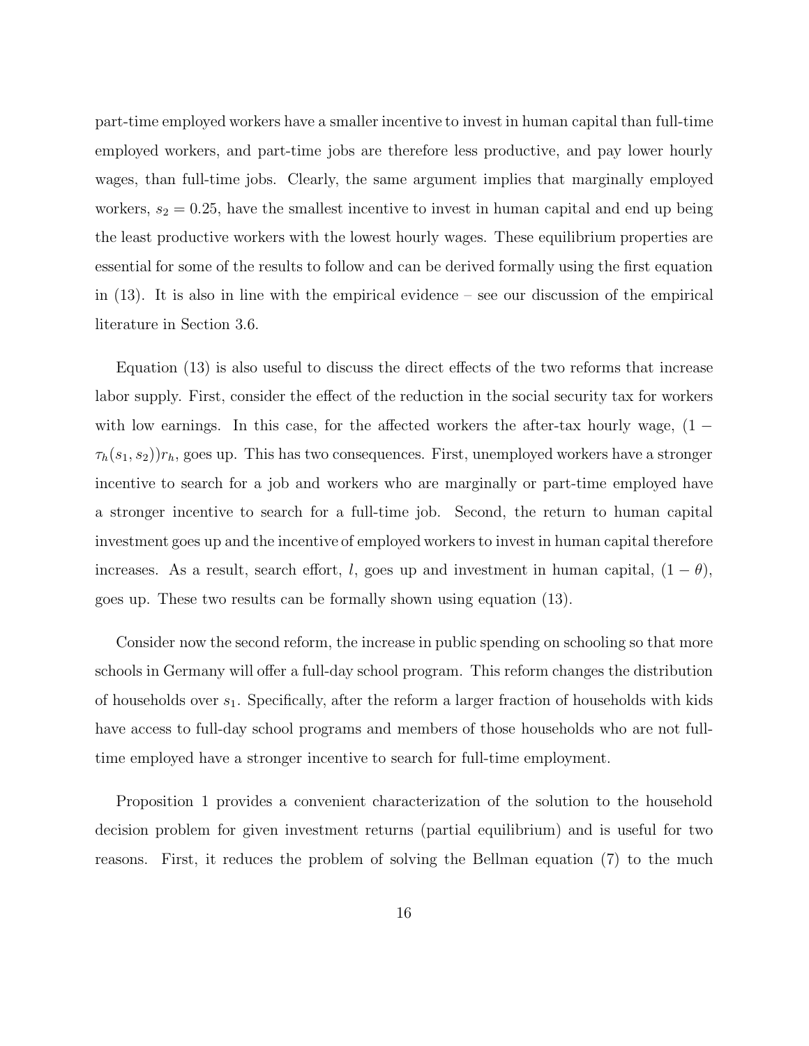part-time employed workers have a smaller incentive to invest in human capital than full-time employed workers, and part-time jobs are therefore less productive, and pay lower hourly wages, than full-time jobs. Clearly, the same argument implies that marginally employed workers, $s_2 = 0.25$, have the smallest incentive to invest in human capital and end up being the least productive workers with the lowest hourly wages. These equilibrium properties are essential for some of the results to follow and can be derived formally using the first equation in (13). It is also in line with the empirical evidence – see our discussion of the empirical literature in Section 3.6.

Equation (13) is also useful to discuss the direct effects of the two reforms that increase labor supply. First, consider the effect of the reduction in the social security tax for workers with low earnings. In this case, for the affected workers the after-tax hourly wage, $(1 - \tau_h(s_1, s_2))r_h$, goes up. This has two consequences. First, unemployed workers have a stronger incentive to search for a job and workers who are marginally or part-time employed have a stronger incentive to search for a full-time job. Second, the return to human capital investment goes up and the incentive of employed workers to invest in human capital therefore increases. As a result, search effort, $l$, goes up and investment in human capital, $(1 - \theta)$, goes up. These two results can be formally shown using equation (13).

Consider now the second reform, the increase in public spending on schooling so that more schools in Germany will offer a full-day school program. This reform changes the distribution of households over $s_1$. Specifically, after the reform a larger fraction of households with kids have access to full-day school programs and members of those households who are not full-time employed have a stronger incentive to search for full-time employment.

Proposition 1 provides a convenient characterization of the solution to the household decision problem for given investment returns (partial equilibrium) and is useful for two reasons. First, it reduces the problem of solving the Bellman equation (7) to the much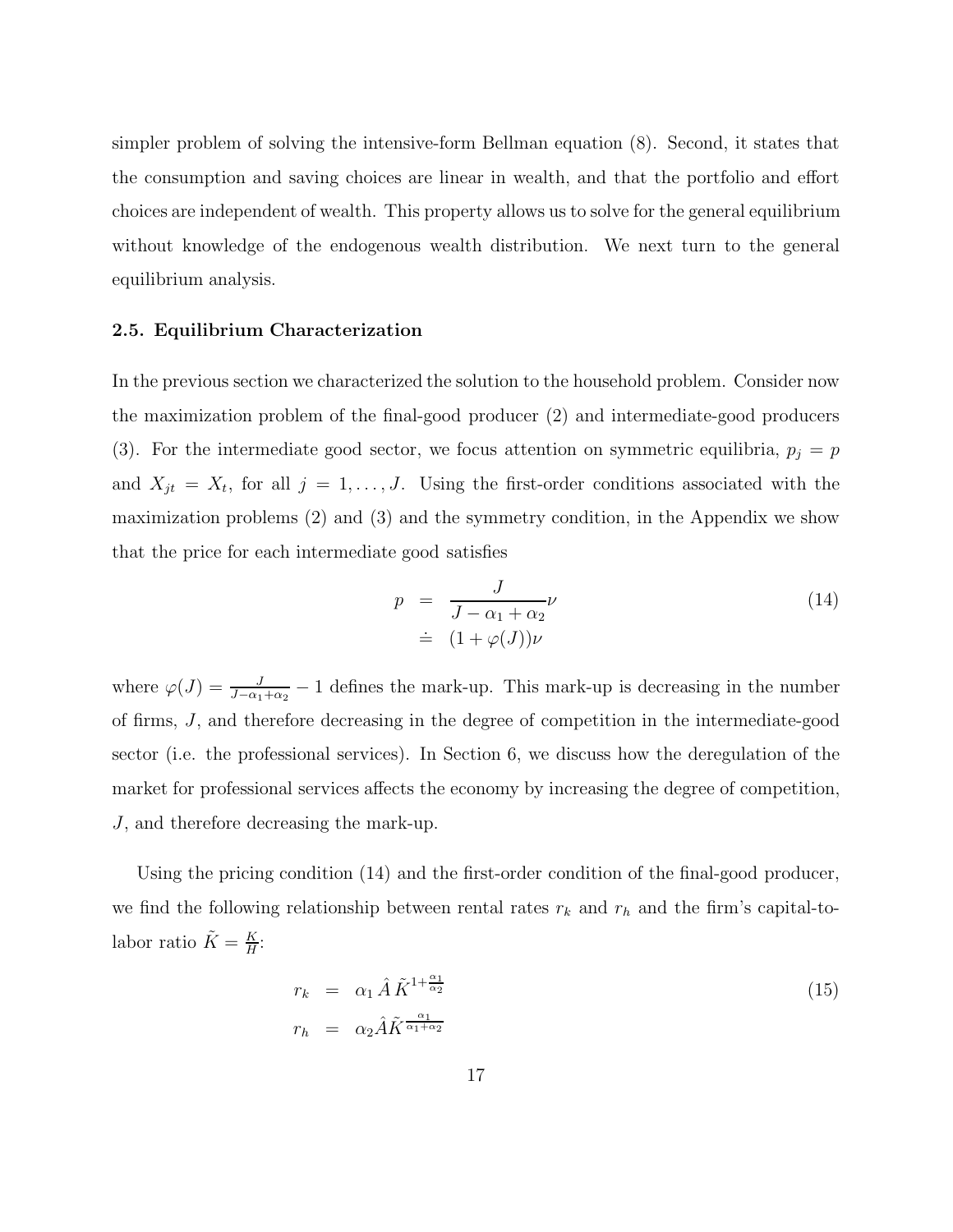simpler problem of solving the intensive-form Bellman equation (8). Second, it states that the consumption and saving choices are linear in wealth, and that the portfolio and effort choices are independent of wealth. This property allows us to solve for the general equilibrium without knowledge of the endogenous wealth distribution. We next turn to the general equilibrium analysis.

### 2.5. Equilibrium Characterization

In the previous section we characterized the solution to the household problem. Consider now the maximization problem of the final-good producer (2) and intermediate-good producers (3). For the intermediate good sector, we focus attention on symmetric equilibria, $p_j = p$ and $X_{jt} = X_t$, for all $j = 1, \ldots, J$. Using the first-order conditions associated with the maximization problems (2) and (3) and the symmetry condition, in the Appendix we show that the price for each intermediate good satisfies

$$
\begin{aligned}
p &= \frac{J}{J - \alpha_1 + \alpha_2}\nu \\
&\doteq (1 + \varphi(J))\nu
\end{aligned}
\tag{14}
$$

where $\varphi(J) = \frac{J}{J-\alpha_1+\alpha_2} - 1$ defines the mark-up. This mark-up is decreasing in the number of firms, $J$, and therefore decreasing in the degree of competition in the intermediate-good sector (i.e. the professional services). In Section 6, we discuss how the deregulation of the market for professional services affects the economy by increasing the degree of competition, $J$, and therefore decreasing the mark-up.

Using the pricing condition (14) and the first-order condition of the final-good producer, we find the following relationship between rental rates $r_k$ and $r_h$ and the firm's capital-to-labor ratio $\tilde{K} = \frac{K}{H}$:

$$
\begin{aligned}
r_k &= \alpha_1 \hat{A} \tilde{K}^{1+\frac{\alpha_1}{\alpha_2}} \\
r_h &= \alpha_2 \hat{A} \tilde{K}^{\frac{\alpha_1}{\alpha_1+\alpha_2}}
\end{aligned}
\tag{15}
$$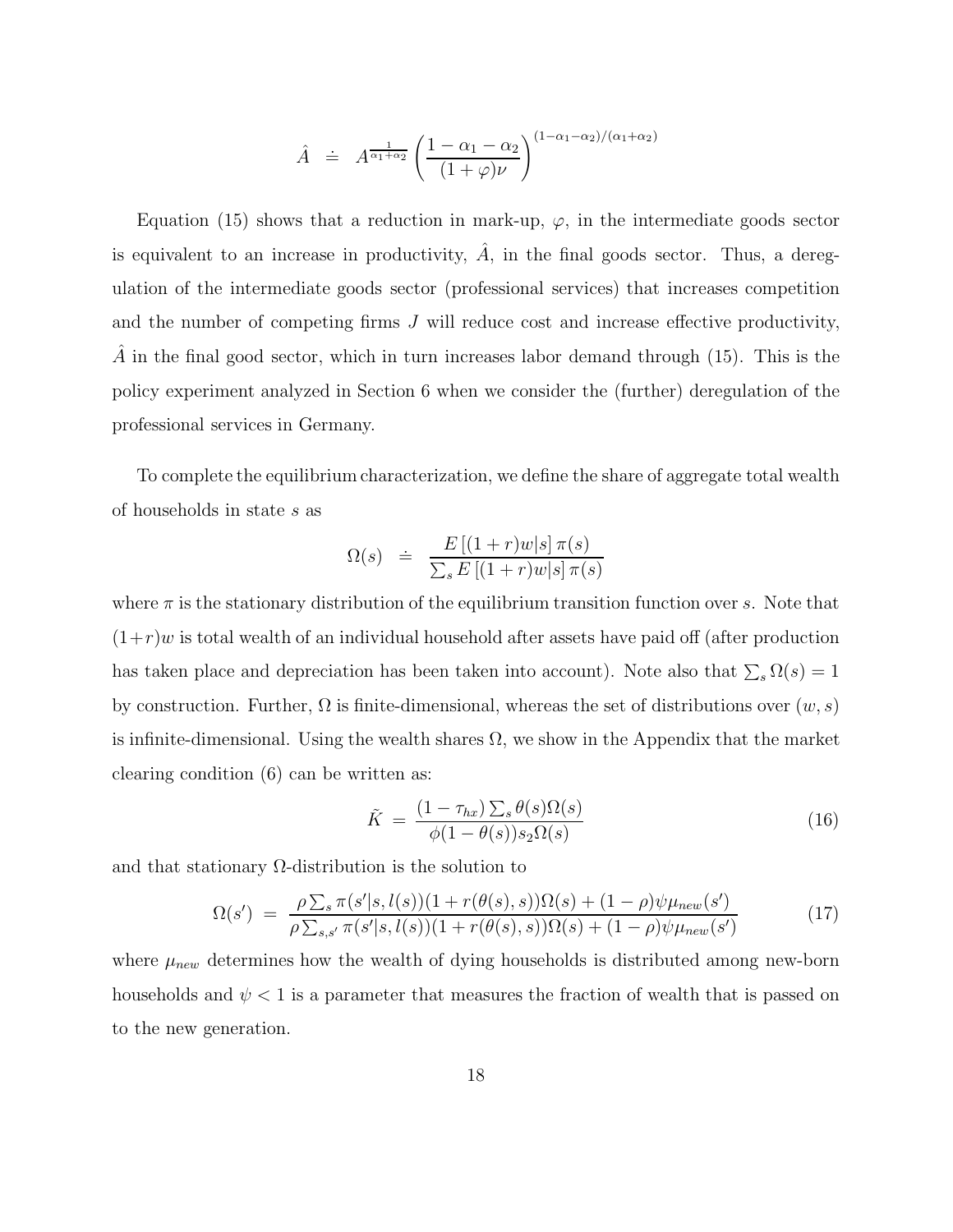$$\hat{A} \doteq A^{\frac{1}{\alpha_1+\alpha_2}} \left( \frac{1-\alpha_1-\alpha_2}{(1+\varphi)\nu} \right)^{(1-\alpha_1-\alpha_2)/(\alpha_1+\alpha_2)}$$

Equation (15) shows that a reduction in mark-up, $\varphi$, in the intermediate goods sector is equivalent to an increase in productivity, $\hat{A}$, in the final goods sector. Thus, a deregulation of the intermediate goods sector (professional services) that increases competition and the number of competing firms $J$ will reduce cost and increase effective productivity, $\hat{A}$ in the final good sector, which in turn increases labor demand through (15). This is the policy experiment analyzed in Section 6 when we consider the (further) deregulation of the professional services in Germany.

To complete the equilibrium characterization, we define the share of aggregate total wealth of households in state $s$ as

$$\Omega(s) \doteq \frac{E\left[(1+r)w|s\right]\pi(s)}{\sum_s E\left[(1+r)w|s\right]\pi(s)}$$

where $\pi$ is the stationary distribution of the equilibrium transition function over $s$. Note that $(1+r)w$ is total wealth of an individual household after assets have paid off (after production has taken place and depreciation has been taken into account). Note also that $\sum_s \Omega(s) = 1$ by construction. Further, $\Omega$ is finite-dimensional, whereas the set of distributions over $(w, s)$ is infinite-dimensional. Using the wealth shares $\Omega$, we show in the Appendix that the market clearing condition (6) can be written as:

$$\tilde{K} = \frac{(1-\tau_{hx})\sum_s \theta(s)\Omega(s)}{\phi(1-\theta(s))s_2\Omega(s)} \tag{16}$$

and that stationary $\Omega$-distribution is the solution to

$$\Omega(s') = \frac{\rho\sum_s \pi(s'|s,l(s))(1+r(\theta(s),s))\Omega(s) + (1-\rho)\psi\mu_{new}(s')}{\rho\sum_{s,s'} \pi(s'|s,l(s))(1+r(\theta(s),s))\Omega(s) + (1-\rho)\psi\mu_{new}(s')} \tag{17}$$

where $\mu_{new}$ determines how the wealth of dying households is distributed among new-born households and $\psi < 1$ is a parameter that measures the fraction of wealth that is passed on to the new generation.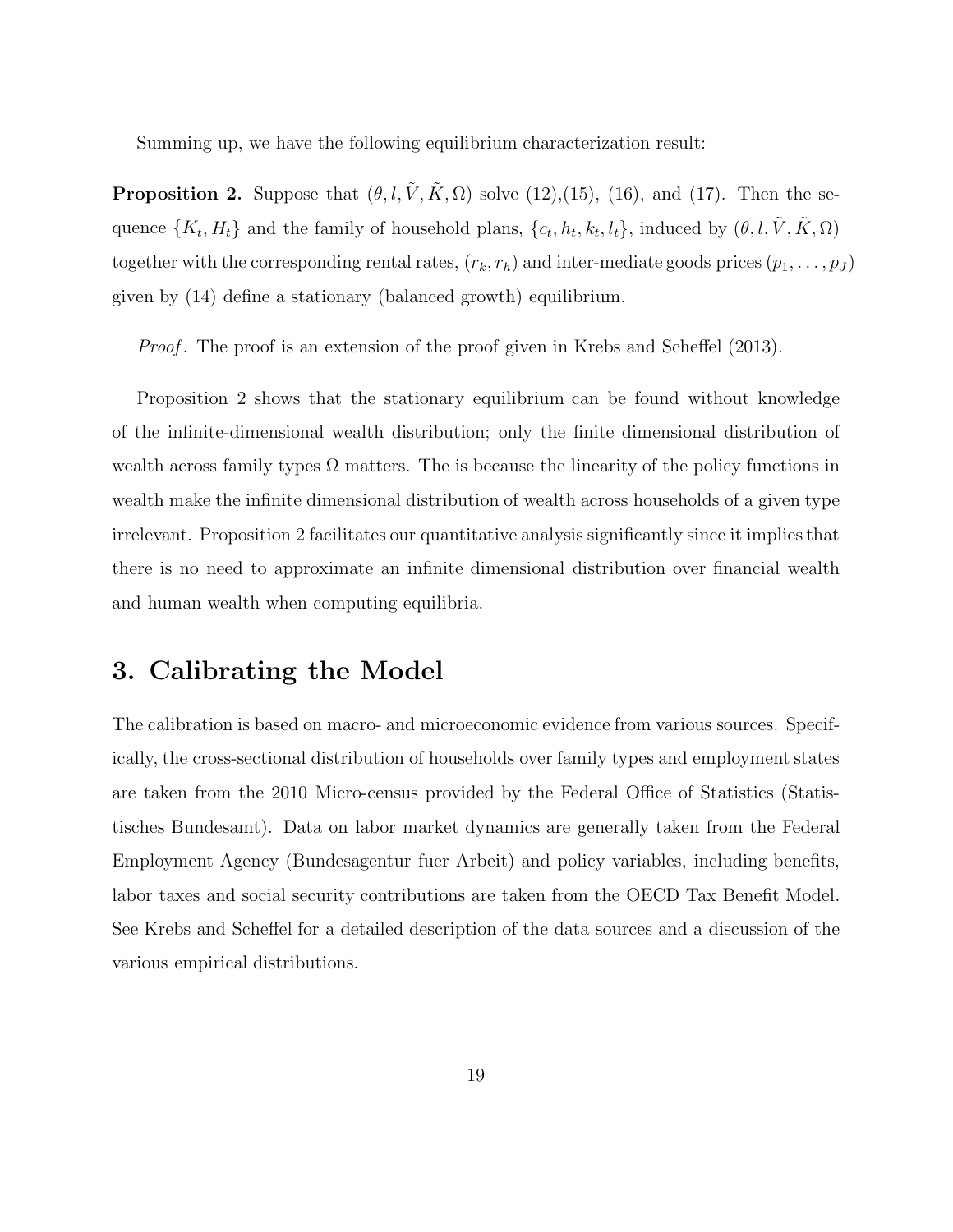Summing up, we have the following equilibrium characterization result:

**Proposition 2.** Suppose that $(\theta, l, \tilde{V}, \tilde{K}, \Omega)$ solve (12),(15), (16), and (17). Then the sequence $\{K_t, H_t\}$ and the family of household plans, $\{c_t, h_t, k_t, l_t\}$, induced by $(\theta, l, \tilde{V}, \tilde{K}, \Omega)$ together with the corresponding rental rates, $(r_k, r_h)$ and inter-mediate goods prices $(p_1, \ldots, p_J)$ given by (14) define a stationary (balanced growth) equilibrium.

*Proof*. The proof is an extension of the proof given in Krebs and Scheffel (2013).

Proposition 2 shows that the stationary equilibrium can be found without knowledge of the infinite-dimensional wealth distribution; only the finite dimensional distribution of wealth across family types $\Omega$ matters. The is because the linearity of the policy functions in wealth make the infinite dimensional distribution of wealth across households of a given type irrelevant. Proposition 2 facilitates our quantitative analysis significantly since it implies that there is no need to approximate an infinite dimensional distribution over financial wealth and human wealth when computing equilibria.

## 3. Calibrating the Model

The calibration is based on macro- and microeconomic evidence from various sources. Specifically, the cross-sectional distribution of households over family types and employment states are taken from the 2010 Micro-census provided by the Federal Office of Statistics (Statistisches Bundesamt). Data on labor market dynamics are generally taken from the Federal Employment Agency (Bundesagentur fuer Arbeit) and policy variables, including benefits, labor taxes and social security contributions are taken from the OECD Tax Benefit Model. See Krebs and Scheffel for a detailed description of the data sources and a discussion of the various empirical distributions.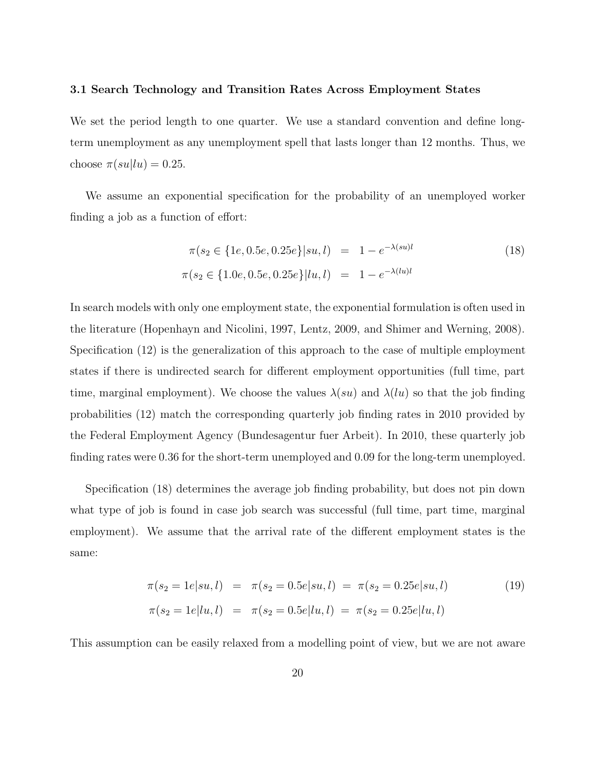### 3.1 Search Technology and Transition Rates Across Employment States

We set the period length to one quarter. We use a standard convention and define long-term unemployment as any unemployment spell that lasts longer than 12 months. Thus, we choose $\pi(su|lu) = 0.25$.

We assume an exponential specification for the probability of an unemployed worker finding a job as a function of effort:

$$
\begin{aligned}
\pi(s_2 \in \{1e, 0.5e, 0.25e\}|su, l) &= 1 - e^{-\lambda(su)l} \\
\pi(s_2 \in \{1.0e, 0.5e, 0.25e\}|lu, l) &= 1 - e^{-\lambda(lu)l}
\end{aligned}
\tag{18}
$$

In search models with only one employment state, the exponential formulation is often used in the literature (Hopenhayn and Nicolini, 1997, Lentz, 2009, and Shimer and Werning, 2008). Specification (12) is the generalization of this approach to the case of multiple employment states if there is undirected search for different employment opportunities (full time, part time, marginal employment). We choose the values $\lambda(su)$ and $\lambda(lu)$ so that the job finding probabilities (12) match the corresponding quarterly job finding rates in 2010 provided by the Federal Employment Agency (Bundesagentur fuer Arbeit). In 2010, these quarterly job finding rates were 0.36 for the short-term unemployed and 0.09 for the long-term unemployed.

Specification (18) determines the average job finding probability, but does not pin down what type of job is found in case job search was successful (full time, part time, marginal employment). We assume that the arrival rate of the different employment states is the same:

$$
\begin{aligned}
\pi(s_2 = 1e|su, l) &= \pi(s_2 = 0.5e|su, l) = \pi(s_2 = 0.25e|su, l) \\
\pi(s_2 = 1e|lu, l) &= \pi(s_2 = 0.5e|lu, l) = \pi(s_2 = 0.25e|lu, l)
\end{aligned}
\tag{19}
$$

This assumption can be easily relaxed from a modelling point of view, but we are not aware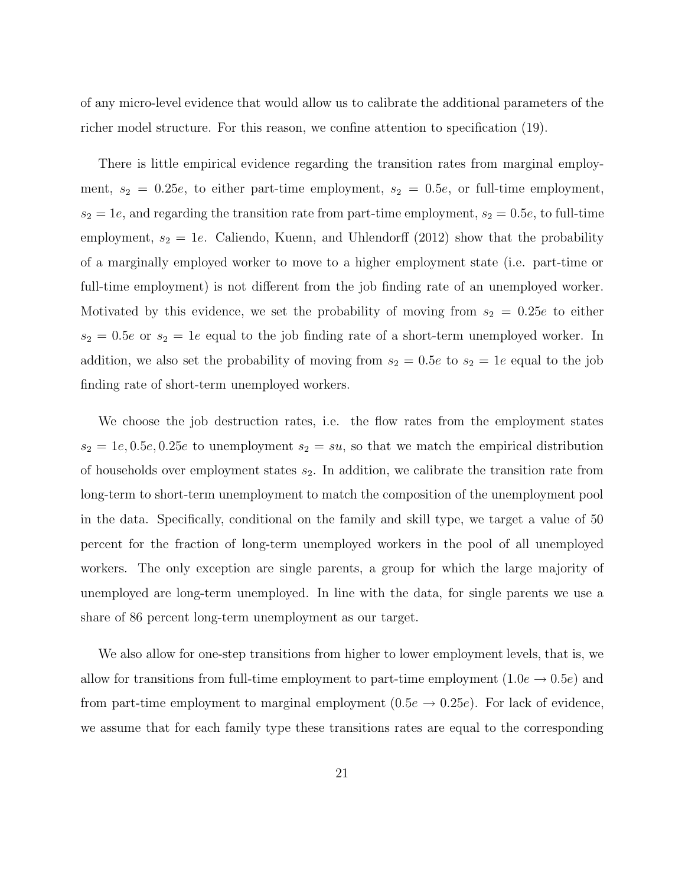of any micro-level evidence that would allow us to calibrate the additional parameters of the richer model structure. For this reason, we confine attention to specification (19).

There is little empirical evidence regarding the transition rates from marginal employment, $s_2 = 0.25e$, to either part-time employment, $s_2 = 0.5e$, or full-time employment, $s_2 = 1e$, and regarding the transition rate from part-time employment, $s_2 = 0.5e$, to full-time employment, $s_2 = 1e$. Caliendo, Kuenn, and Uhlendorff (2012) show that the probability of a marginally employed worker to move to a higher employment state (i.e. part-time or full-time employment) is not different from the job finding rate of an unemployed worker. Motivated by this evidence, we set the probability of moving from $s_2 = 0.25e$ to either $s_2 = 0.5e$ or $s_2 = 1e$ equal to the job finding rate of a short-term unemployed worker. In addition, we also set the probability of moving from $s_2 = 0.5e$ to $s_2 = 1e$ equal to the job finding rate of short-term unemployed workers.

We choose the job destruction rates, i.e. the flow rates from the employment states $s_2 = 1e, 0.5e, 0.25e$ to unemployment $s_2 = su$, so that we match the empirical distribution of households over employment states $s_2$. In addition, we calibrate the transition rate from long-term to short-term unemployment to match the composition of the unemployment pool in the data. Specifically, conditional on the family and skill type, we target a value of 50 percent for the fraction of long-term unemployed workers in the pool of all unemployed workers. The only exception are single parents, a group for which the large majority of unemployed are long-term unemployed. In line with the data, for single parents we use a share of 86 percent long-term unemployment as our target.

We also allow for one-step transitions from higher to lower employment levels, that is, we allow for transitions from full-time employment to part-time employment ($1.0e \rightarrow 0.5e$) and from part-time employment to marginal employment ($0.5e \rightarrow 0.25e$). For lack of evidence, we assume that for each family type these transitions rates are equal to the corresponding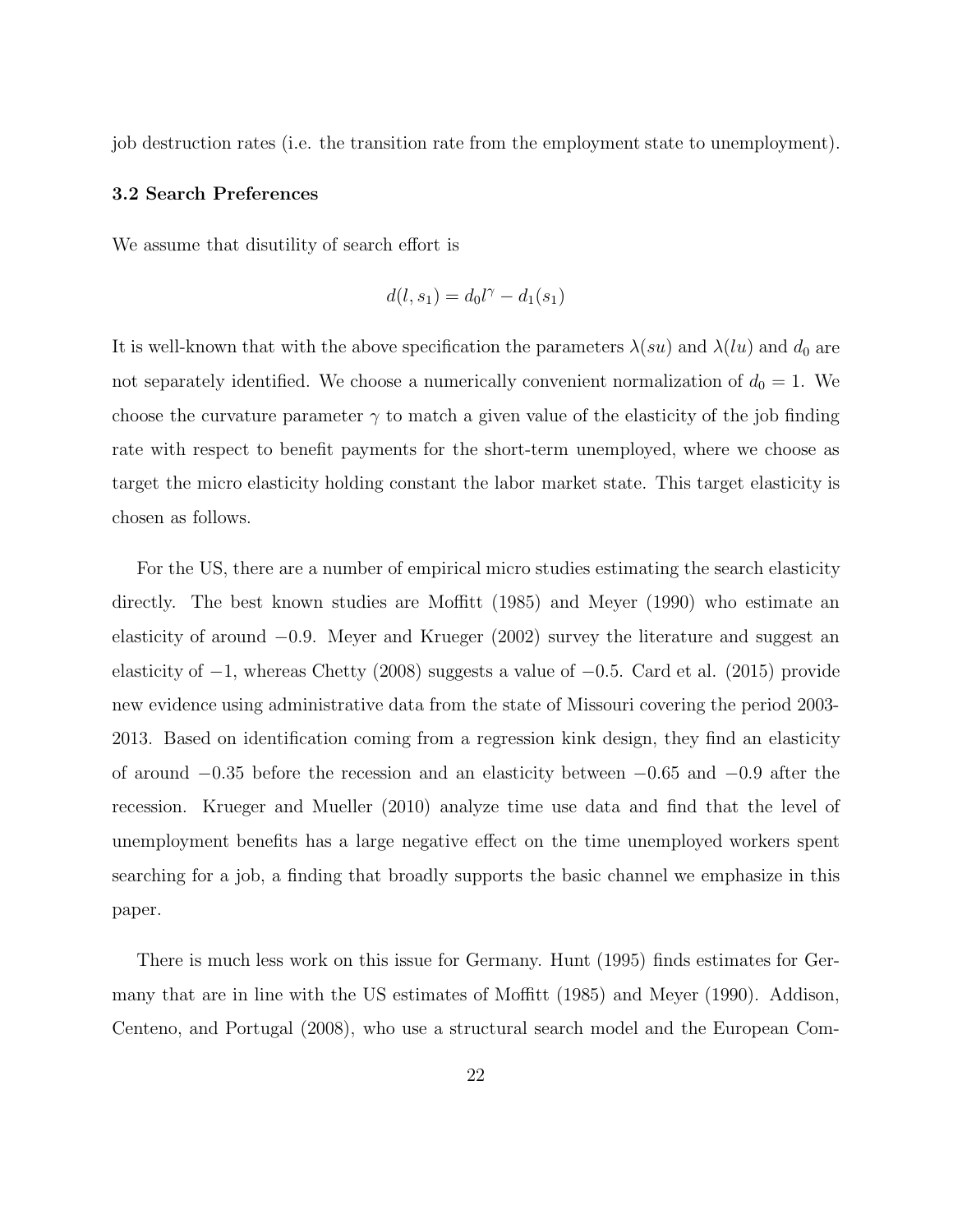job destruction rates (i.e. the transition rate from the employment state to unemployment).

### 3.2 Search Preferences

We assume that disutility of search effort is

$$d(l, s_1) = d_0 l^{\gamma} - d_1(s_1)$$

It is well-known that with the above specification the parameters $\lambda(su)$ and $\lambda(lu)$ and $d_0$ are not separately identified. We choose a numerically convenient normalization of $d_0 = 1$. We choose the curvature parameter $\gamma$ to match a given value of the elasticity of the job finding rate with respect to benefit payments for the short-term unemployed, where we choose as target the micro elasticity holding constant the labor market state. This target elasticity is chosen as follows.

For the US, there are a number of empirical micro studies estimating the search elasticity directly. The best known studies are Moffitt (1985) and Meyer (1990) who estimate an elasticity of around $-0.9$. Meyer and Krueger (2002) survey the literature and suggest an elasticity of $-1$, whereas Chetty (2008) suggests a value of $-0.5$. Card et al. (2015) provide new evidence using administrative data from the state of Missouri covering the period 2003-2013. Based on identification coming from a regression kink design, they find an elasticity of around $-0.35$ before the recession and an elasticity between $-0.65$ and $-0.9$ after the recession. Krueger and Mueller (2010) analyze time use data and find that the level of unemployment benefits has a large negative effect on the time unemployed workers spent searching for a job, a finding that broadly supports the basic channel we emphasize in this paper.

There is much less work on this issue for Germany. Hunt (1995) finds estimates for Germany that are in line with the US estimates of Moffitt (1985) and Meyer (1990). Addison, Centeno, and Portugal (2008), who use a structural search model and the European Com-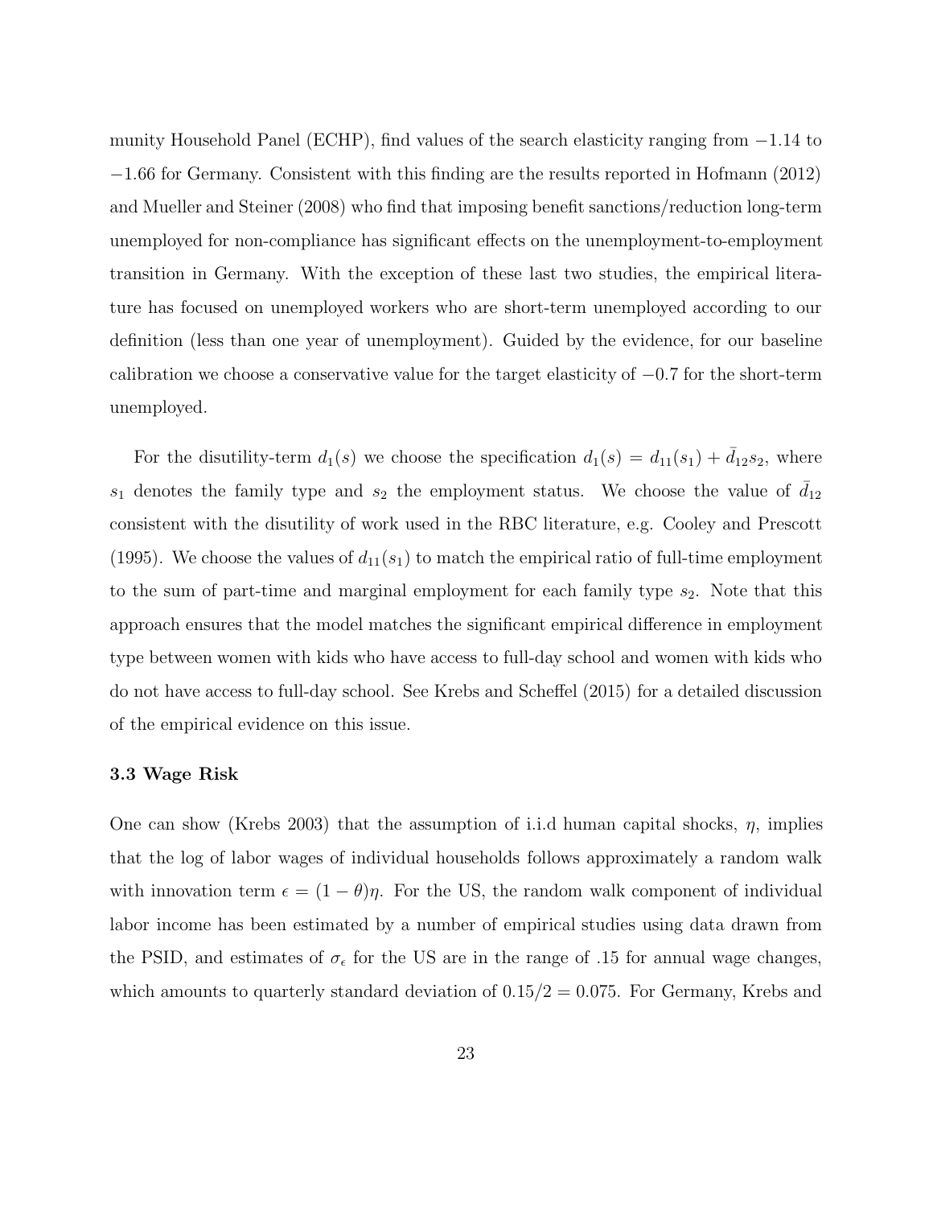munity Household Panel (ECHP), find values of the search elasticity ranging from $-1.14$ to $-1.66$ for Germany. Consistent with this finding are the results reported in Hofmann (2012) and Mueller and Steiner (2008) who find that imposing benefit sanctions/reduction long-term unemployed for non-compliance has significant effects on the unemployment-to-employment transition in Germany. With the exception of these last two studies, the empirical literature has focused on unemployed workers who are short-term unemployed according to our definition (less than one year of unemployment). Guided by the evidence, for our baseline calibration we choose a conservative value for the target elasticity of $-0.7$ for the short-term unemployed.

For the disutility-term $d_1(s)$ we choose the specification $d_1(s) = d_{11}(s_1) + \bar{d}_{12}s_2$, where $s_1$ denotes the family type and $s_2$ the employment status. We choose the value of $\bar{d}_{12}$ consistent with the disutility of work used in the RBC literature, e.g. Cooley and Prescott (1995). We choose the values of $d_{11}(s_1)$ to match the empirical ratio of full-time employment to the sum of part-time and marginal employment for each family type $s_2$. Note that this approach ensures that the model matches the significant empirical difference in employment type between women with kids who have access to full-day school and women with kids who do not have access to full-day school. See Krebs and Scheffel (2015) for a detailed discussion of the empirical evidence on this issue.

### 3.3 Wage Risk

One can show (Krebs 2003) that the assumption of i.i.d human capital shocks, $\eta$, implies that the log of labor wages of individual households follows approximately a random walk with innovation term $\epsilon = (1 - \theta)\eta$. For the US, the random walk component of individual labor income has been estimated by a number of empirical studies using data drawn from the PSID, and estimates of $\sigma_\epsilon$ for the US are in the range of .15 for annual wage changes, which amounts to quarterly standard deviation of $0.15/2 = 0.075$. For Germany, Krebs and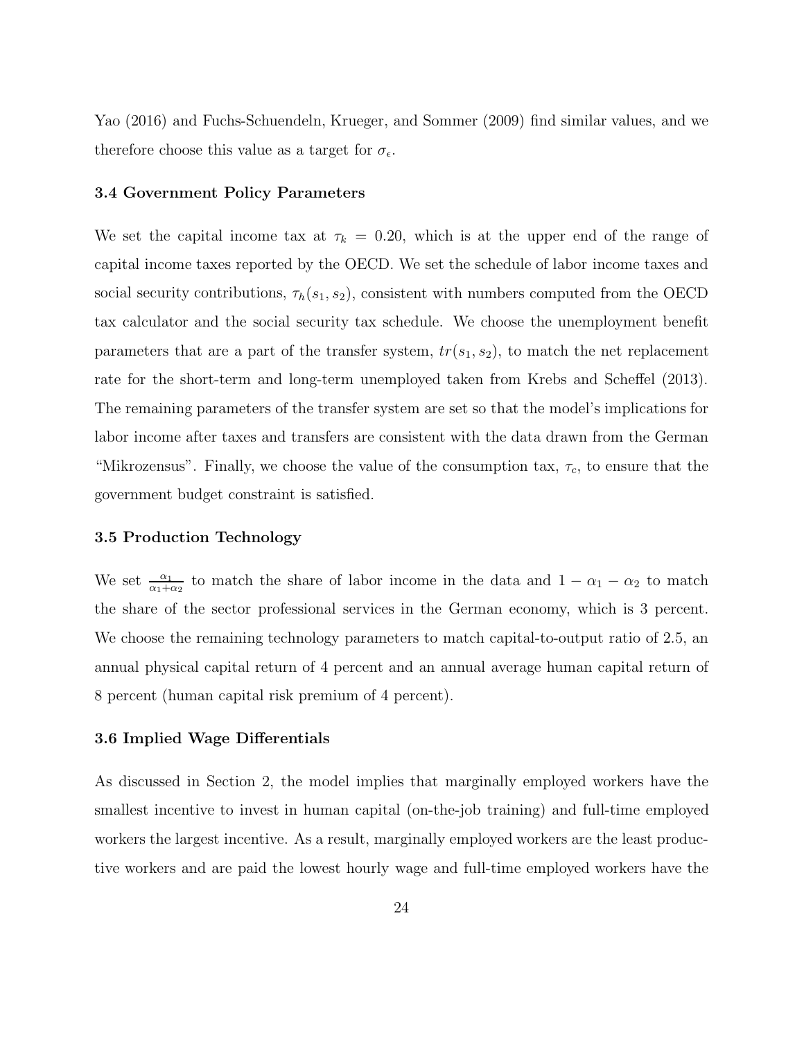Yao (2016) and Fuchs-Schuendeln, Krueger, and Sommer (2009) find similar values, and we therefore choose this value as a target for $\sigma_\epsilon$.

### 3.4 Government Policy Parameters

We set the capital income tax at $\tau_k = 0.20$, which is at the upper end of the range of capital income taxes reported by the OECD. We set the schedule of labor income taxes and social security contributions, $\tau_h(s_1, s_2)$, consistent with numbers computed from the OECD tax calculator and the social security tax schedule. We choose the unemployment benefit parameters that are a part of the transfer system, $tr(s_1, s_2)$, to match the net replacement rate for the short-term and long-term unemployed taken from Krebs and Scheffel (2013). The remaining parameters of the transfer system are set so that the model's implications for labor income after taxes and transfers are consistent with the data drawn from the German "Mikrozensus". Finally, we choose the value of the consumption tax, $\tau_c$, to ensure that the government budget constraint is satisfied.

### 3.5 Production Technology

We set $\frac{\alpha_1}{\alpha_1+\alpha_2}$ to match the share of labor income in the data and $1 - \alpha_1 - \alpha_2$ to match the share of the sector professional services in the German economy, which is 3 percent. We choose the remaining technology parameters to match capital-to-output ratio of 2.5, an annual physical capital return of 4 percent and an annual average human capital return of 8 percent (human capital risk premium of 4 percent).

### 3.6 Implied Wage Differentials

As discussed in Section 2, the model implies that marginally employed workers have the smallest incentive to invest in human capital (on-the-job training) and full-time employed workers the largest incentive. As a result, marginally employed workers are the least productive workers and are paid the lowest hourly wage and full-time employed workers have the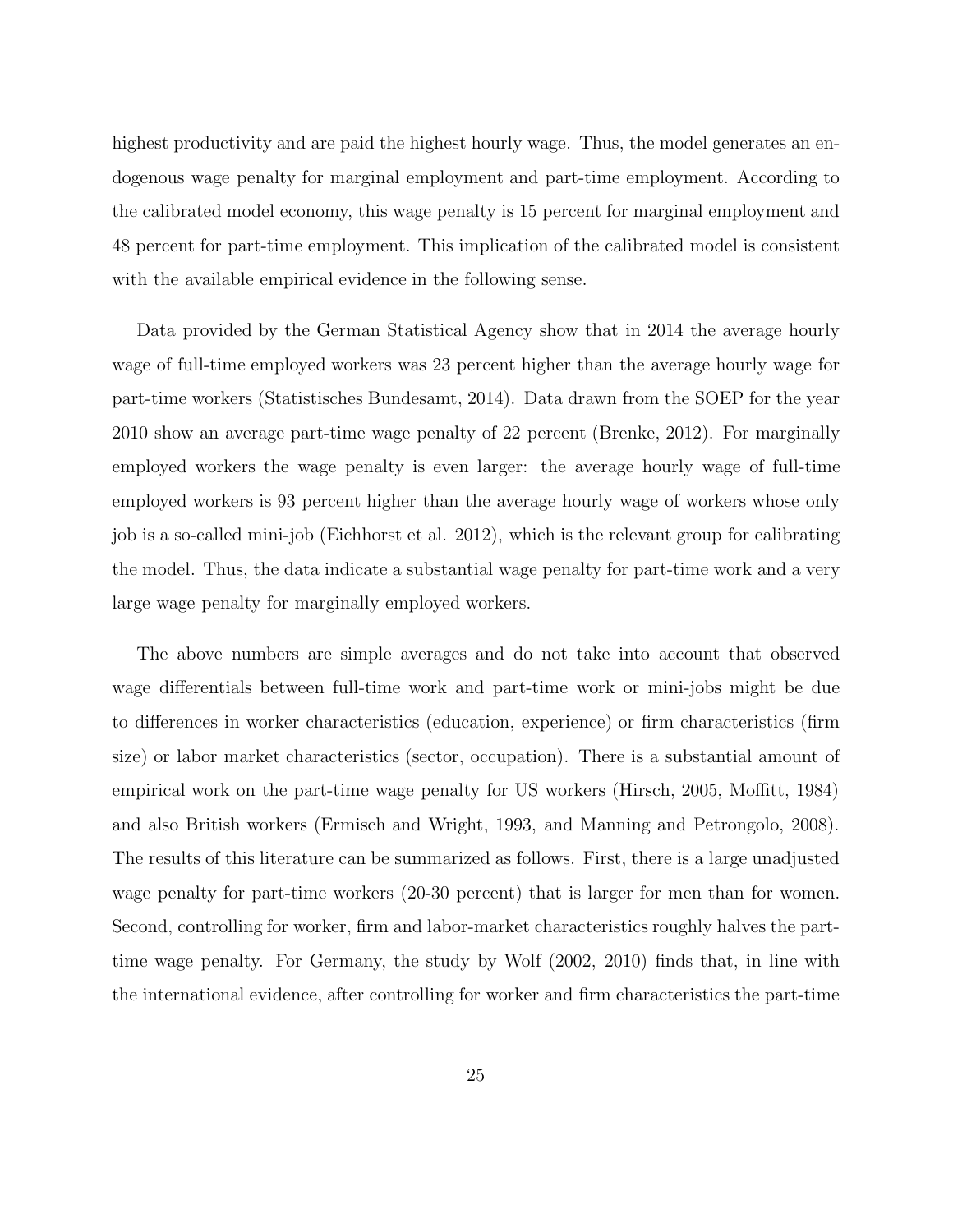highest productivity and are paid the highest hourly wage. Thus, the model generates an endogenous wage penalty for marginal employment and part-time employment. According to the calibrated model economy, this wage penalty is 15 percent for marginal employment and 48 percent for part-time employment. This implication of the calibrated model is consistent with the available empirical evidence in the following sense.

Data provided by the German Statistical Agency show that in 2014 the average hourly wage of full-time employed workers was 23 percent higher than the average hourly wage for part-time workers (Statistisches Bundesamt, 2014). Data drawn from the SOEP for the year 2010 show an average part-time wage penalty of 22 percent (Brenke, 2012). For marginally employed workers the wage penalty is even larger: the average hourly wage of full-time employed workers is 93 percent higher than the average hourly wage of workers whose only job is a so-called mini-job (Eichhorst et al. 2012), which is the relevant group for calibrating the model. Thus, the data indicate a substantial wage penalty for part-time work and a very large wage penalty for marginally employed workers.

The above numbers are simple averages and do not take into account that observed wage differentials between full-time work and part-time work or mini-jobs might be due to differences in worker characteristics (education, experience) or firm characteristics (firm size) or labor market characteristics (sector, occupation). There is a substantial amount of empirical work on the part-time wage penalty for US workers (Hirsch, 2005, Moffitt, 1984) and also British workers (Ermisch and Wright, 1993, and Manning and Petrongolo, 2008). The results of this literature can be summarized as follows. First, there is a large unadjusted wage penalty for part-time workers (20-30 percent) that is larger for men than for women. Second, controlling for worker, firm and labor-market characteristics roughly halves the part-time wage penalty. For Germany, the study by Wolf (2002, 2010) finds that, in line with the international evidence, after controlling for worker and firm characteristics the part-time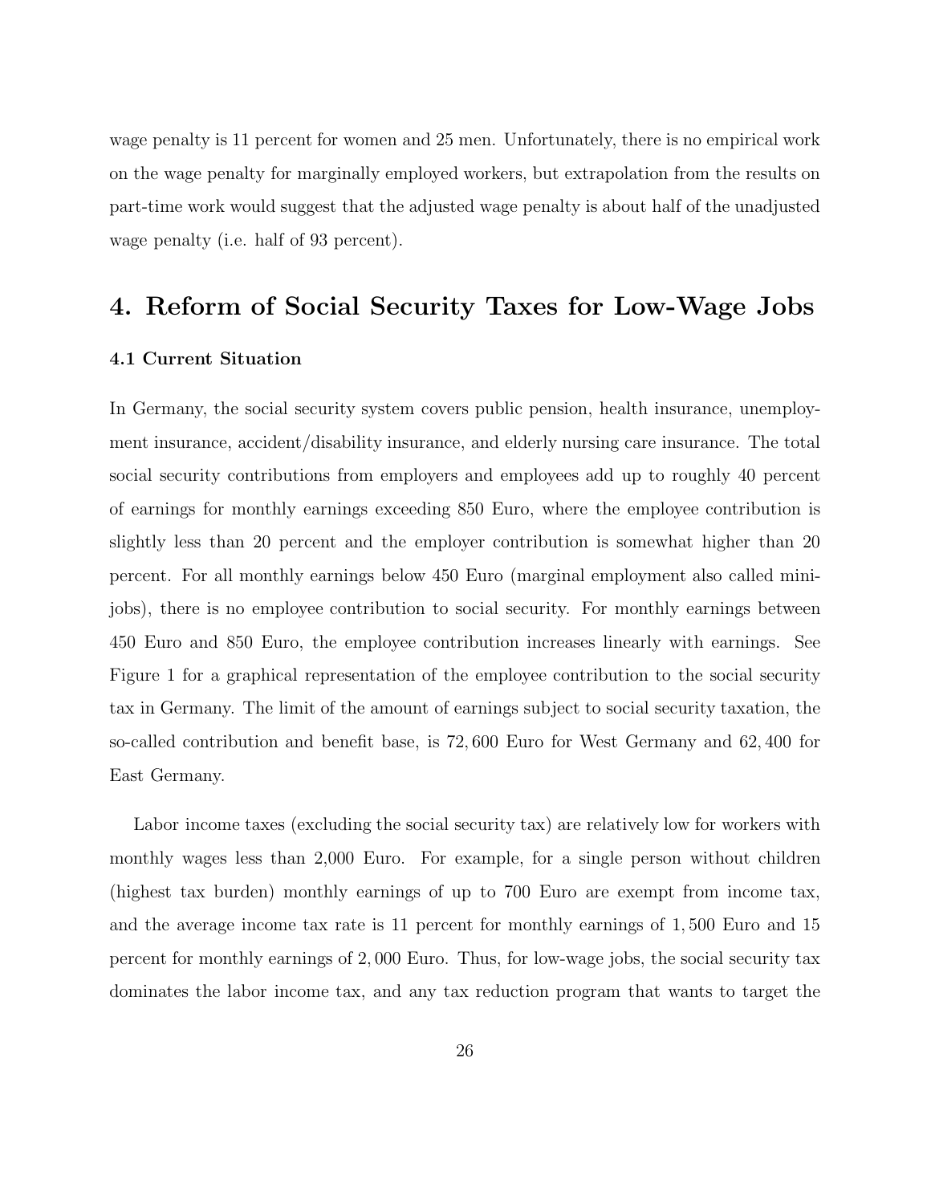wage penalty is 11 percent for women and 25 men. Unfortunately, there is no empirical work on the wage penalty for marginally employed workers, but extrapolation from the results on part-time work would suggest that the adjusted wage penalty is about half of the unadjusted wage penalty (i.e. half of 93 percent).

# 4. Reform of Social Security Taxes for Low-Wage Jobs

### 4.1 Current Situation

In Germany, the social security system covers public pension, health insurance, unemployment insurance, accident/disability insurance, and elderly nursing care insurance. The total social security contributions from employers and employees add up to roughly 40 percent of earnings for monthly earnings exceeding 850 Euro, where the employee contribution is slightly less than 20 percent and the employer contribution is somewhat higher than 20 percent. For all monthly earnings below 450 Euro (marginal employment also called mini-jobs), there is no employee contribution to social security. For monthly earnings between 450 Euro and 850 Euro, the employee contribution increases linearly with earnings. See Figure 1 for a graphical representation of the employee contribution to the social security tax in Germany. The limit of the amount of earnings subject to social security taxation, the so-called contribution and benefit base, is 72,600 Euro for West Germany and 62,400 for East Germany.

Labor income taxes (excluding the social security tax) are relatively low for workers with monthly wages less than 2,000 Euro. For example, for a single person without children (highest tax burden) monthly earnings of up to 700 Euro are exempt from income tax, and the average income tax rate is 11 percent for monthly earnings of 1,500 Euro and 15 percent for monthly earnings of 2,000 Euro. Thus, for low-wage jobs, the social security tax dominates the labor income tax, and any tax reduction program that wants to target the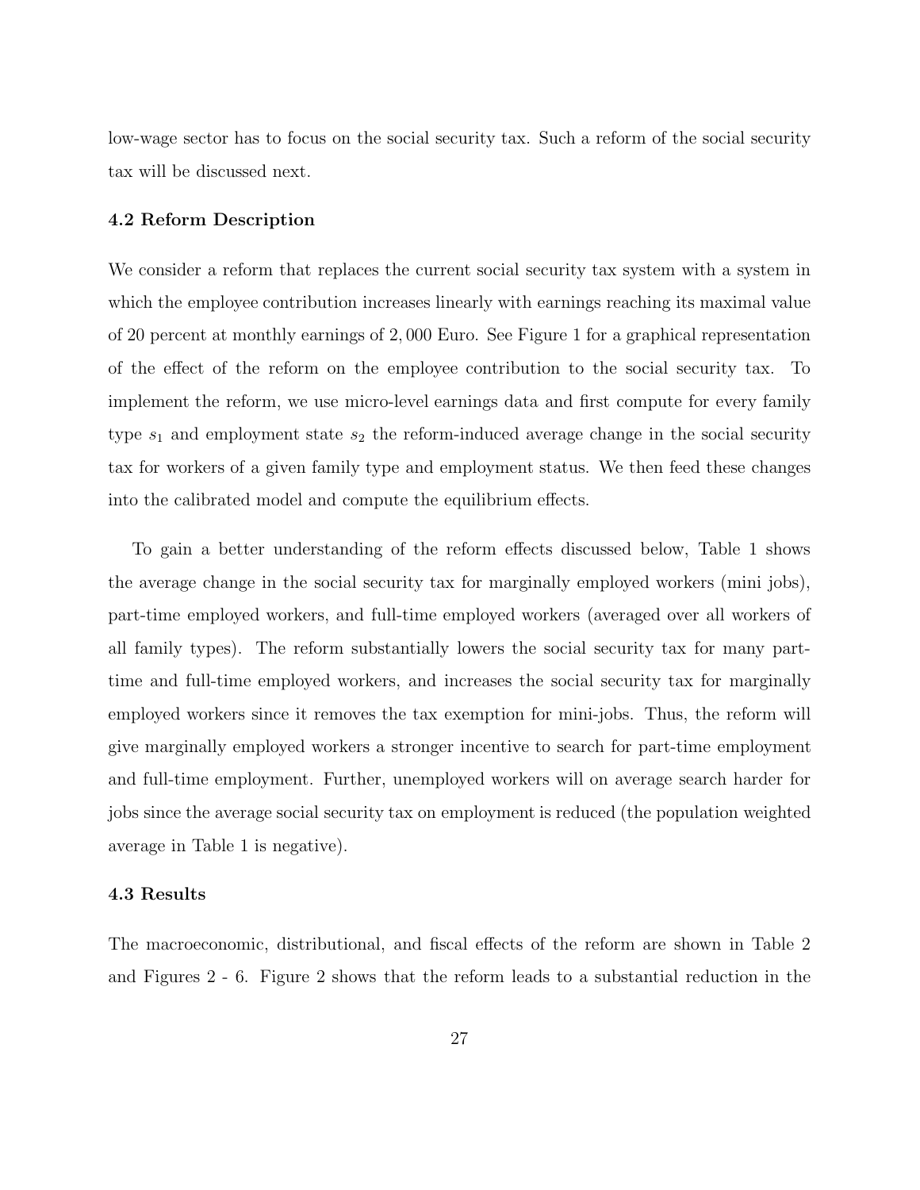low-wage sector has to focus on the social security tax. Such a reform of the social security tax will be discussed next.

### 4.2 Reform Description

We consider a reform that replaces the current social security tax system with a system in which the employee contribution increases linearly with earnings reaching its maximal value of 20 percent at monthly earnings of 2,000 Euro. See Figure 1 for a graphical representation of the effect of the reform on the employee contribution to the social security tax. To implement the reform, we use micro-level earnings data and first compute for every family type $s_1$ and employment state $s_2$ the reform-induced average change in the social security tax for workers of a given family type and employment status. We then feed these changes into the calibrated model and compute the equilibrium effects.

To gain a better understanding of the reform effects discussed below, Table 1 shows the average change in the social security tax for marginally employed workers (mini jobs), part-time employed workers, and full-time employed workers (averaged over all workers of all family types). The reform substantially lowers the social security tax for many part-time and full-time employed workers, and increases the social security tax for marginally employed workers since it removes the tax exemption for mini-jobs. Thus, the reform will give marginally employed workers a stronger incentive to search for part-time employment and full-time employment. Further, unemployed workers will on average search harder for jobs since the average social security tax on employment is reduced (the population weighted average in Table 1 is negative).

### 4.3 Results

The macroeconomic, distributional, and fiscal effects of the reform are shown in Table 2 and Figures 2 - 6. Figure 2 shows that the reform leads to a substantial reduction in the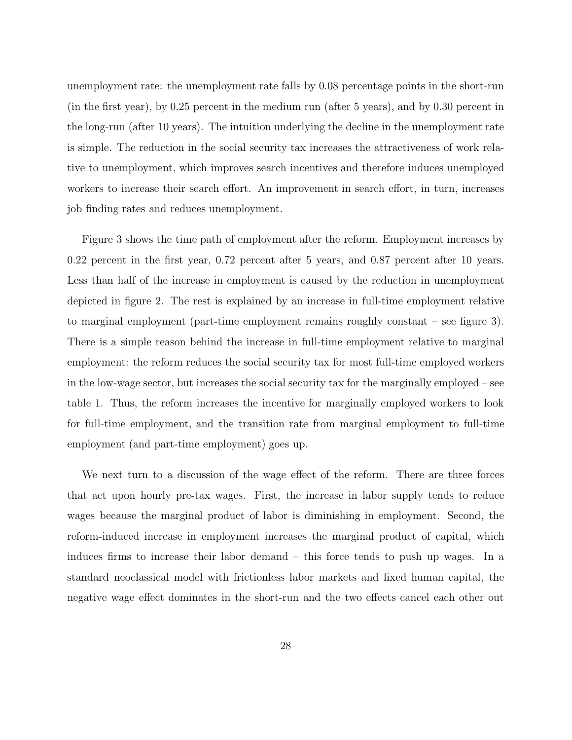unemployment rate: the unemployment rate falls by 0.08 percentage points in the short-run (in the first year), by 0.25 percent in the medium run (after 5 years), and by 0.30 percent in the long-run (after 10 years). The intuition underlying the decline in the unemployment rate is simple. The reduction in the social security tax increases the attractiveness of work relative to unemployment, which improves search incentives and therefore induces unemployed workers to increase their search effort. An improvement in search effort, in turn, increases job finding rates and reduces unemployment.

Figure 3 shows the time path of employment after the reform. Employment increases by 0.22 percent in the first year, 0.72 percent after 5 years, and 0.87 percent after 10 years. Less than half of the increase in employment is caused by the reduction in unemployment depicted in figure 2. The rest is explained by an increase in full-time employment relative to marginal employment (part-time employment remains roughly constant – see figure 3). There is a simple reason behind the increase in full-time employment relative to marginal employment: the reform reduces the social security tax for most full-time employed workers in the low-wage sector, but increases the social security tax for the marginally employed – see table 1. Thus, the reform increases the incentive for marginally employed workers to look for full-time employment, and the transition rate from marginal employment to full-time employment (and part-time employment) goes up.

We next turn to a discussion of the wage effect of the reform. There are three forces that act upon hourly pre-tax wages. First, the increase in labor supply tends to reduce wages because the marginal product of labor is diminishing in employment. Second, the reform-induced increase in employment increases the marginal product of capital, which induces firms to increase their labor demand – this force tends to push up wages. In a standard neoclassical model with frictionless labor markets and fixed human capital, the negative wage effect dominates in the short-run and the two effects cancel each other out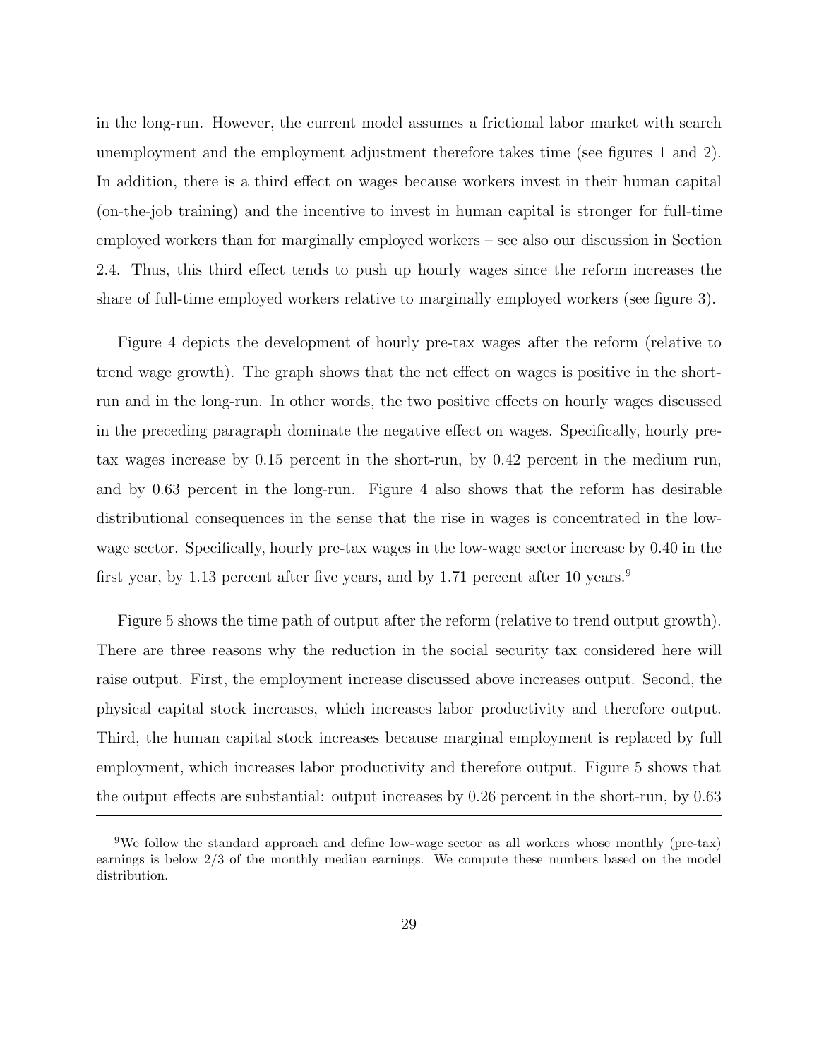in the long-run. However, the current model assumes a frictional labor market with search unemployment and the employment adjustment therefore takes time (see figures 1 and 2). In addition, there is a third effect on wages because workers invest in their human capital (on-the-job training) and the incentive to invest in human capital is stronger for full-time employed workers than for marginally employed workers – see also our discussion in Section 2.4. Thus, this third effect tends to push up hourly wages since the reform increases the share of full-time employed workers relative to marginally employed workers (see figure 3).

Figure 4 depicts the development of hourly pre-tax wages after the reform (relative to trend wage growth). The graph shows that the net effect on wages is positive in the short-run and in the long-run. In other words, the two positive effects on hourly wages discussed in the preceding paragraph dominate the negative effect on wages. Specifically, hourly pre-tax wages increase by 0.15 percent in the short-run, by 0.42 percent in the medium run, and by 0.63 percent in the long-run. Figure 4 also shows that the reform has desirable distributional consequences in the sense that the rise in wages is concentrated in the low-wage sector. Specifically, hourly pre-tax wages in the low-wage sector increase by 0.40 in the first year, by 1.13 percent after five years, and by 1.71 percent after 10 years.[9]

Figure 5 shows the time path of output after the reform (relative to trend output growth). There are three reasons why the reduction in the social security tax considered here will raise output. First, the employment increase discussed above increases output. Second, the physical capital stock increases, which increases labor productivity and therefore output. Third, the human capital stock increases because marginal employment is replaced by full employment, which increases labor productivity and therefore output. Figure 5 shows that the output effects are substantial: output increases by 0.26 percent in the short-run, by 0.63

[9] We follow the standard approach and define low-wage sector as all workers whose monthly (pre-tax) earnings is below 2/3 of the monthly median earnings. We compute these numbers based on the model distribution.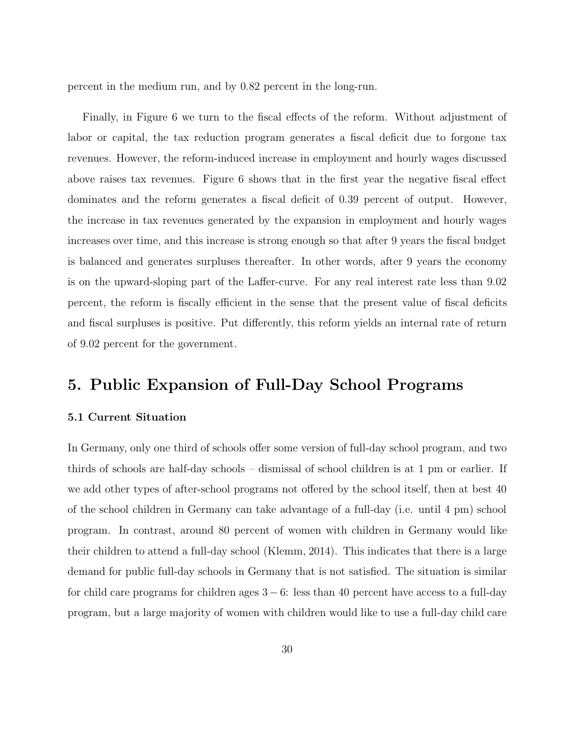percent in the medium run, and by 0.82 percent in the long-run.

Finally, in Figure 6 we turn to the fiscal effects of the reform. Without adjustment of labor or capital, the tax reduction program generates a fiscal deficit due to forgone tax revenues. However, the reform-induced increase in employment and hourly wages discussed above raises tax revenues. Figure 6 shows that in the first year the negative fiscal effect dominates and the reform generates a fiscal deficit of 0.39 percent of output. However, the increase in tax revenues generated by the expansion in employment and hourly wages increases over time, and this increase is strong enough so that after 9 years the fiscal budget is balanced and generates surpluses thereafter. In other words, after 9 years the economy is on the upward-sloping part of the Laffer-curve. For any real interest rate less than 9.02 percent, the reform is fiscally efficient in the sense that the present value of fiscal deficits and fiscal surpluses is positive. Put differently, this reform yields an internal rate of return of 9.02 percent for the government.

## 5. Public Expansion of Full-Day School Programs

### 5.1 Current Situation

In Germany, only one third of schools offer some version of full-day school program, and two thirds of schools are half-day schools – dismissal of school children is at 1 pm or earlier. If we add other types of after-school programs not offered by the school itself, then at best 40 of the school children in Germany can take advantage of a full-day (i.e. until 4 pm) school program. In contrast, around 80 percent of women with children in Germany would like their children to attend a full-day school (Klemm, 2014). This indicates that there is a large demand for public full-day schools in Germany that is not satisfied. The situation is similar for child care programs for children ages $3-6$: less than 40 percent have access to a full-day program, but a large majority of women with children would like to use a full-day child care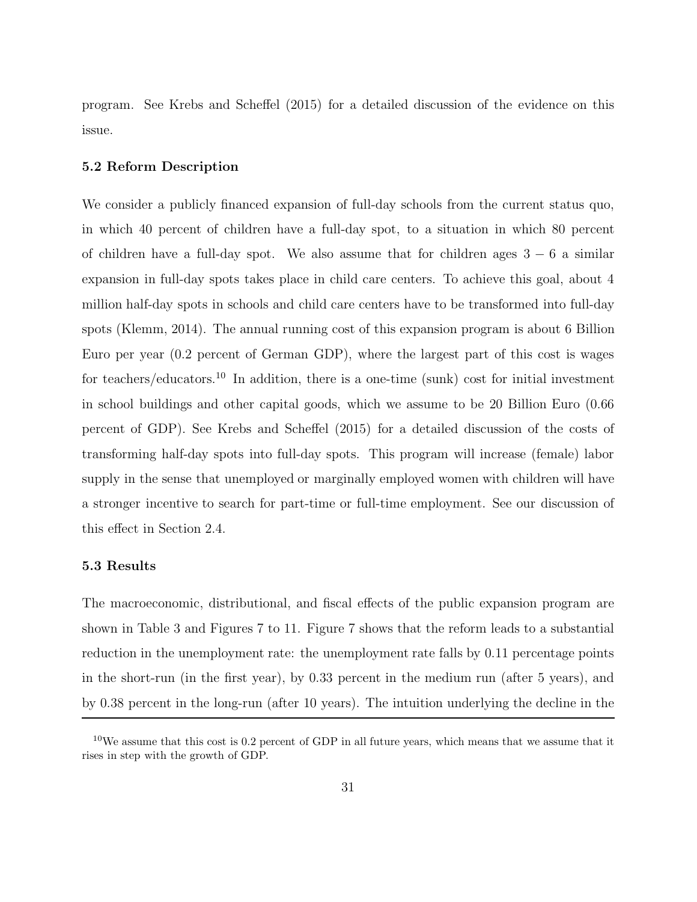program. See Krebs and Scheffel (2015) for a detailed discussion of the evidence on this issue.

### 5.2 Reform Description

We consider a publicly financed expansion of full-day schools from the current status quo, in which 40 percent of children have a full-day spot, to a situation in which 80 percent of children have a full-day spot. We also assume that for children ages $3-6$ a similar expansion in full-day spots takes place in child care centers. To achieve this goal, about 4 million half-day spots in schools and child care centers have to be transformed into full-day spots (Klemm, 2014). The annual running cost of this expansion program is about 6 Billion Euro per year (0.2 percent of German GDP), where the largest part of this cost is wages for teachers/educators.[10] In addition, there is a one-time (sunk) cost for initial investment in school buildings and other capital goods, which we assume to be 20 Billion Euro (0.66 percent of GDP). See Krebs and Scheffel (2015) for a detailed discussion of the costs of transforming half-day spots into full-day spots. This program will increase (female) labor supply in the sense that unemployed or marginally employed women with children will have a stronger incentive to search for part-time or full-time employment. See our discussion of this effect in Section 2.4.

### 5.3 Results

The macroeconomic, distributional, and fiscal effects of the public expansion program are shown in Table 3 and Figures 7 to 11. Figure 7 shows that the reform leads to a substantial reduction in the unemployment rate: the unemployment rate falls by 0.11 percentage points in the short-run (in the first year), by 0.33 percent in the medium run (after 5 years), and by 0.38 percent in the long-run (after 10 years). The intuition underlying the decline in the

[10] We assume that this cost is 0.2 percent of GDP in all future years, which means that we assume that it rises in step with the growth of GDP.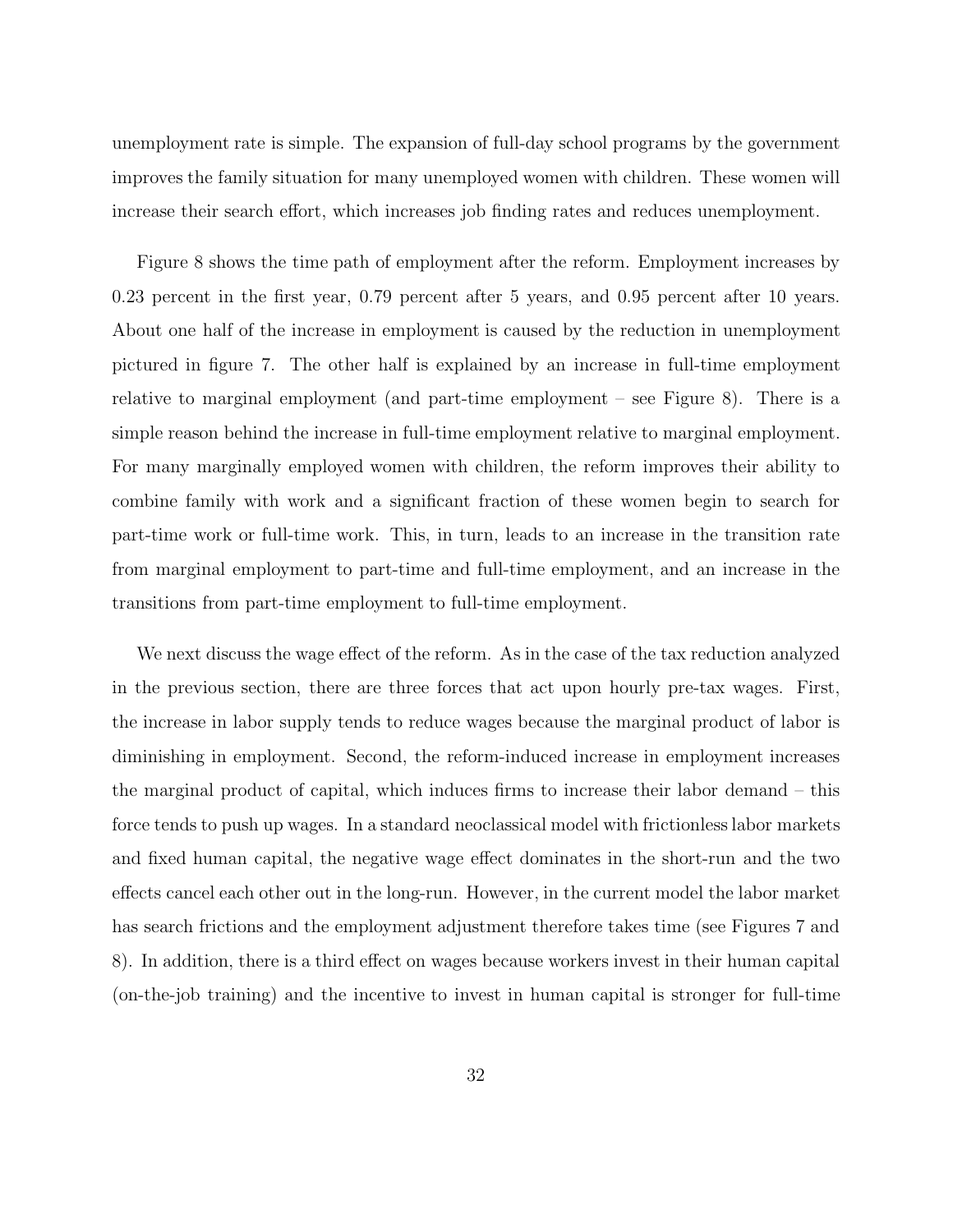unemployment rate is simple. The expansion of full-day school programs by the government improves the family situation for many unemployed women with children. These women will increase their search effort, which increases job finding rates and reduces unemployment.

Figure 8 shows the time path of employment after the reform. Employment increases by 0.23 percent in the first year, 0.79 percent after 5 years, and 0.95 percent after 10 years. About one half of the increase in employment is caused by the reduction in unemployment pictured in figure 7. The other half is explained by an increase in full-time employment relative to marginal employment (and part-time employment – see Figure 8). There is a simple reason behind the increase in full-time employment relative to marginal employment. For many marginally employed women with children, the reform improves their ability to combine family with work and a significant fraction of these women begin to search for part-time work or full-time work. This, in turn, leads to an increase in the transition rate from marginal employment to part-time and full-time employment, and an increase in the transitions from part-time employment to full-time employment.

We next discuss the wage effect of the reform. As in the case of the tax reduction analyzed in the previous section, there are three forces that act upon hourly pre-tax wages. First, the increase in labor supply tends to reduce wages because the marginal product of labor is diminishing in employment. Second, the reform-induced increase in employment increases the marginal product of capital, which induces firms to increase their labor demand – this force tends to push up wages. In a standard neoclassical model with frictionless labor markets and fixed human capital, the negative wage effect dominates in the short-run and the two effects cancel each other out in the long-run. However, in the current model the labor market has search frictions and the employment adjustment therefore takes time (see Figures 7 and 8). In addition, there is a third effect on wages because workers invest in their human capital (on-the-job training) and the incentive to invest in human capital is stronger for full-time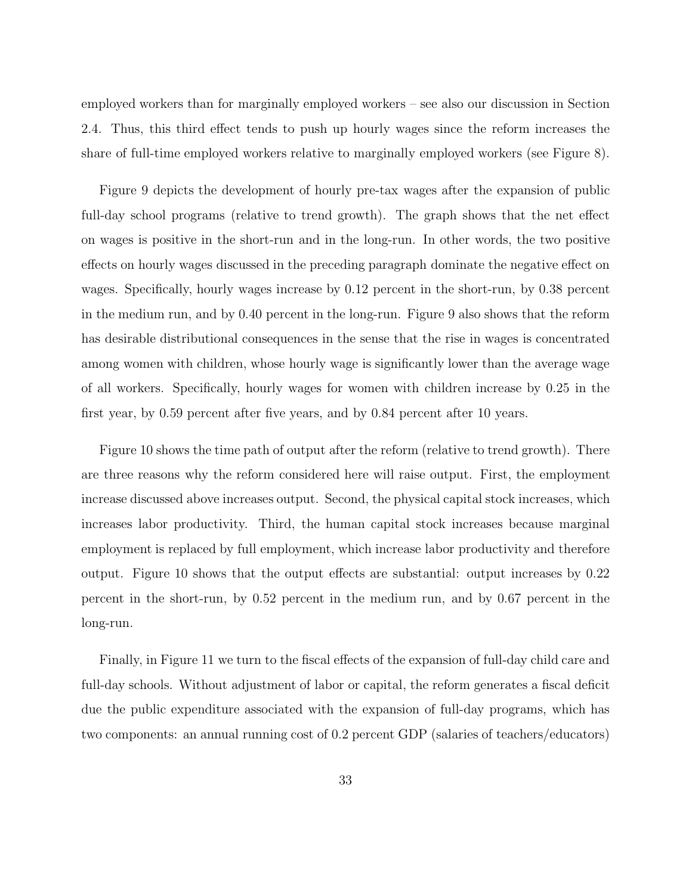employed workers than for marginally employed workers – see also our discussion in Section 2.4. Thus, this third effect tends to push up hourly wages since the reform increases the share of full-time employed workers relative to marginally employed workers (see Figure 8).

Figure 9 depicts the development of hourly pre-tax wages after the expansion of public full-day school programs (relative to trend growth). The graph shows that the net effect on wages is positive in the short-run and in the long-run. In other words, the two positive effects on hourly wages discussed in the preceding paragraph dominate the negative effect on wages. Specifically, hourly wages increase by 0.12 percent in the short-run, by 0.38 percent in the medium run, and by 0.40 percent in the long-run. Figure 9 also shows that the reform has desirable distributional consequences in the sense that the rise in wages is concentrated among women with children, whose hourly wage is significantly lower than the average wage of all workers. Specifically, hourly wages for women with children increase by 0.25 in the first year, by 0.59 percent after five years, and by 0.84 percent after 10 years.

Figure 10 shows the time path of output after the reform (relative to trend growth). There are three reasons why the reform considered here will raise output. First, the employment increase discussed above increases output. Second, the physical capital stock increases, which increases labor productivity. Third, the human capital stock increases because marginal employment is replaced by full employment, which increase labor productivity and therefore output. Figure 10 shows that the output effects are substantial: output increases by 0.22 percent in the short-run, by 0.52 percent in the medium run, and by 0.67 percent in the long-run.

Finally, in Figure 11 we turn to the fiscal effects of the expansion of full-day child care and full-day schools. Without adjustment of labor or capital, the reform generates a fiscal deficit due the public expenditure associated with the expansion of full-day programs, which has two components: an annual running cost of 0.2 percent GDP (salaries of teachers/educators)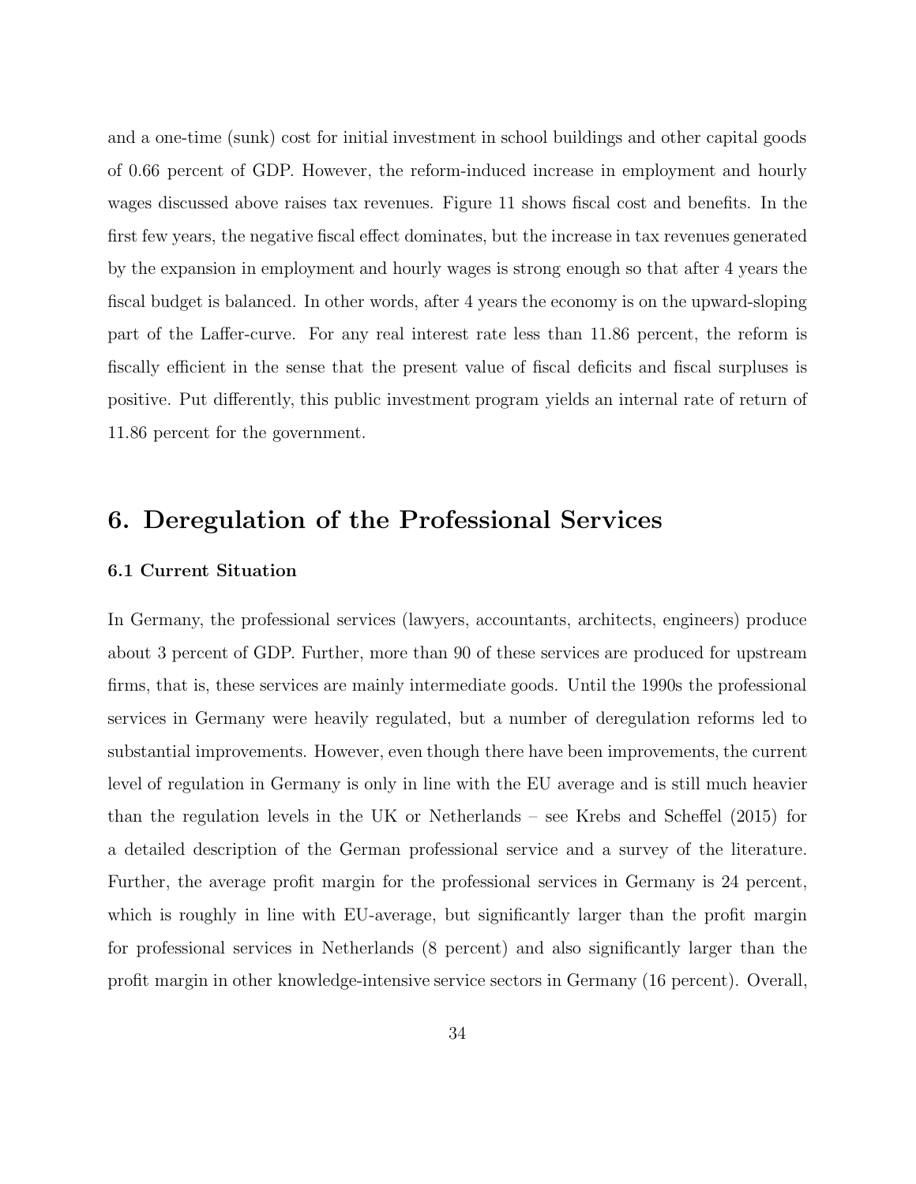and a one-time (sunk) cost for initial investment in school buildings and other capital goods of 0.66 percent of GDP. However, the reform-induced increase in employment and hourly wages discussed above raises tax revenues. Figure 11 shows fiscal cost and benefits. In the first few years, the negative fiscal effect dominates, but the increase in tax revenues generated by the expansion in employment and hourly wages is strong enough so that after 4 years the fiscal budget is balanced. In other words, after 4 years the economy is on the upward-sloping part of the Laffer-curve. For any real interest rate less than 11.86 percent, the reform is fiscally efficient in the sense that the present value of fiscal deficits and fiscal surpluses is positive. Put differently, this public investment program yields an internal rate of return of 11.86 percent for the government.

# 6. Deregulation of the Professional Services

### 6.1 Current Situation

In Germany, the professional services (lawyers, accountants, architects, engineers) produce about 3 percent of GDP. Further, more than 90 of these services are produced for upstream firms, that is, these services are mainly intermediate goods. Until the 1990s the professional services in Germany were heavily regulated, but a number of deregulation reforms led to substantial improvements. However, even though there have been improvements, the current level of regulation in Germany is only in line with the EU average and is still much heavier than the regulation levels in the UK or Netherlands – see Krebs and Scheffel (2015) for a detailed description of the German professional service and a survey of the literature. Further, the average profit margin for the professional services in Germany is 24 percent, which is roughly in line with EU-average, but significantly larger than the profit margin for professional services in Netherlands (8 percent) and also significantly larger than the profit margin in other knowledge-intensive service sectors in Germany (16 percent). Overall,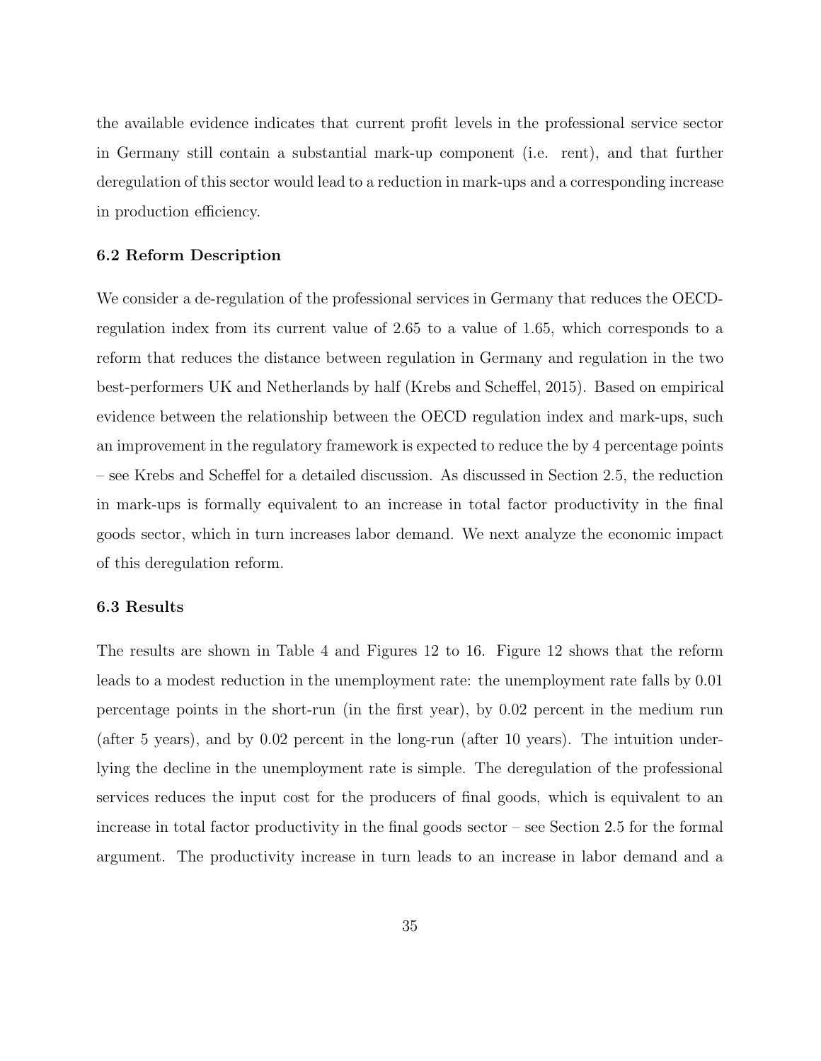the available evidence indicates that current profit levels in the professional service sector in Germany still contain a substantial mark-up component (i.e. rent), and that further deregulation of this sector would lead to a reduction in mark-ups and a corresponding increase in production efficiency.

### 6.2 Reform Description

We consider a de-regulation of the professional services in Germany that reduces the OECD-regulation index from its current value of 2.65 to a value of 1.65, which corresponds to a reform that reduces the distance between regulation in Germany and regulation in the two best-performers UK and Netherlands by half (Krebs and Scheffel, 2015). Based on empirical evidence between the relationship between the OECD regulation index and mark-ups, such an improvement in the regulatory framework is expected to reduce the by 4 percentage points – see Krebs and Scheffel for a detailed discussion. As discussed in Section 2.5, the reduction in mark-ups is formally equivalent to an increase in total factor productivity in the final goods sector, which in turn increases labor demand. We next analyze the economic impact of this deregulation reform.

### 6.3 Results

The results are shown in Table 4 and Figures 12 to 16. Figure 12 shows that the reform leads to a modest reduction in the unemployment rate: the unemployment rate falls by 0.01 percentage points in the short-run (in the first year), by 0.02 percent in the medium run (after 5 years), and by 0.02 percent in the long-run (after 10 years). The intuition underlying the decline in the unemployment rate is simple. The deregulation of the professional services reduces the input cost for the producers of final goods, which is equivalent to an increase in total factor productivity in the final goods sector – see Section 2.5 for the formal argument. The productivity increase in turn leads to an increase in labor demand and a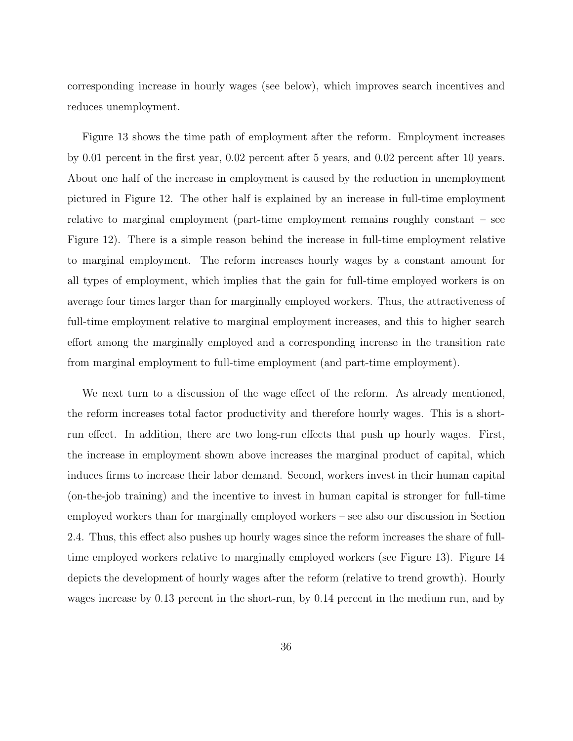corresponding increase in hourly wages (see below), which improves search incentives and reduces unemployment.

Figure 13 shows the time path of employment after the reform. Employment increases by 0.01 percent in the first year, 0.02 percent after 5 years, and 0.02 percent after 10 years. About one half of the increase in employment is caused by the reduction in unemployment pictured in Figure 12. The other half is explained by an increase in full-time employment relative to marginal employment (part-time employment remains roughly constant – see Figure 12). There is a simple reason behind the increase in full-time employment relative to marginal employment. The reform increases hourly wages by a constant amount for all types of employment, which implies that the gain for full-time employed workers is on average four times larger than for marginally employed workers. Thus, the attractiveness of full-time employment relative to marginal employment increases, and this to higher search effort among the marginally employed and a corresponding increase in the transition rate from marginal employment to full-time employment (and part-time employment).

We next turn to a discussion of the wage effect of the reform. As already mentioned, the reform increases total factor productivity and therefore hourly wages. This is a short-run effect. In addition, there are two long-run effects that push up hourly wages. First, the increase in employment shown above increases the marginal product of capital, which induces firms to increase their labor demand. Second, workers invest in their human capital (on-the-job training) and the incentive to invest in human capital is stronger for full-time employed workers than for marginally employed workers – see also our discussion in Section 2.4. Thus, this effect also pushes up hourly wages since the reform increases the share of full-time employed workers relative to marginally employed workers (see Figure 13). Figure 14 depicts the development of hourly wages after the reform (relative to trend growth). Hourly wages increase by 0.13 percent in the short-run, by 0.14 percent in the medium run, and by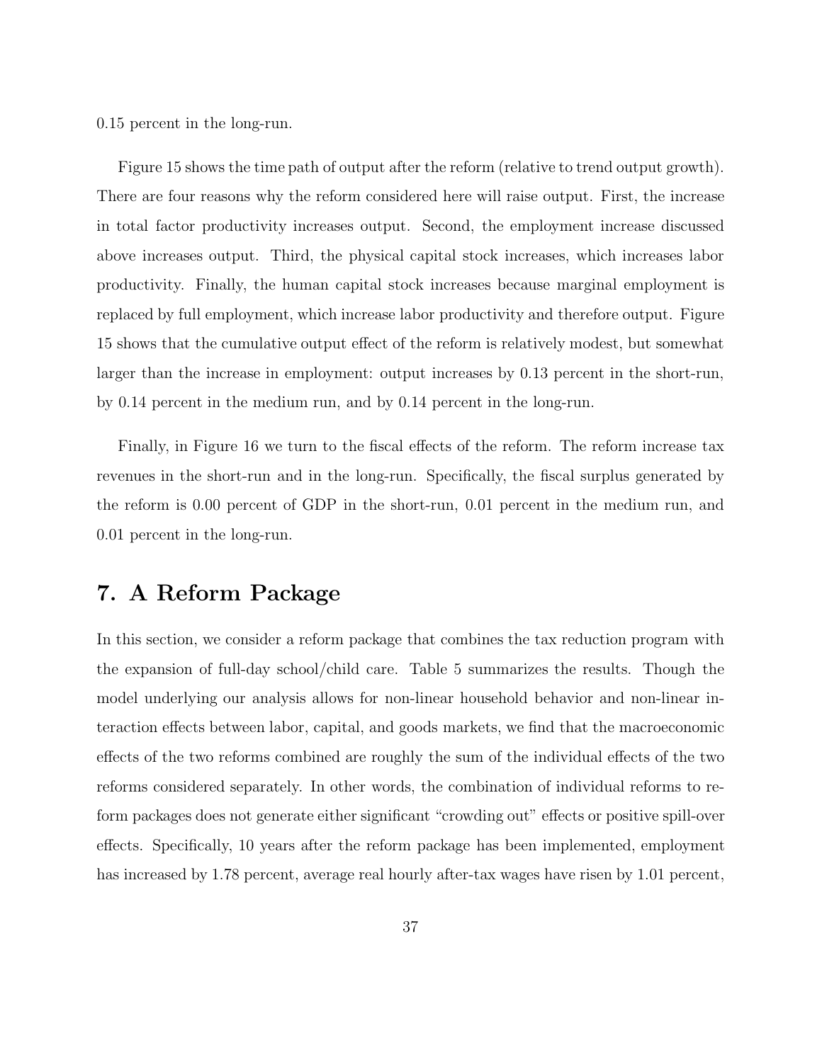0.15 percent in the long-run.

Figure 15 shows the time path of output after the reform (relative to trend output growth). There are four reasons why the reform considered here will raise output. First, the increase in total factor productivity increases output. Second, the employment increase discussed above increases output. Third, the physical capital stock increases, which increases labor productivity. Finally, the human capital stock increases because marginal employment is replaced by full employment, which increase labor productivity and therefore output. Figure 15 shows that the cumulative output effect of the reform is relatively modest, but somewhat larger than the increase in employment: output increases by 0.13 percent in the short-run, by 0.14 percent in the medium run, and by 0.14 percent in the long-run.

Finally, in Figure 16 we turn to the fiscal effects of the reform. The reform increase tax revenues in the short-run and in the long-run. Specifically, the fiscal surplus generated by the reform is 0.00 percent of GDP in the short-run, 0.01 percent in the medium run, and 0.01 percent in the long-run.

## 7. A Reform Package

In this section, we consider a reform package that combines the tax reduction program with the expansion of full-day school/child care. Table 5 summarizes the results. Though the model underlying our analysis allows for non-linear household behavior and non-linear interaction effects between labor, capital, and goods markets, we find that the macroeconomic effects of the two reforms combined are roughly the sum of the individual effects of the two reforms considered separately. In other words, the combination of individual reforms to reform packages does not generate either significant "crowding out" effects or positive spill-over effects. Specifically, 10 years after the reform package has been implemented, employment has increased by 1.78 percent, average real hourly after-tax wages have risen by 1.01 percent,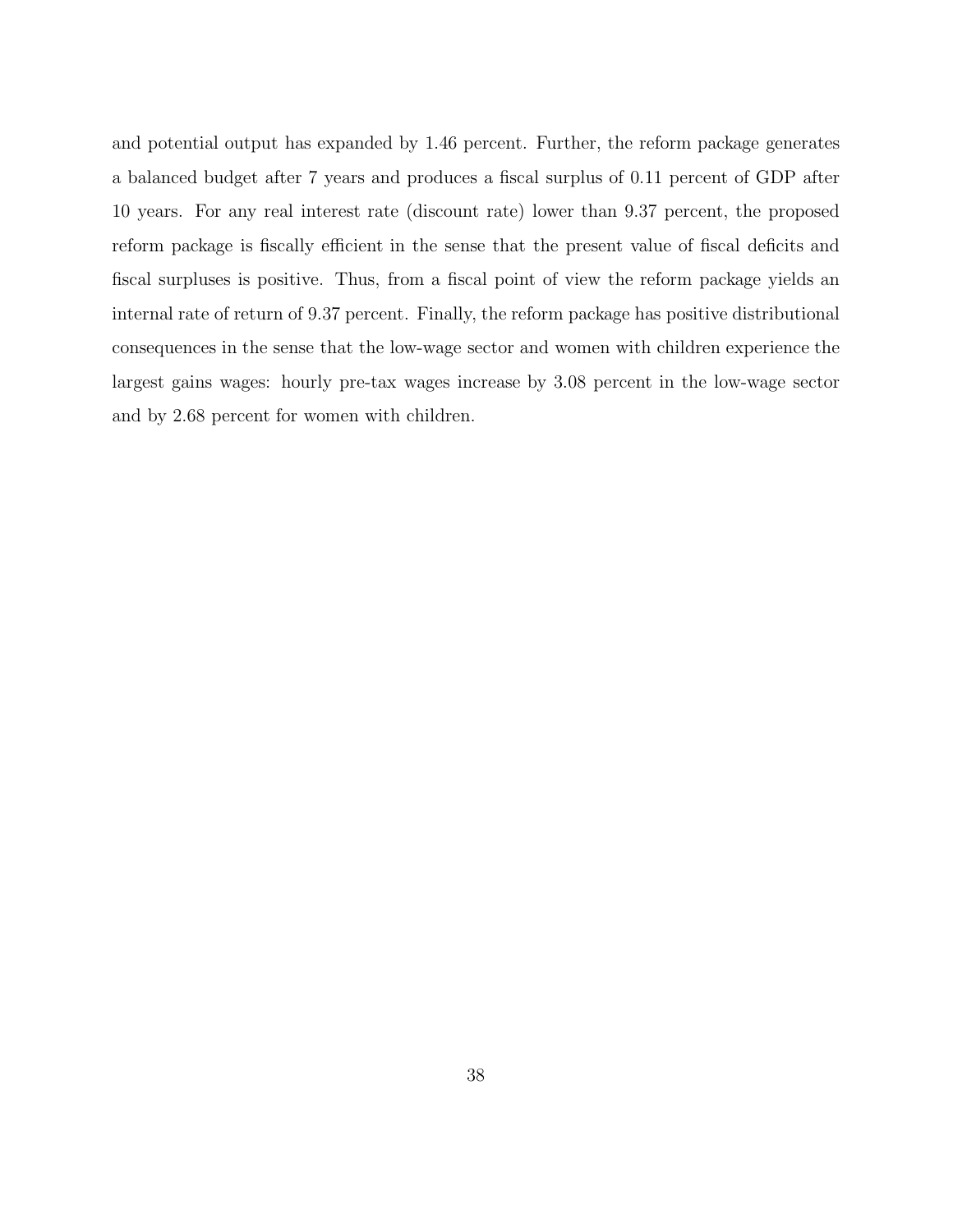and potential output has expanded by 1.46 percent. Further, the reform package generates a balanced budget after 7 years and produces a fiscal surplus of 0.11 percent of GDP after 10 years. For any real interest rate (discount rate) lower than 9.37 percent, the proposed reform package is fiscally efficient in the sense that the present value of fiscal deficits and fiscal surpluses is positive. Thus, from a fiscal point of view the reform package yields an internal rate of return of 9.37 percent. Finally, the reform package has positive distributional consequences in the sense that the low-wage sector and women with children experience the largest gains wages: hourly pre-tax wages increase by 3.08 percent in the low-wage sector and by 2.68 percent for women with children.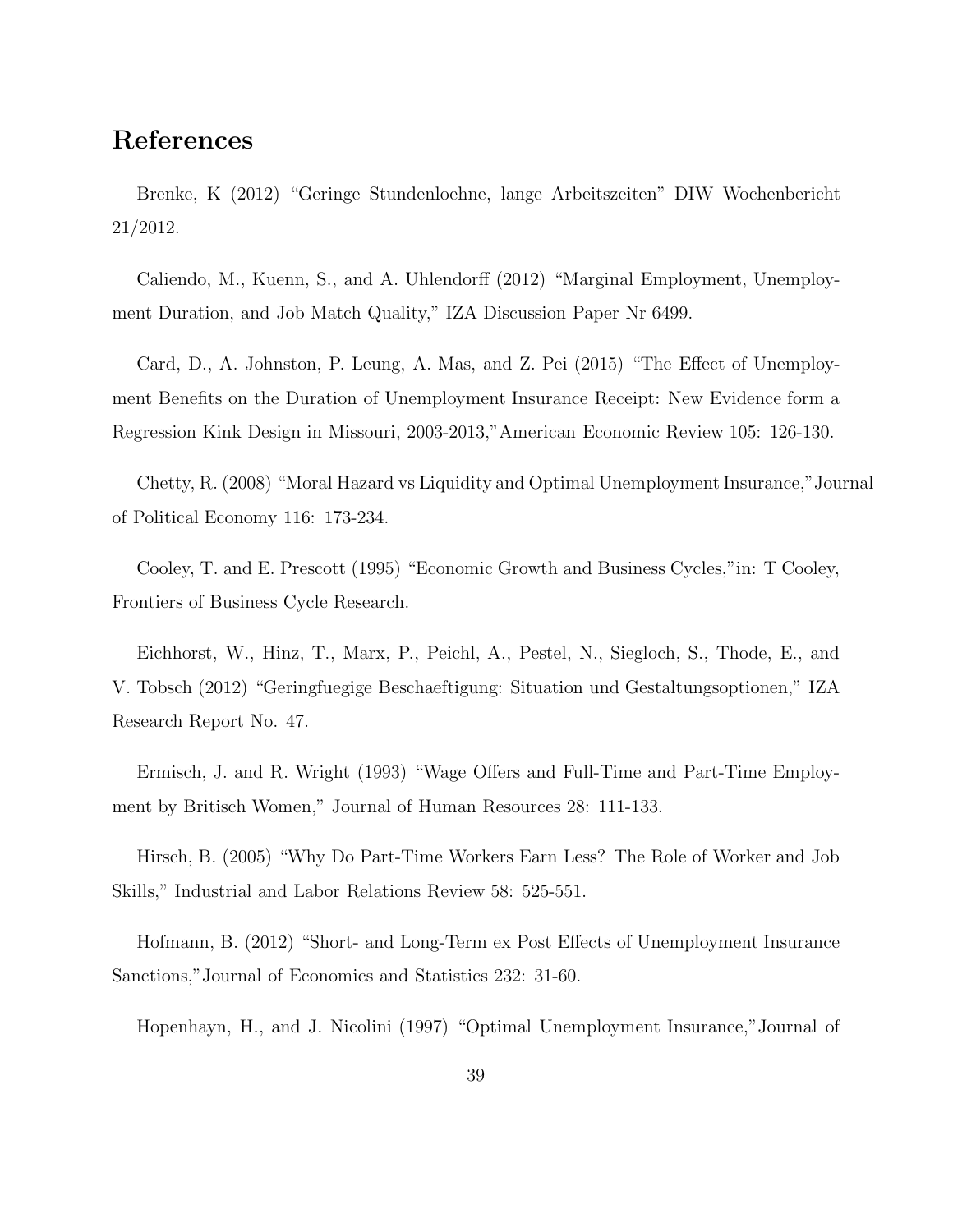## References

Brenke, K (2012) "Geringe Stundenloehne, lange Arbeitszeiten" DIW Wochenbericht 21/2012.

Caliendo, M., Kuenn, S., and A. Uhlendorff (2012) "Marginal Employment, Unemployment Duration, and Job Match Quality," IZA Discussion Paper Nr 6499.

Card, D., A. Johnston, P. Leung, A. Mas, and Z. Pei (2015) "The Effect of Unemployment Benefits on the Duration of Unemployment Insurance Receipt: New Evidence form a Regression Kink Design in Missouri, 2003-2013,"American Economic Review 105: 126-130.

Chetty, R. (2008) "Moral Hazard vs Liquidity and Optimal Unemployment Insurance,"Journal of Political Economy 116: 173-234.

Cooley, T. and E. Prescott (1995) "Economic Growth and Business Cycles,"in: T Cooley, Frontiers of Business Cycle Research.

Eichhorst, W., Hinz, T., Marx, P., Peichl, A., Pestel, N., Siegloch, S., Thode, E., and V. Tobsch (2012) "Geringfuegige Beschaeftigung: Situation und Gestaltungsoptionen," IZA Research Report No. 47.

Ermisch, J. and R. Wright (1993) "Wage Offers and Full-Time and Part-Time Employment by Britisch Women," Journal of Human Resources 28: 111-133.

Hirsch, B. (2005) "Why Do Part-Time Workers Earn Less? The Role of Worker and Job Skills," Industrial and Labor Relations Review 58: 525-551.

Hofmann, B. (2012) "Short- and Long-Term ex Post Effects of Unemployment Insurance Sanctions,"Journal of Economics and Statistics 232: 31-60.

Hopenhayn, H., and J. Nicolini (1997) "Optimal Unemployment Insurance,"Journal of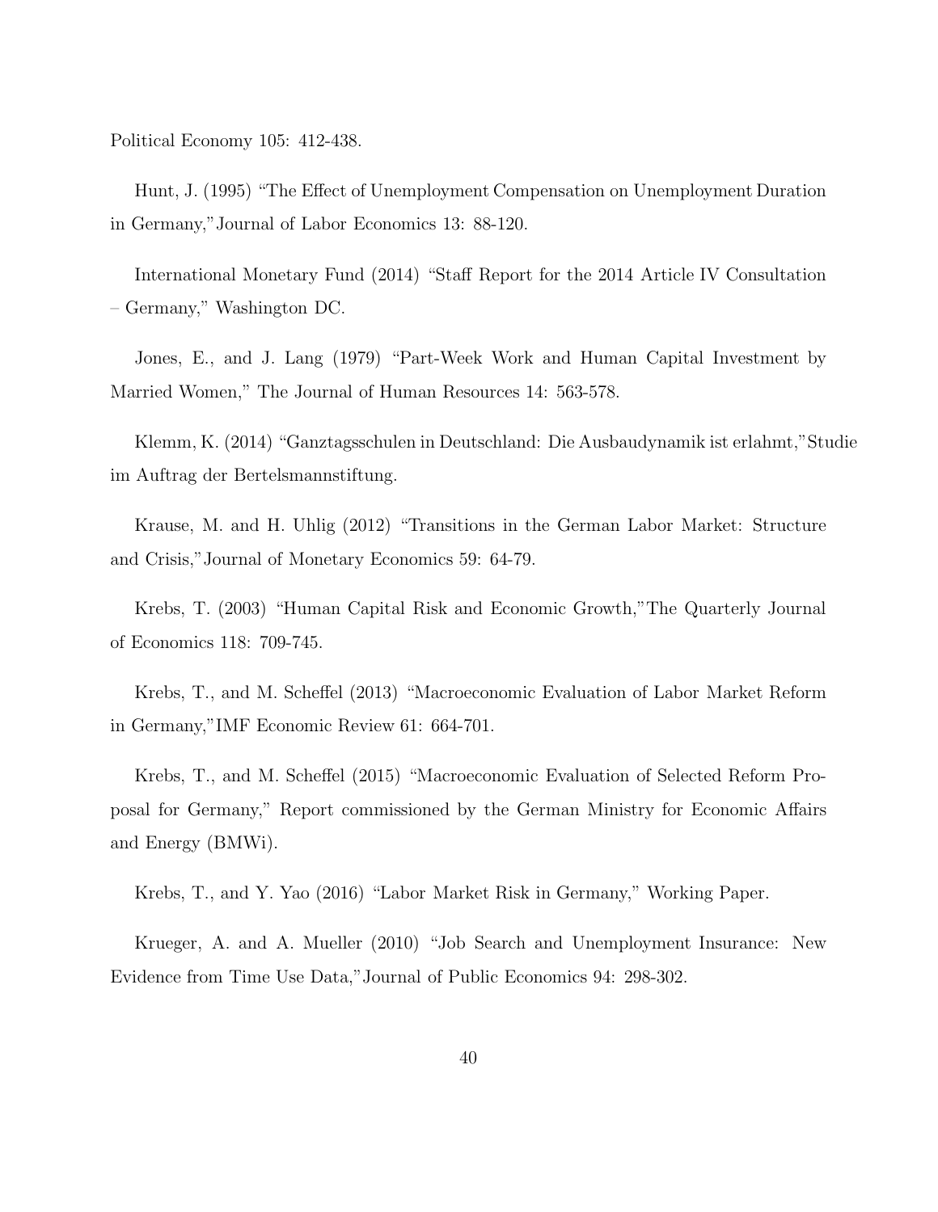Political Economy 105: 412-438.

Hunt, J. (1995) "The Effect of Unemployment Compensation on Unemployment Duration in Germany,"Journal of Labor Economics 13: 88-120.

International Monetary Fund (2014) "Staff Report for the 2014 Article IV Consultation – Germany," Washington DC.

Jones, E., and J. Lang (1979) "Part-Week Work and Human Capital Investment by Married Women," The Journal of Human Resources 14: 563-578.

Klemm, K. (2014) "Ganztagsschulen in Deutschland: Die Ausbaudynamik ist erlahmt,"Studie im Auftrag der Bertelsmannstiftung.

Krause, M. and H. Uhlig (2012) "Transitions in the German Labor Market: Structure and Crisis,"Journal of Monetary Economics 59: 64-79.

Krebs, T. (2003) "Human Capital Risk and Economic Growth,"The Quarterly Journal of Economics 118: 709-745.

Krebs, T., and M. Scheffel (2013) "Macroeconomic Evaluation of Labor Market Reform in Germany,"IMF Economic Review 61: 664-701.

Krebs, T., and M. Scheffel (2015) "Macroeconomic Evaluation of Selected Reform Proposal for Germany," Report commissioned by the German Ministry for Economic Affairs and Energy (BMWi).

Krebs, T., and Y. Yao (2016) "Labor Market Risk in Germany," Working Paper.

Krueger, A. and A. Mueller (2010) "Job Search and Unemployment Insurance: New Evidence from Time Use Data,"Journal of Public Economics 94: 298-302.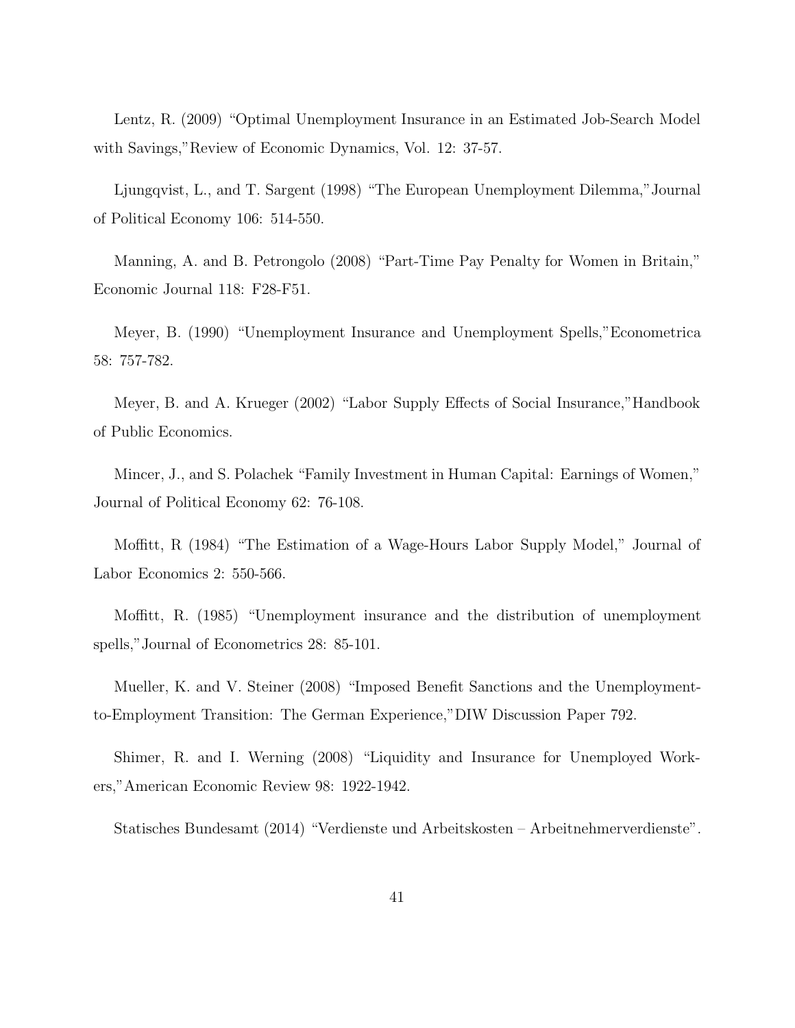Lentz, R. (2009) “Optimal Unemployment Insurance in an Estimated Job-Search Model with Savings,”Review of Economic Dynamics, Vol. 12: 37-57.

Ljungqvist, L., and T. Sargent (1998) “The European Unemployment Dilemma,”Journal of Political Economy 106: 514-550.

Manning, A. and B. Petrongolo (2008) “Part-Time Pay Penalty for Women in Britain,” Economic Journal 118: F28-F51.

Meyer, B. (1990) “Unemployment Insurance and Unemployment Spells,”Econometrica 58: 757-782.

Meyer, B. and A. Krueger (2002) “Labor Supply Effects of Social Insurance,”Handbook of Public Economics.

Mincer, J., and S. Polachek “Family Investment in Human Capital: Earnings of Women,” Journal of Political Economy 62: 76-108.

Moffitt, R (1984) “The Estimation of a Wage-Hours Labor Supply Model,” Journal of Labor Economics 2: 550-566.

Moffitt, R. (1985) “Unemployment insurance and the distribution of unemployment spells,”Journal of Econometrics 28: 85-101.

Mueller, K. and V. Steiner (2008) “Imposed Benefit Sanctions and the Unemployment-to-Employment Transition: The German Experience,”DIW Discussion Paper 792.

Shimer, R. and I. Werning (2008) “Liquidity and Insurance for Unemployed Workers,”American Economic Review 98: 1922-1942.

Statisches Bundesamt (2014) “Verdienste und Arbeitskosten – Arbeitnehmerverdienste”.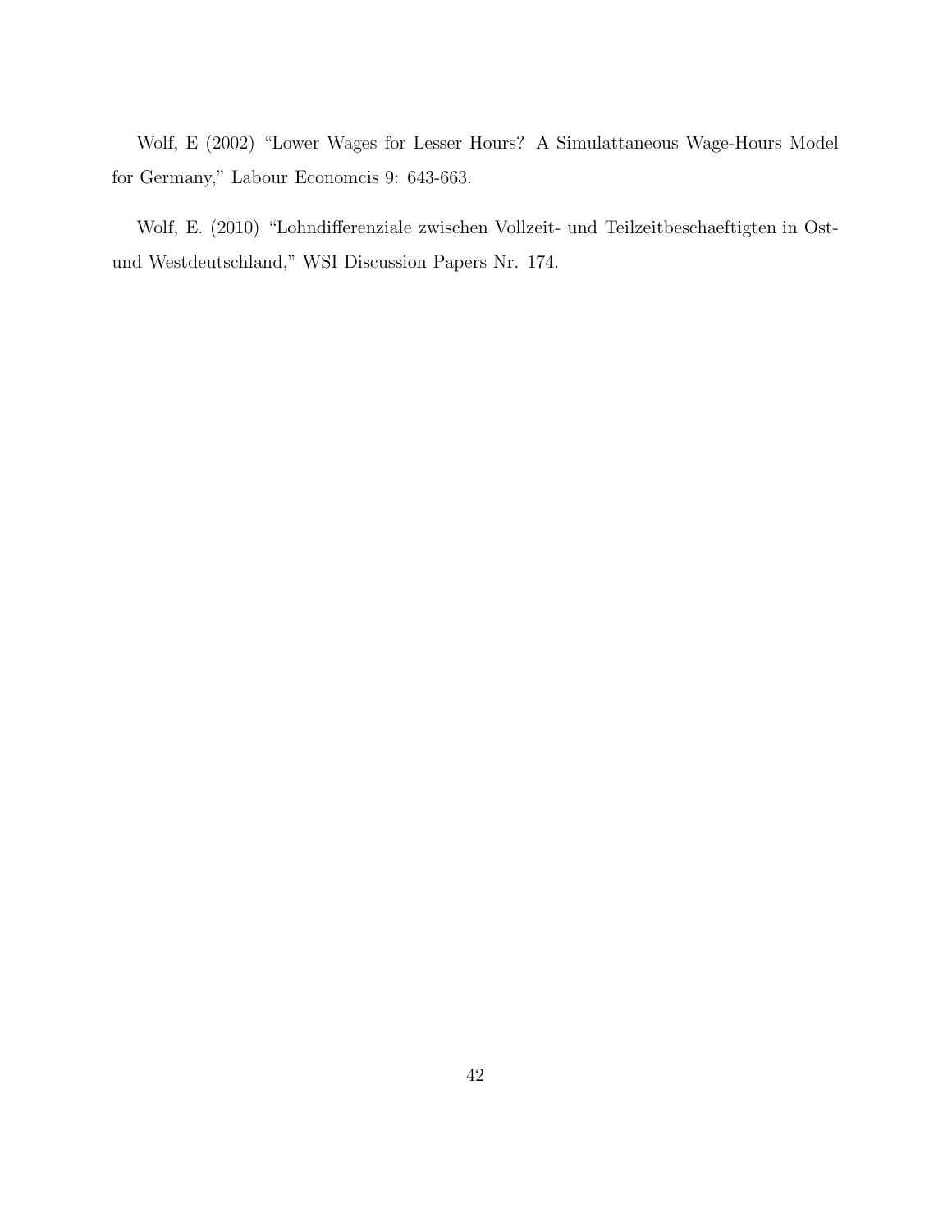Wolf, E (2002) "Lower Wages for Lesser Hours? A Simulattaneous Wage-Hours Model for Germany," Labour Economcis 9: 643-663.

Wolf, E. (2010) "Lohndifferenziale zwischen Vollzeit- und Teilzeitbeschaeftigten in Ost- und Westdeutschland," WSI Discussion Papers Nr. 174.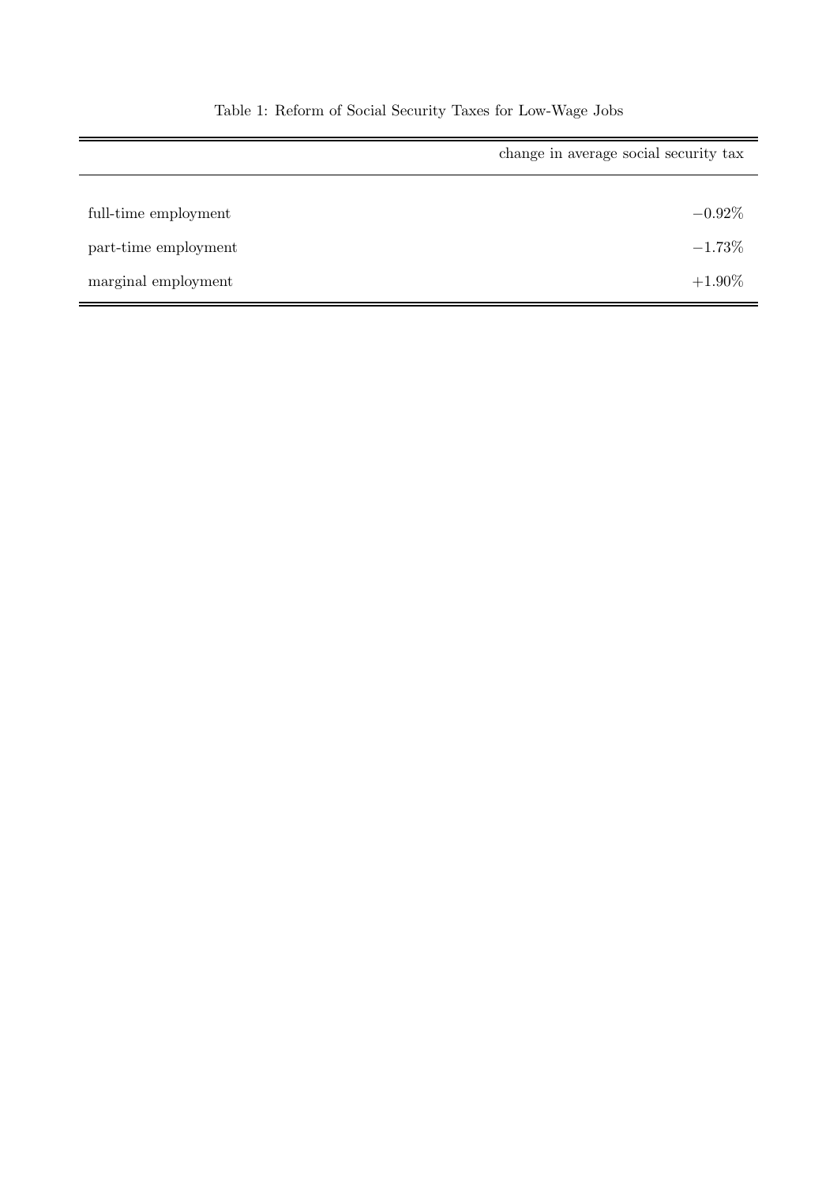Table 1: Reform of Social Security Taxes for Low-Wage Jobs

| | change in average social security tax |
|---|---|
| full-time employment | $-0.92\%$ |
| part-time employment | $-1.73\%$ |
| marginal employment | $+1.90\%$ |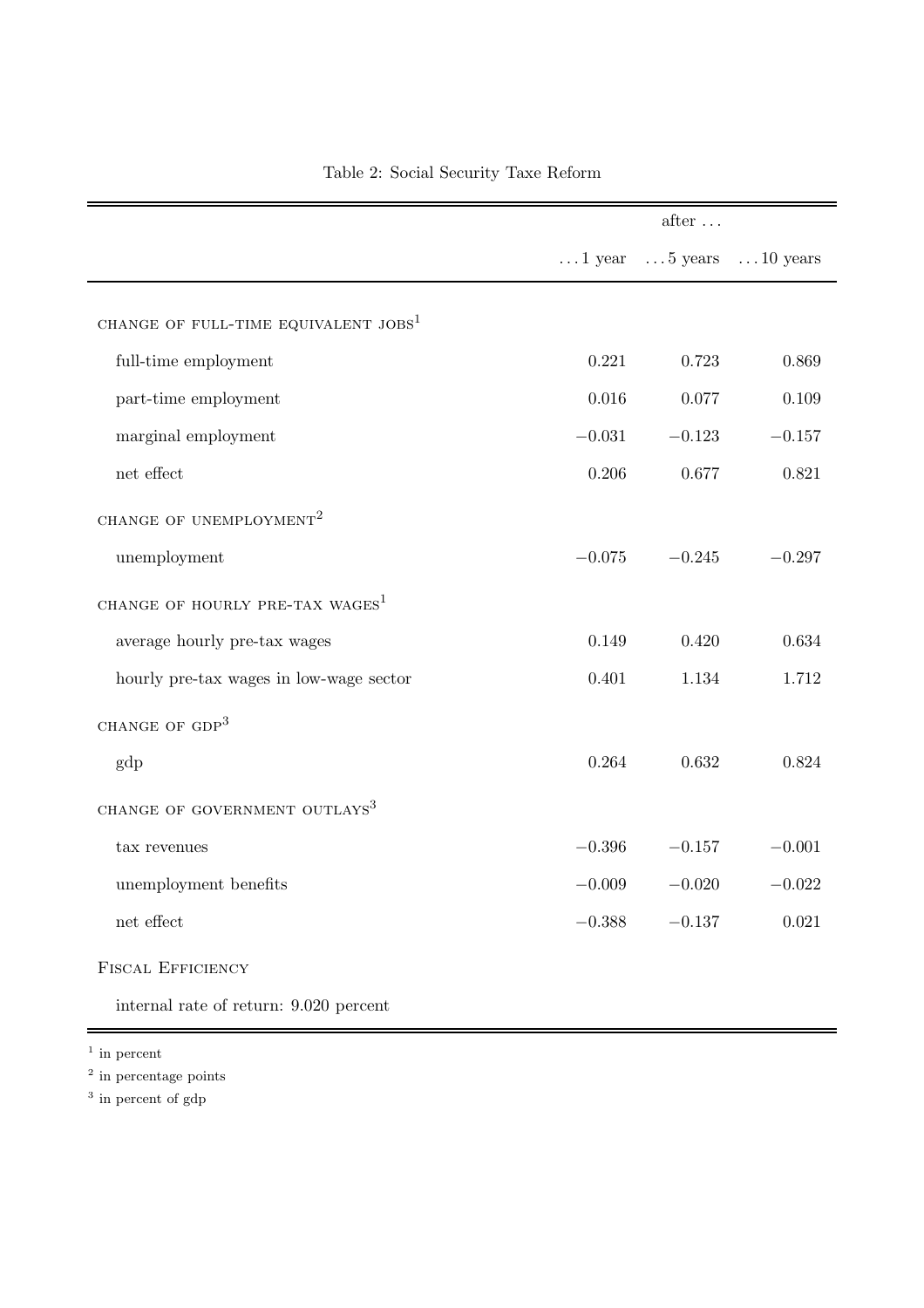Table 2: Social Security Taxe Reform

| | after … | | |
|---|---|---|---|
| | … 1 year | … 5 years | … 10 years |
| CHANGE OF FULL-TIME EQUIVALENT JOBS[1] | | | |
| full-time employment | 0.221 | 0.723 | 0.869 |
| part-time employment | 0.016 | 0.077 | 0.109 |
| marginal employment | −0.031 | −0.123 | −0.157 |
| net effect | 0.206 | 0.677 | 0.821 |
| CHANGE OF UNEMPLOYMENT[2] | | | |
| unemployment | −0.075 | −0.245 | −0.297 |
| CHANGE OF HOURLY PRE-TAX WAGES[1] | | | |
| average hourly pre-tax wages | 0.149 | 0.420 | 0.634 |
| hourly pre-tax wages in low-wage sector | 0.401 | 1.134 | 1.712 |
| CHANGE OF GDP[3] | | | |
| gdp | 0.264 | 0.632 | 0.824 |
| CHANGE OF GOVERNMENT OUTLAYS[3] | | | |
| tax revenues | −0.396 | −0.157 | −0.001 |
| unemployment benefits | −0.009 | −0.020 | −0.022 |
| net effect | −0.388 | −0.137 | 0.021 |
| FISCAL EFFICIENCY | | | |
| internal rate of return: 9.020 percent | | | |

[1] in percent

[2] in percentage points

[3] in percent of gdp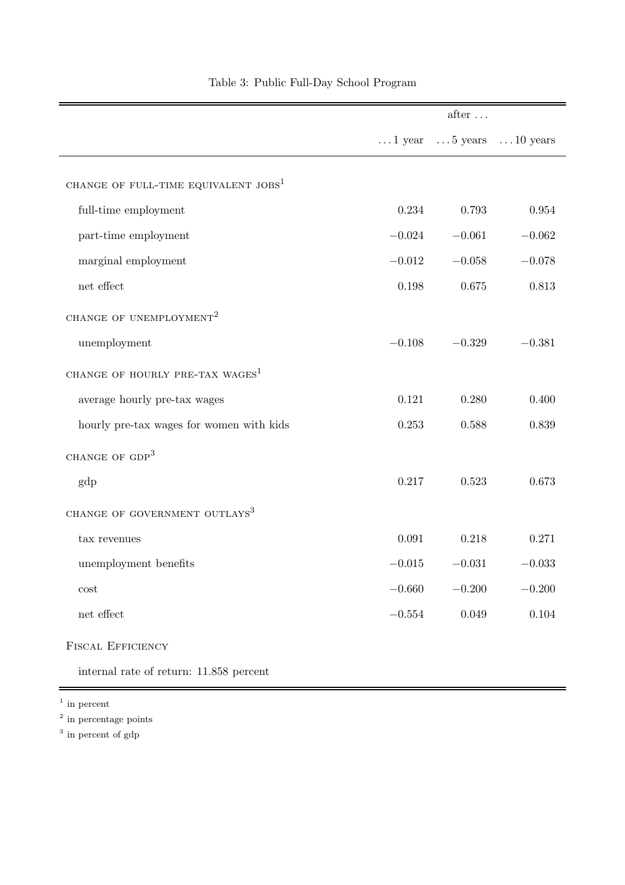Table 3: Public Full-Day School Program

| | after … | | |
|---|---|---|---|
| | … 1 year | … 5 years | … 10 years |
| CHANGE OF FULL-TIME EQUIVALENT JOBS[1] | | | |
| full-time employment | 0.234 | 0.793 | 0.954 |
| part-time employment | −0.024 | −0.061 | −0.062 |
| marginal employment | −0.012 | −0.058 | −0.078 |
| net effect | 0.198 | 0.675 | 0.813 |
| CHANGE OF UNEMPLOYMENT[2] | | | |
| unemployment | −0.108 | −0.329 | −0.381 |
| CHANGE OF HOURLY PRE-TAX WAGES[1] | | | |
| average hourly pre-tax wages | 0.121 | 0.280 | 0.400 |
| hourly pre-tax wages for women with kids | 0.253 | 0.588 | 0.839 |
| CHANGE OF GDP[3] | | | |
| gdp | 0.217 | 0.523 | 0.673 |
| CHANGE OF GOVERNMENT OUTLAYS[3] | | | |
| tax revenues | 0.091 | 0.218 | 0.271 |
| unemployment benefits | −0.015 | −0.031 | −0.033 |
| cost | −0.660 | −0.200 | −0.200 |
| net effect | −0.554 | 0.049 | 0.104 |
| FISCAL EFFICIENCY | | | |
| internal rate of return: 11.858 percent | | | |

[1] in percent

[2] in percentage points

[3] in percent of gdp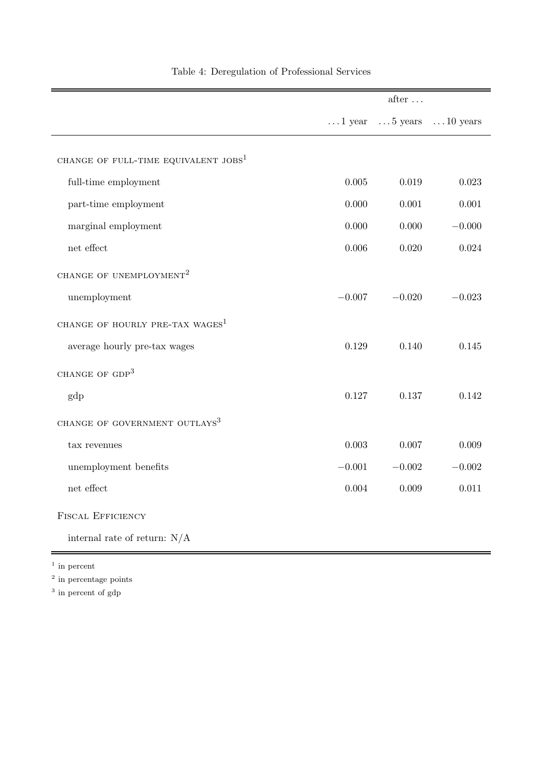Table 4: Deregulation of Professional Services

| | after … | | |
|---|---|---|---|
| | … 1 year | … 5 years | … 10 years |
| CHANGE OF FULL-TIME EQUIVALENT JOBS[1] | | | |
| full-time employment | 0.005 | 0.019 | 0.023 |
| part-time employment | 0.000 | 0.001 | 0.001 |
| marginal employment | 0.000 | 0.000 | −0.000 |
| net effect | 0.006 | 0.020 | 0.024 |
| CHANGE OF UNEMPLOYMENT[2] | | | |
| unemployment | −0.007 | −0.020 | −0.023 |
| CHANGE OF HOURLY PRE-TAX WAGES[1] | | | |
| average hourly pre-tax wages | 0.129 | 0.140 | 0.145 |
| CHANGE OF GDP[3] | | | |
| gdp | 0.127 | 0.137 | 0.142 |
| CHANGE OF GOVERNMENT OUTLAYS[3] | | | |
| tax revenues | 0.003 | 0.007 | 0.009 |
| unemployment benefits | −0.001 | −0.002 | −0.002 |
| net effect | 0.004 | 0.009 | 0.011 |
| FISCAL EFFICIENCY | | | |
| internal rate of return: N/A | | | |

[1] in percent

[2] in percentage points

[3] in percent of gdp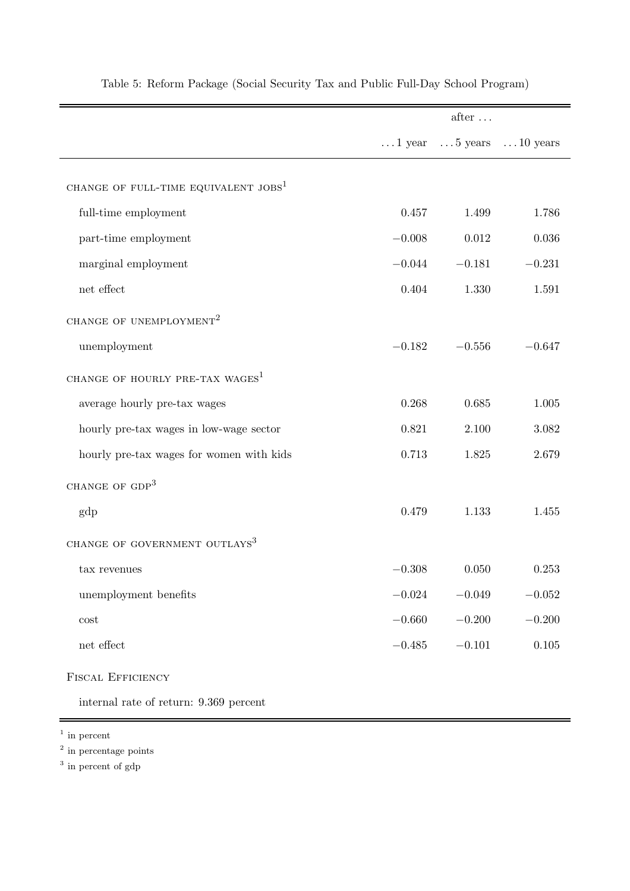Table 5: Reform Package (Social Security Tax and Public Full-Day School Program)

| | after … | | |
|---|---|---|---|
| | …1 year | …5 years | …10 years |
| CHANGE OF FULL-TIME EQUIVALENT JOBS[1] | | | |
| full-time employment | 0.457 | 1.499 | 1.786 |
| part-time employment | −0.008 | 0.012 | 0.036 |
| marginal employment | −0.044 | −0.181 | −0.231 |
| net effect | 0.404 | 1.330 | 1.591 |
| CHANGE OF UNEMPLOYMENT[2] | | | |
| unemployment | −0.182 | −0.556 | −0.647 |
| CHANGE OF HOURLY PRE-TAX WAGES[1] | | | |
| average hourly pre-tax wages | 0.268 | 0.685 | 1.005 |
| hourly pre-tax wages in low-wage sector | 0.821 | 2.100 | 3.082 |
| hourly pre-tax wages for women with kids | 0.713 | 1.825 | 2.679 |
| CHANGE OF GDP[3] | | | |
| gdp | 0.479 | 1.133 | 1.455 |
| CHANGE OF GOVERNMENT OUTLAYS[3] | | | |
| tax revenues | −0.308 | 0.050 | 0.253 |
| unemployment benefits | −0.024 | −0.049 | −0.052 |
| cost | −0.660 | −0.200 | −0.200 |
| net effect | −0.485 | −0.101 | 0.105 |
| FISCAL EFFICIENCY | | | |
| internal rate of return: 9.369 percent | | | |

[1] in percent

[2] in percentage points

[3] in percent of gdp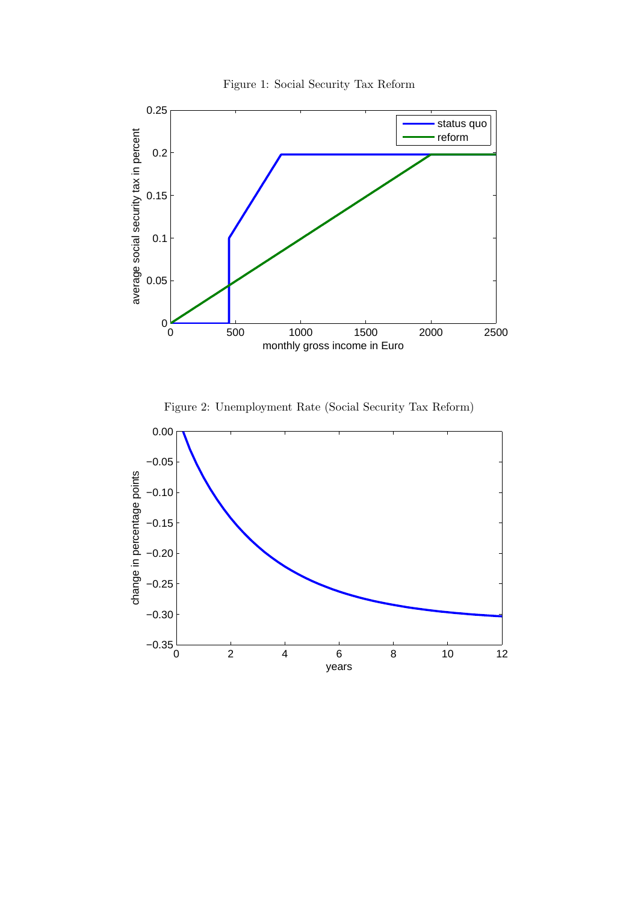Figure 1: Social Security Tax Reform

Figure 2: Unemployment Rate (Social Security Tax Reform)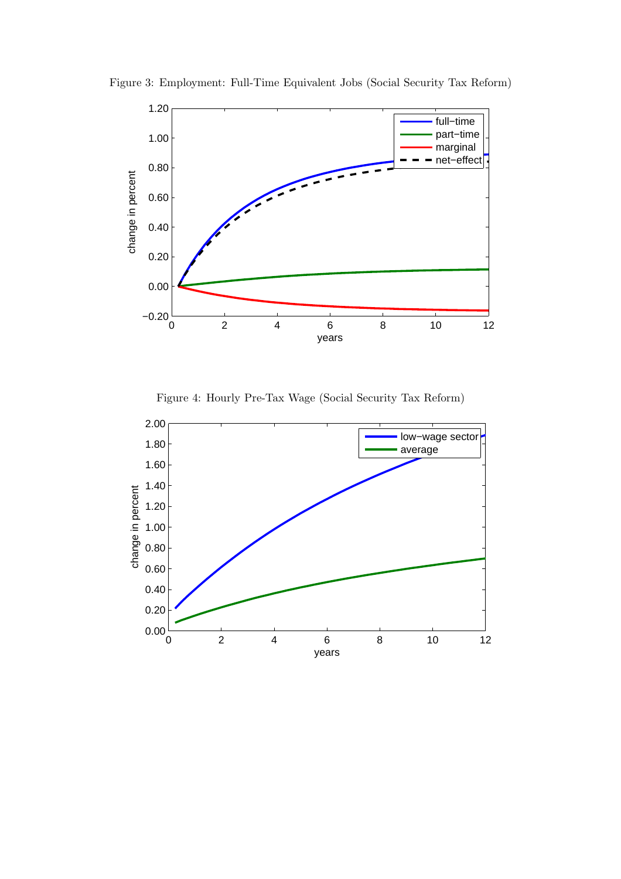Figure 3: Employment: Full-Time Equivalent Jobs (Social Security Tax Reform)

Figure 4: Hourly Pre-Tax Wage (Social Security Tax Reform)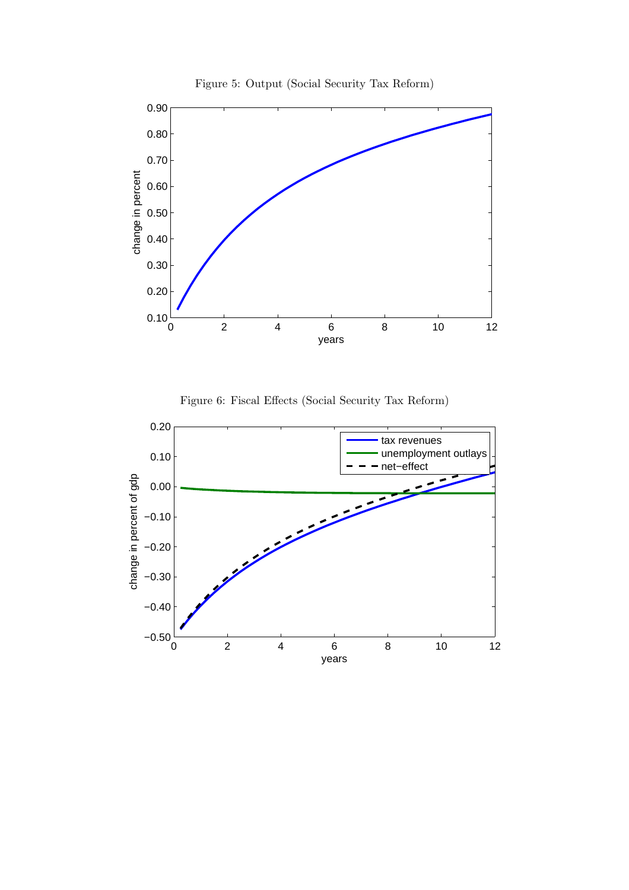Figure 5: Output (Social Security Tax Reform)

Figure 6: Fiscal Effects (Social Security Tax Reform)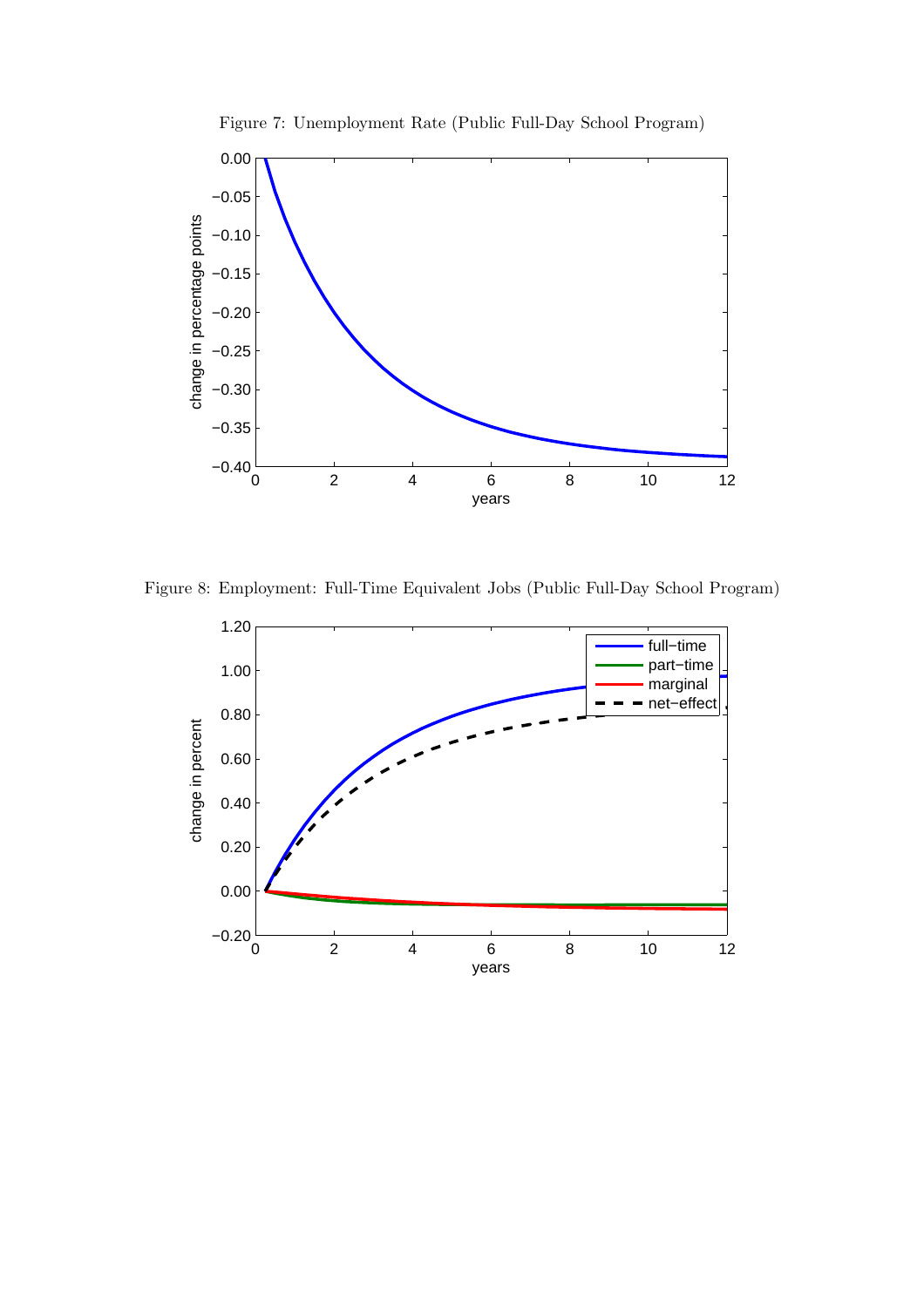Figure 7: Unemployment Rate (Public Full-Day School Program)

Figure 8: Employment: Full-Time Equivalent Jobs (Public Full-Day School Program)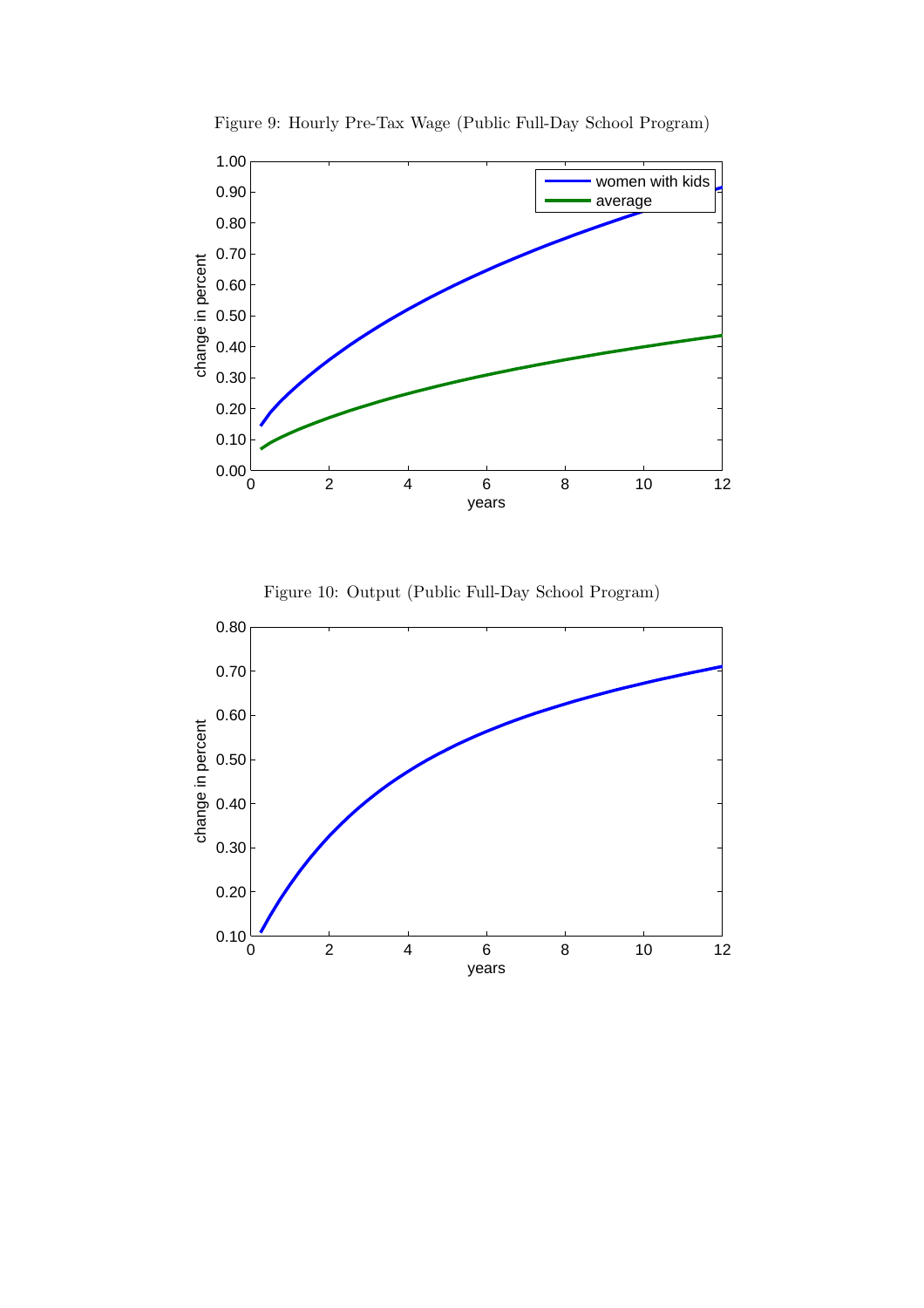Figure 9: Hourly Pre-Tax Wage (Public Full-Day School Program)

Figure 10: Output (Public Full-Day School Program)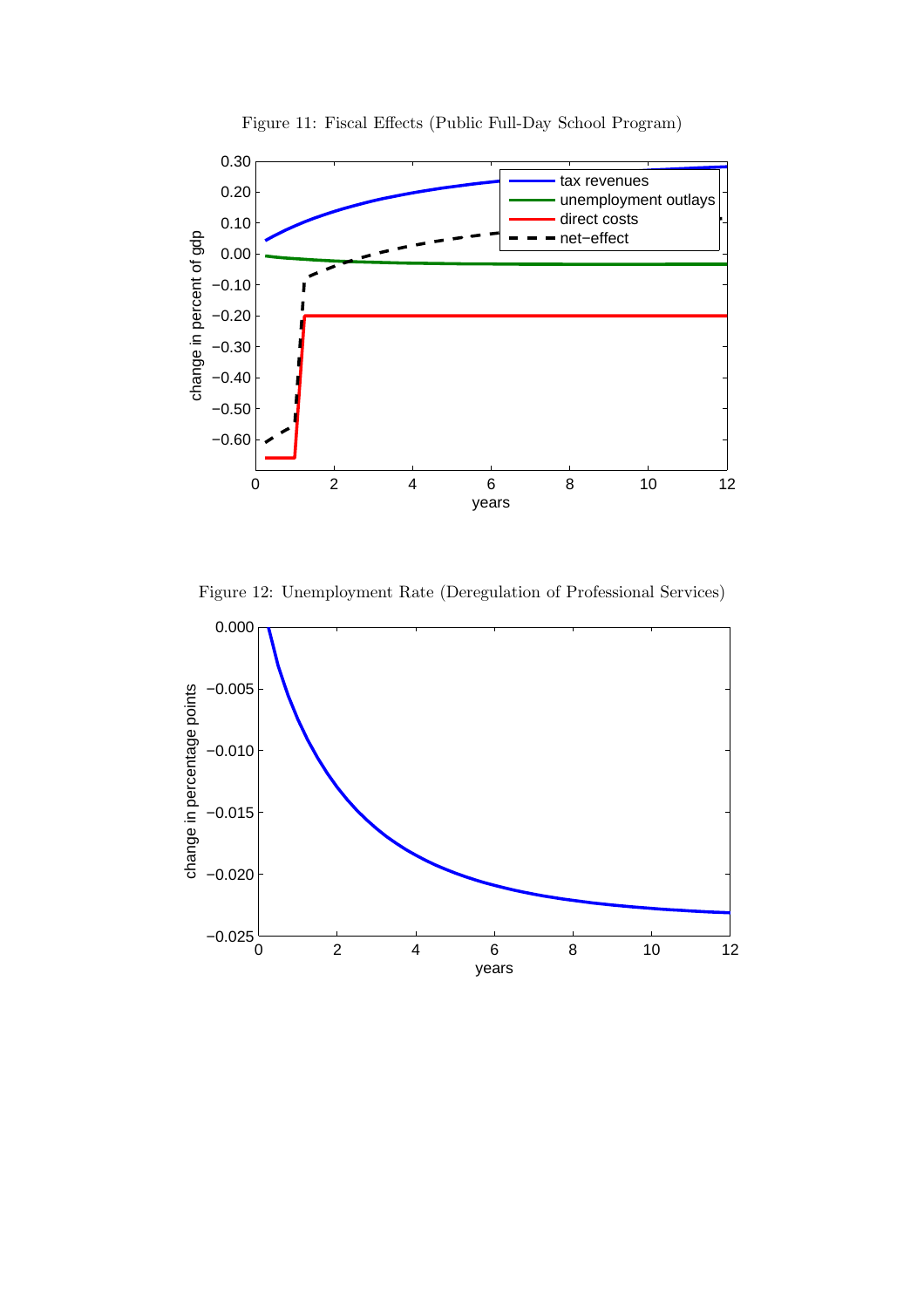Figure 11: Fiscal Effects (Public Full-Day School Program)

Figure 12: Unemployment Rate (Deregulation of Professional Services)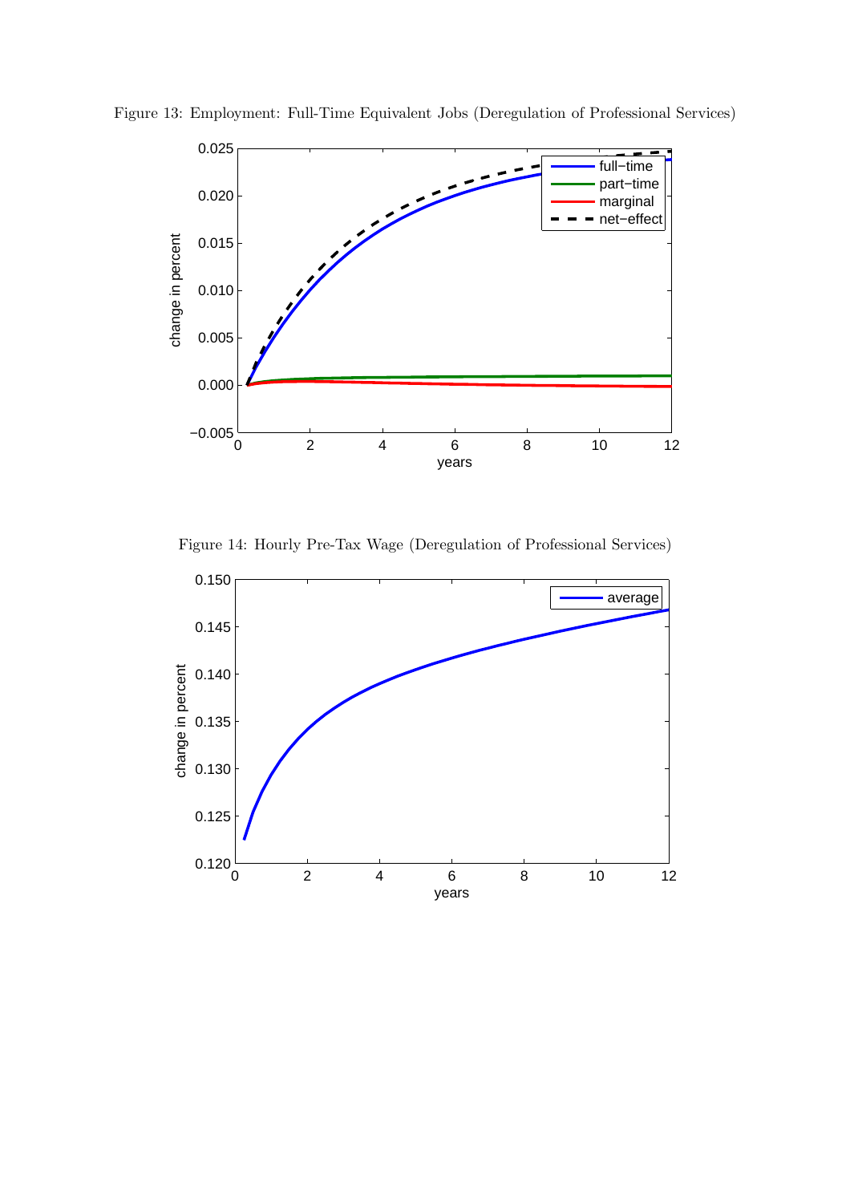Figure 13: Employment: Full-Time Equivalent Jobs (Deregulation of Professional Services)

Figure 14: Hourly Pre-Tax Wage (Deregulation of Professional Services)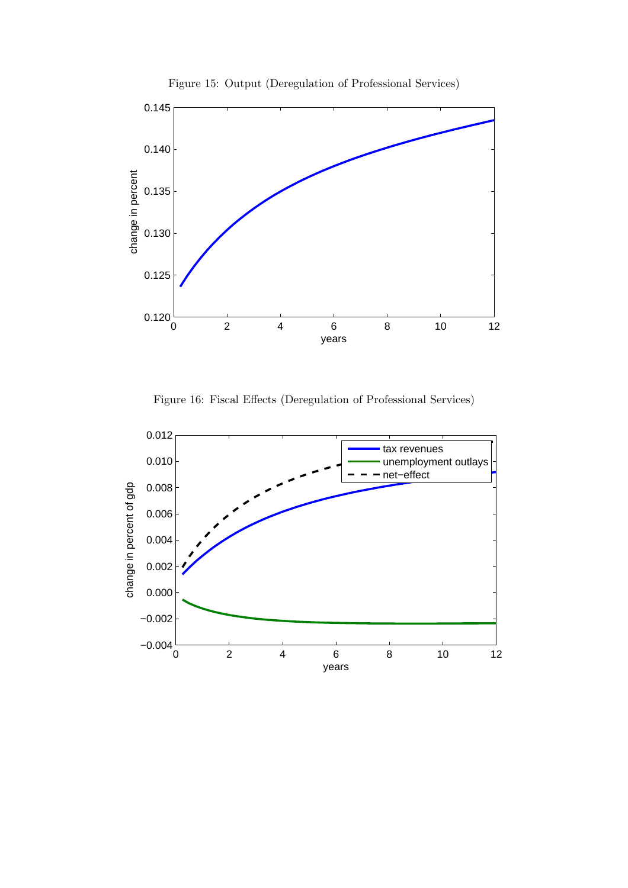Figure 15: Output (Deregulation of Professional Services)

0.145
0.140
0.135
0.130
0.125
0.120
change in percent
0
2
4
6
8
10
12
years

Figure 16: Fiscal Effects (Deregulation of Professional Services)

0.012
0.010
0.008
0.006
0.004
0.002
0.000
−0.002
−0.004
change in percent of gdp
0
2
4
6
8
10
12
years
tax revenues
unemployment outlays
net−effect